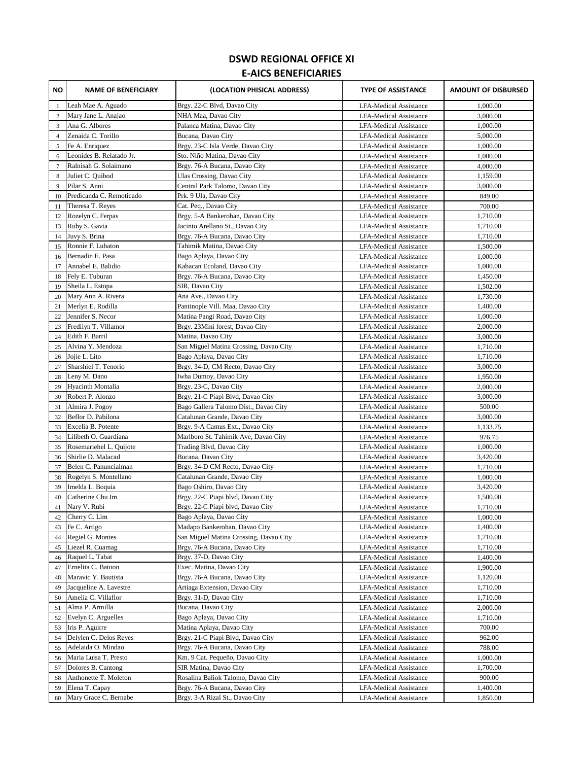# DSWD REGIONAL OFFICE XI
## E-AICS BENEFICIARIES

| NO | NAME OF BENEFICIARY | (LOCATION PHISICAL ADDRESS) | TYPE OF ASSISTANCE | AMOUNT OF DISBURSED |
|---|---|---|---|---|
| 1 | Leah Mae A. Aguado | Brgy. 22-C Blvd, Davao City | LFA-Medical Assistance | 1,000.00 |
| 2 | Mary Jane L. Anajao | NHA Maa, Davao City | LFA-Medical Assistance | 3,000.00 |
| 3 | Ana G. Albores | Palanca Matina, Davao City | LFA-Medical Assistance | 1,000.00 |
| 4 | Zenaida C. Torillo | Bucana, Davao City | LFA-Medical Assistance | 5,000.00 |
| 5 | Fe A. Enriquez | Brgy. 23-C Isla Verde, Davao City | LFA-Medical Assistance | 1,000.00 |
| 6 | Leonides B. Relatado Jr. | Sto. Niño Matina, Davao City | LFA-Medical Assistance | 1,000.00 |
| 7 | Ralnisah G. Solaimano | Brgy. 76-A Bucana, Davao City | LFA-Medical Assistance | 4,000.00 |
| 8 | Juliet C. Quibod | Ulas Crossing, Davao City | LFA-Medical Assistance | 1,159.00 |
| 9 | Pilar S. Anni | Central Park Talomo, Davao City | LFA-Medical Assistance | 3,000.00 |
| 10 | Predicanda C. Remoticado | Prk. 9 Ula, Davao City | LFA-Medical Assistance | 849.00 |
| 11 | Theresa T. Reyes | Cat. Peq., Davao City | LFA-Medical Assistance | 700.00 |
| 12 | Rozelyn C. Ferpas | Brgy. 5-A Bankerohan, Davao City | LFA-Medical Assistance | 1,710.00 |
| 13 | Ruby S. Gavia | Jacinto Arellano St., Davao City | LFA-Medical Assistance | 1,710.00 |
| 14 | Juvy S. Brina | Brgy. 76-A Bucana, Davao City | LFA-Medical Assistance | 1,710.00 |
| 15 | Ronnie F. Lubaton | Tahimik Matina, Davao City | LFA-Medical Assistance | 1,500.00 |
| 16 | Bernadin E. Pasa | Bago Aplaya, Davao City | LFA-Medical Assistance | 1,000.00 |
| 17 | Annabel E. Balidio | Kabacan Ecoland, Davao City | LFA-Medical Assistance | 1,000.00 |
| 18 | Fely E. Tuburan | Brgy. 76-A Bucana, Davao City | LFA-Medical Assistance | 1,450.00 |
| 19 | Sheila L. Estopa | SIR, Davao City | LFA-Medical Assistance | 1,502.00 |
| 20 | Mary Ann A. Rivera | Ana Ave., Davao City | LFA-Medical Assistance | 1,730.00 |
| 21 | Merlyn E. Rodilla | Pantinople Vill. Maa, Davao City | LFA-Medical Assistance | 1,400.00 |
| 22 | Jennifer S. Necor | Matina Pangi Road, Davao City | LFA-Medical Assistance | 1,000.00 |
| 23 | Fredilyn T. Villamor | Brgy. 23Mini forest, Davao City | LFA-Medical Assistance | 2,000.00 |
| 24 | Edith F. Barril | Matina, Davao City | LFA-Medical Assistance | 3,000.00 |
| 25 | Alvina Y. Mendoza | San Miguel Matina Crossing, Davao City | LFA-Medical Assistance | 1,710.00 |
| 26 | Jojie L. Lito | Bago Aplaya, Davao City | LFA-Medical Assistance | 1,710.00 |
| 27 | Sharshiel T. Tenorio | Brgy. 34-D, CM Recto, Davao City | LFA-Medical Assistance | 3,000.00 |
| 28 | Leny M. Dano | Iwha Dumoy, Davao City | LFA-Medical Assistance | 1,950.00 |
| 29 | Hyacinth Montalia | Brgy. 23-C, Davao City | LFA-Medical Assistance | 2,000.00 |
| 30 | Robert P. Alonzo | Brgy. 21-C Piapi Blvd, Davao City | LFA-Medical Assistance | 3,000.00 |
| 31 | Almira J. Pogoy | Bago Gallera Talomo Dist., Davao City | LFA-Medical Assistance | 500.00 |
| 32 | Beflor D. Pabilona | Catalunan Grande, Davao City | LFA-Medical Assistance | 3,000.00 |
| 33 | Excelia B. Potente | Brgy. 9-A Camus Ext., Davao City | LFA-Medical Assistance | 1,133.75 |
| 34 | Lilibeth O. Guardiana | Marlboro St. Tahimik Ave, Davao City | LFA-Medical Assistance | 976.75 |
| 35 | Rosemariehel L. Quijote | Trading Blvd, Davao City | LFA-Medical Assistance | 1,000.00 |
| 36 | Shirlie D. Malacad | Bucana, Davao City | LFA-Medical Assistance | 3,420.00 |
| 37 | Belen C. Panuncialman | Brgy. 34-D CM Recto, Davao City | LFA-Medical Assistance | 1,710.00 |
| 38 | Rogelyn S. Montellano | Catalunan Grande, Davao City | LFA-Medical Assistance | 1,000.00 |
| 39 | Imelda L. Boquia | Bago Oshiro, Davao City | LFA-Medical Assistance | 3,420.00 |
| 40 | Catherine Chu Im | Brgy. 22-C Piapi blvd, Davao City | LFA-Medical Assistance | 1,500.00 |
| 41 | Nary V. Rubi | Brgy. 22-C Piapi blvd, Davao City | LFA-Medical Assistance | 1,710.00 |
| 42 | Cherry C. Lim | Bago Aplaya, Davao City | LFA-Medical Assistance | 1,000.00 |
| 43 | Fe C. Artigo | Madapo Bankerohan, Davao City | LFA-Medical Assistance | 1,400.00 |
| 44 | Regiel G. Montes | San Miguel Matina Crossing, Davao City | LFA-Medical Assistance | 1,710.00 |
| 45 | Liezel R. Cuamag | Brgy. 76-A Bucana, Davao City | LFA-Medical Assistance | 1,710.00 |
| 46 | Raquel L. Tabat | Brgy. 37-D, Davao City | LFA-Medical Assistance | 1,400.00 |
| 47 | Ernelita C. Batoon | Exec. Matina, Davao City | LFA-Medical Assistance | 1,900.00 |
| 48 | Maravic Y. Bautista | Brgy. 76-A Bucana, Davao City | LFA-Medical Assistance | 1,120.00 |
| 49 | Jacqueline A. Lavestre | Artiaga Extension, Davao City | LFA-Medical Assistance | 1,710.00 |
| 50 | Amelia C. Villaflor | Brgy. 31-D, Davao City | LFA-Medical Assistance | 1,710.00 |
| 51 | Alma P. Armilla | Bucana, Davao City | LFA-Medical Assistance | 2,000.00 |
| 52 | Evelyn C. Arguelles | Bago Aplaya, Davao City | LFA-Medical Assistance | 1,710.00 |
| 53 | Iris P. Aguirre | Matina Aplaya, Davao City | LFA-Medical Assistance | 700.00 |
| 54 | Delylen C. Delos Reyes | Brgy. 21-C Piapi Blvd, Davao City | LFA-Medical Assistance | 962.00 |
| 55 | Adelaida O. Mindao | Brgy. 76-A Bucana, Davao City | LFA-Medical Assistance | 788.00 |
| 56 | Maria Luisa T. Presto | Km. 9 Cat. Pequeño, Davao City | LFA-Medical Assistance | 1,000.00 |
| 57 | Dolores B. Cantong | SIR Matina, Davao City | LFA-Medical Assistance | 1,700.00 |
| 58 | Anthonette T. Moleton | Rosalina Baliok Talomo, Davao City | LFA-Medical Assistance | 900.00 |
| 59 | Elena T. Capay | Brgy. 76-A Bucana, Davao City | LFA-Medical Assistance | 1,400.00 |
| 60 | Mary Grace C. Bernabe | Brgy. 3-A Rizal St., Davao City | LFA-Medical Assistance | 1,850.00 |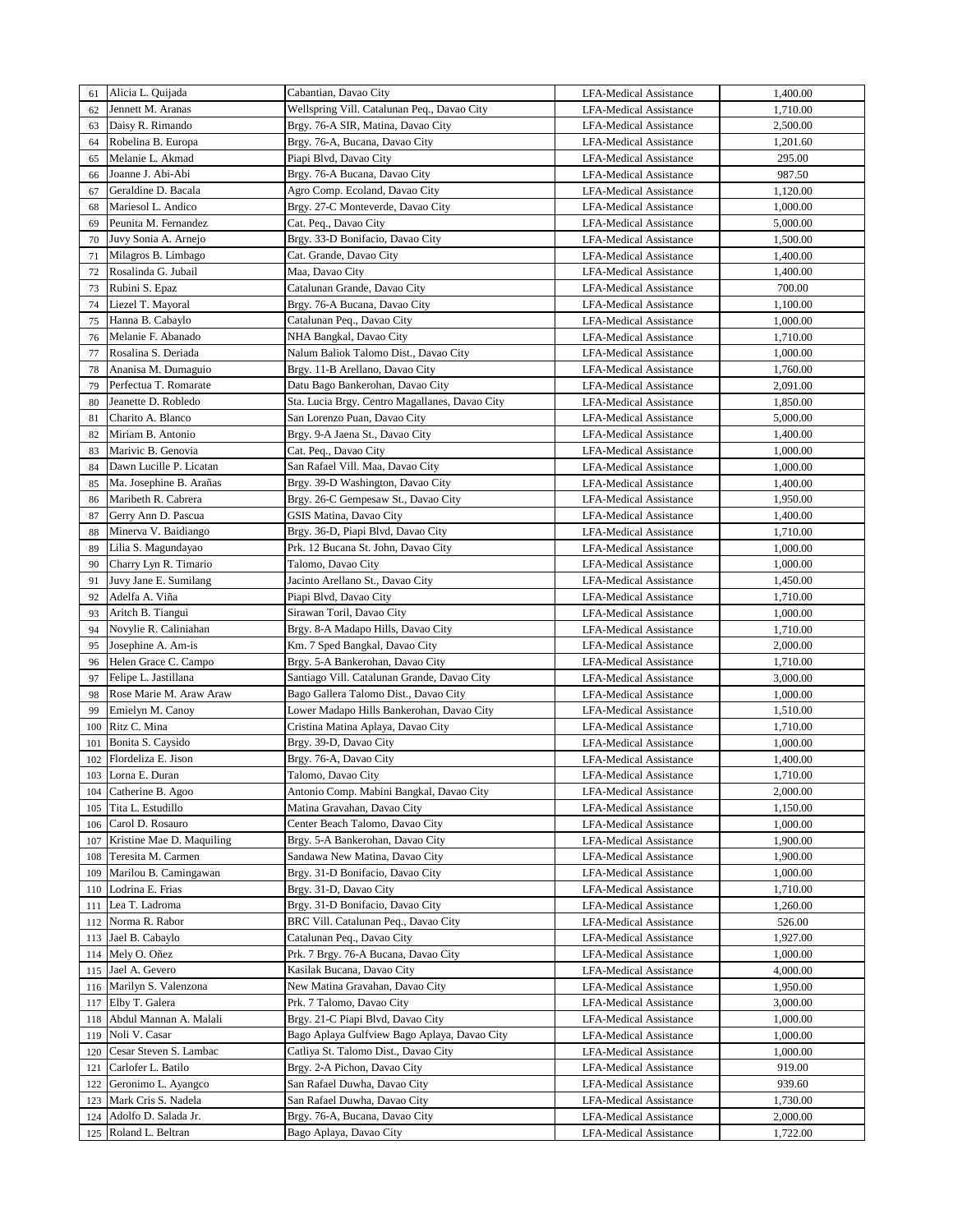| | | | | |
|---|---|---|---|---|
| 61 | Alicia L. Quijada | Cabantian, Davao City | LFA-Medical Assistance | 1,400.00 |
| 62 | Jennett M. Aranas | Wellspring Vill. Catalunan Peq., Davao City | LFA-Medical Assistance | 1,710.00 |
| 63 | Daisy R. Rimando | Brgy. 76-A SIR, Matina, Davao City | LFA-Medical Assistance | 2,500.00 |
| 64 | Robelina B. Europa | Brgy. 76-A, Bucana, Davao City | LFA-Medical Assistance | 1,201.60 |
| 65 | Melanie L. Akmad | Piapi Blvd, Davao City | LFA-Medical Assistance | 295.00 |
| 66 | Joanne J. Abi-Abi | Brgy. 76-A Bucana, Davao City | LFA-Medical Assistance | 987.50 |
| 67 | Geraldine D. Bacala | Agro Comp. Ecoland, Davao City | LFA-Medical Assistance | 1,120.00 |
| 68 | Mariesol L. Andico | Brgy. 27-C Monteverde, Davao City | LFA-Medical Assistance | 1,000.00 |
| 69 | Peunita M. Fernandez | Cat. Peq., Davao City | LFA-Medical Assistance | 5,000.00 |
| 70 | Juvy Sonia A. Arnejo | Brgy. 33-D Bonifacio, Davao City | LFA-Medical Assistance | 1,500.00 |
| 71 | Milagros B. Limbago | Cat. Grande, Davao City | LFA-Medical Assistance | 1,400.00 |
| 72 | Rosalinda G. Jubail | Maa, Davao City | LFA-Medical Assistance | 1,400.00 |
| 73 | Rubini S. Epaz | Catalunan Grande, Davao City | LFA-Medical Assistance | 700.00 |
| 74 | Liezel T. Mayoral | Brgy. 76-A Bucana, Davao City | LFA-Medical Assistance | 1,100.00 |
| 75 | Hanna B. Cabaylo | Catalunan Peq., Davao City | LFA-Medical Assistance | 1,000.00 |
| 76 | Melanie F. Abanado | NHA Bangkal, Davao City | LFA-Medical Assistance | 1,710.00 |
| 77 | Rosalina S. Deriada | Nalum Baliok Talomo Dist., Davao City | LFA-Medical Assistance | 1,000.00 |
| 78 | Ananisa M. Dumaguio | Brgy. 11-B Arellano, Davao City | LFA-Medical Assistance | 1,760.00 |
| 79 | Perfectua T. Romarate | Datu Bago Bankerohan, Davao City | LFA-Medical Assistance | 2,091.00 |
| 80 | Jeanette D. Robledo | Sta. Lucia Brgy. Centro Magallanes, Davao City | LFA-Medical Assistance | 1,850.00 |
| 81 | Charito A. Blanco | San Lorenzo Puan, Davao City | LFA-Medical Assistance | 5,000.00 |
| 82 | Miriam B. Antonio | Brgy. 9-A Jaena St., Davao City | LFA-Medical Assistance | 1,400.00 |
| 83 | Marivic B. Genovia | Cat. Peq., Davao City | LFA-Medical Assistance | 1,000.00 |
| 84 | Dawn Lucille P. Licatan | San Rafael Vill. Maa, Davao City | LFA-Medical Assistance | 1,000.00 |
| 85 | Ma. Josephine B. Arañas | Brgy. 39-D Washington, Davao City | LFA-Medical Assistance | 1,400.00 |
| 86 | Maribeth R. Cabrera | Brgy. 26-C Gempesaw St., Davao City | LFA-Medical Assistance | 1,950.00 |
| 87 | Gerry Ann D. Pascua | GSIS Matina, Davao City | LFA-Medical Assistance | 1,400.00 |
| 88 | Minerva V. Baidiango | Brgy. 36-D, Piapi Blvd, Davao City | LFA-Medical Assistance | 1,710.00 |
| 89 | Lilia S. Magundayao | Prk. 12 Bucana St. John, Davao City | LFA-Medical Assistance | 1,000.00 |
| 90 | Charry Lyn R. Timario | Talomo, Davao City | LFA-Medical Assistance | 1,000.00 |
| 91 | Juvy Jane E. Sumilang | Jacinto Arellano St., Davao City | LFA-Medical Assistance | 1,450.00 |
| 92 | Adelfa A. Viña | Piapi Blvd, Davao City | LFA-Medical Assistance | 1,710.00 |
| 93 | Aritch B. Tiangui | Sirawan Toril, Davao City | LFA-Medical Assistance | 1,000.00 |
| 94 | Novylie R. Caliniahan | Brgy. 8-A Madapo Hills, Davao City | LFA-Medical Assistance | 1,710.00 |
| 95 | Josephine A. Am-is | Km. 7 Sped Bangkal, Davao City | LFA-Medical Assistance | 2,000.00 |
| 96 | Helen Grace C. Campo | Brgy. 5-A Bankerohan, Davao City | LFA-Medical Assistance | 1,710.00 |
| 97 | Felipe L. Jastillana | Santiago Vill. Catalunan Grande, Davao City | LFA-Medical Assistance | 3,000.00 |
| 98 | Rose Marie M. Araw Araw | Bago Gallera Talomo Dist., Davao City | LFA-Medical Assistance | 1,000.00 |
| 99 | Emielyn M. Canoy | Lower Madapo Hills Bankerohan, Davao City | LFA-Medical Assistance | 1,510.00 |
| 100 | Ritz C. Mina | Cristina Matina Aplaya, Davao City | LFA-Medical Assistance | 1,710.00 |
| 101 | Bonita S. Caysido | Brgy. 39-D, Davao City | LFA-Medical Assistance | 1,000.00 |
| 102 | Flordeliza E. Jison | Brgy. 76-A, Davao City | LFA-Medical Assistance | 1,400.00 |
| 103 | Lorna E. Duran | Talomo, Davao City | LFA-Medical Assistance | 1,710.00 |
| 104 | Catherine B. Agoo | Antonio Comp. Mabini Bangkal, Davao City | LFA-Medical Assistance | 2,000.00 |
| 105 | Tita L. Estudillo | Matina Gravahan, Davao City | LFA-Medical Assistance | 1,150.00 |
| 106 | Carol D. Rosauro | Center Beach Talomo, Davao City | LFA-Medical Assistance | 1,000.00 |
| 107 | Kristine Mae D. Maquiling | Brgy. 5-A Bankerohan, Davao City | LFA-Medical Assistance | 1,900.00 |
| 108 | Teresita M. Carmen | Sandawa New Matina, Davao City | LFA-Medical Assistance | 1,900.00 |
| 109 | Marilou B. Camingawan | Brgy. 31-D Bonifacio, Davao City | LFA-Medical Assistance | 1,000.00 |
| 110 | Lodrina E. Frias | Brgy. 31-D, Davao City | LFA-Medical Assistance | 1,710.00 |
| 111 | Lea T. Ladroma | Brgy. 31-D Bonifacio, Davao City | LFA-Medical Assistance | 1,260.00 |
| 112 | Norma R. Rabor | BRC Vill. Catalunan Peq., Davao City | LFA-Medical Assistance | 526.00 |
| 113 | Jael B. Cabaylo | Catalunan Peq., Davao City | LFA-Medical Assistance | 1,927.00 |
| 114 | Mely O. Oñez | Prk. 7 Brgy. 76-A Bucana, Davao City | LFA-Medical Assistance | 1,000.00 |
| 115 | Jael A. Gevero | Kasilak Bucana, Davao City | LFA-Medical Assistance | 4,000.00 |
| 116 | Marilyn S. Valenzona | New Matina Gravahan, Davao City | LFA-Medical Assistance | 1,950.00 |
| 117 | Elby T. Galera | Prk. 7 Talomo, Davao City | LFA-Medical Assistance | 3,000.00 |
| 118 | Abdul Mannan A. Malali | Brgy. 21-C Piapi Blvd, Davao City | LFA-Medical Assistance | 1,000.00 |
| 119 | Noli V. Casar | Bago Aplaya Gulfview Bago Aplaya, Davao City | LFA-Medical Assistance | 1,000.00 |
| 120 | Cesar Steven S. Lambac | Catliya St. Talomo Dist., Davao City | LFA-Medical Assistance | 1,000.00 |
| 121 | Carlofer L. Batilo | Brgy. 2-A Pichon, Davao City | LFA-Medical Assistance | 919.00 |
| 122 | Geronimo L. Ayangco | San Rafael Duwha, Davao City | LFA-Medical Assistance | 939.60 |
| 123 | Mark Cris S. Nadela | San Rafael Duwha, Davao City | LFA-Medical Assistance | 1,730.00 |
| 124 | Adolfo D. Salada Jr. | Brgy. 76-A, Bucana, Davao City | LFA-Medical Assistance | 2,000.00 |
| 125 | Roland L. Beltran | Bago Aplaya, Davao City | LFA-Medical Assistance | 1,722.00 |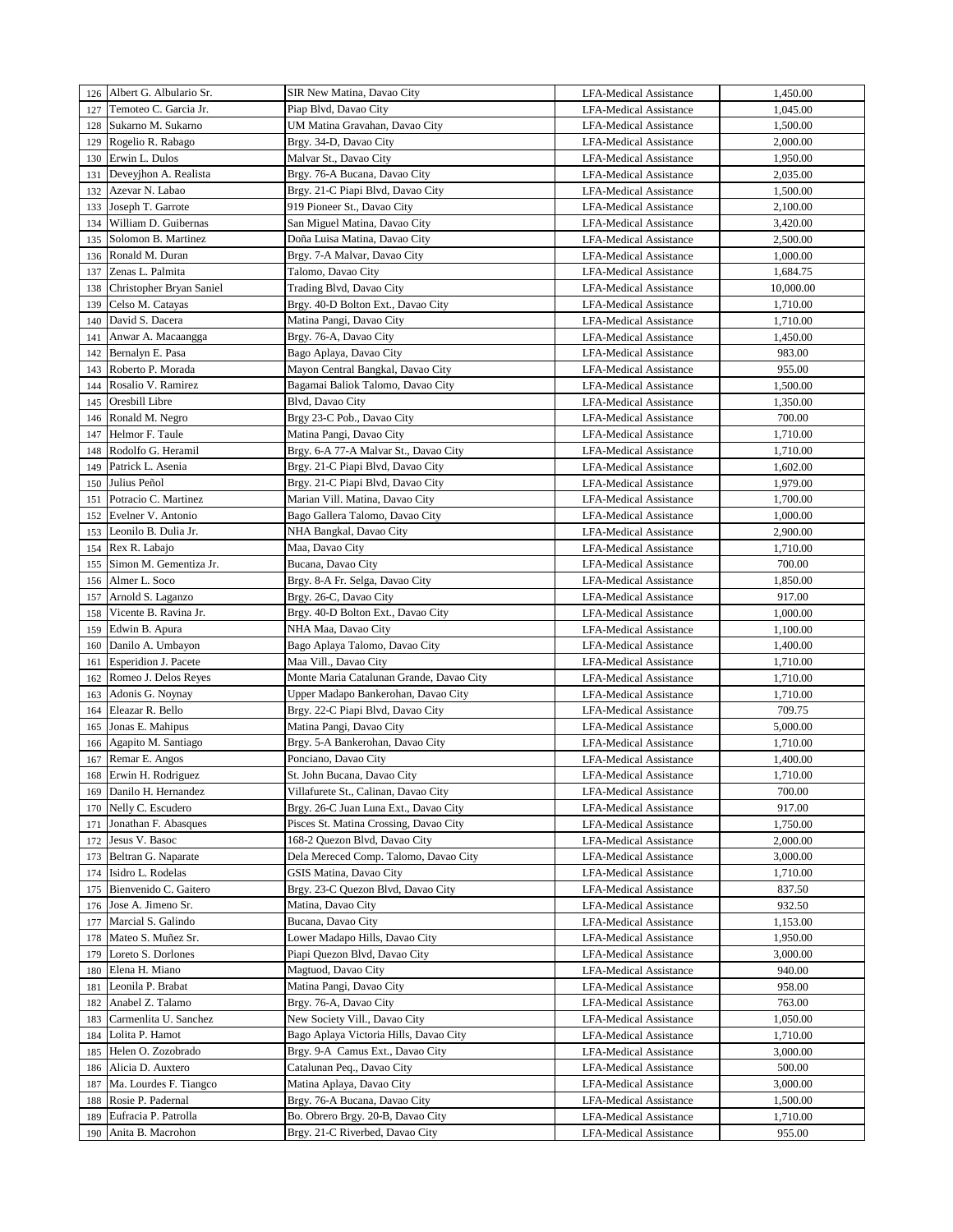| | | | | |
|---|---|---|---|---|
| 126 | Albert G. Albulario Sr. | SIR New Matina, Davao City | LFA-Medical Assistance | 1,450.00 |
| 127 | Temoteo C. Garcia Jr. | Piap Blvd, Davao City | LFA-Medical Assistance | 1,045.00 |
| 128 | Sukarno M. Sukarno | UM Matina Gravahan, Davao City | LFA-Medical Assistance | 1,500.00 |
| 129 | Rogelio R. Rabago | Brgy. 34-D, Davao City | LFA-Medical Assistance | 2,000.00 |
| 130 | Erwin L. Dulos | Malvar St., Davao City | LFA-Medical Assistance | 1,950.00 |
| 131 | Deveyjhon A. Realista | Brgy. 76-A Bucana, Davao City | LFA-Medical Assistance | 2,035.00 |
| 132 | Azevar N. Labao | Brgy. 21-C Piapi Blvd, Davao City | LFA-Medical Assistance | 1,500.00 |
| 133 | Joseph T. Garrote | 919 Pioneer St., Davao City | LFA-Medical Assistance | 2,100.00 |
| 134 | William D. Guibernas | San Miguel Matina, Davao City | LFA-Medical Assistance | 3,420.00 |
| 135 | Solomon B. Martinez | Doña Luisa Matina, Davao City | LFA-Medical Assistance | 2,500.00 |
| 136 | Ronald M. Duran | Brgy. 7-A Malvar, Davao City | LFA-Medical Assistance | 1,000.00 |
| 137 | Zenas L. Palmita | Talomo, Davao City | LFA-Medical Assistance | 1,684.75 |
| 138 | Christopher Bryan Saniel | Trading Blvd, Davao City | LFA-Medical Assistance | 10,000.00 |
| 139 | Celso M. Catayas | Brgy. 40-D Bolton Ext., Davao City | LFA-Medical Assistance | 1,710.00 |
| 140 | David S. Dacera | Matina Pangi, Davao City | LFA-Medical Assistance | 1,710.00 |
| 141 | Anwar A. Macaangga | Brgy. 76-A, Davao City | LFA-Medical Assistance | 1,450.00 |
| 142 | Bernalyn E. Pasa | Bago Aplaya, Davao City | LFA-Medical Assistance | 983.00 |
| 143 | Roberto P. Morada | Mayon Central Bangkal, Davao City | LFA-Medical Assistance | 955.00 |
| 144 | Rosalio V. Ramirez | Bagamai Baliok Talomo, Davao City | LFA-Medical Assistance | 1,500.00 |
| 145 | Oresbill Libre | Blvd, Davao City | LFA-Medical Assistance | 1,350.00 |
| 146 | Ronald M. Negro | Brgy 23-C Pob., Davao City | LFA-Medical Assistance | 700.00 |
| 147 | Helmor F. Taule | Matina Pangi, Davao City | LFA-Medical Assistance | 1,710.00 |
| 148 | Rodolfo G. Heramil | Brgy. 6-A 77-A Malvar St., Davao City | LFA-Medical Assistance | 1,710.00 |
| 149 | Patrick L. Asenia | Brgy. 21-C Piapi Blvd, Davao City | LFA-Medical Assistance | 1,602.00 |
| 150 | Julius Peñol | Brgy. 21-C Piapi Blvd, Davao City | LFA-Medical Assistance | 1,979.00 |
| 151 | Potracio C. Martinez | Marian Vill. Matina, Davao City | LFA-Medical Assistance | 1,700.00 |
| 152 | Evelner V. Antonio | Bago Gallera Talomo, Davao City | LFA-Medical Assistance | 1,000.00 |
| 153 | Leonilo B. Dulia Jr. | NHA Bangkal, Davao City | LFA-Medical Assistance | 2,900.00 |
| 154 | Rex R. Labajo | Maa, Davao City | LFA-Medical Assistance | 1,710.00 |
| 155 | Simon M. Gementiza Jr. | Bucana, Davao City | LFA-Medical Assistance | 700.00 |
| 156 | Almer L. Soco | Brgy. 8-A Fr. Selga, Davao City | LFA-Medical Assistance | 1,850.00 |
| 157 | Arnold S. Laganzo | Brgy. 26-C, Davao City | LFA-Medical Assistance | 917.00 |
| 158 | Vicente B. Ravina Jr. | Brgy. 40-D Bolton Ext., Davao City | LFA-Medical Assistance | 1,000.00 |
| 159 | Edwin B. Apura | NHA Maa, Davao City | LFA-Medical Assistance | 1,100.00 |
| 160 | Danilo A. Umbayon | Bago Aplaya Talomo, Davao City | LFA-Medical Assistance | 1,400.00 |
| 161 | Esperidion J. Pacete | Maa Vill., Davao City | LFA-Medical Assistance | 1,710.00 |
| 162 | Romeo J. Delos Reyes | Monte Maria Catalunan Grande, Davao City | LFA-Medical Assistance | 1,710.00 |
| 163 | Adonis G. Noynay | Upper Madapo Bankerohan, Davao City | LFA-Medical Assistance | 1,710.00 |
| 164 | Eleazar R. Bello | Brgy. 22-C Piapi Blvd, Davao City | LFA-Medical Assistance | 709.75 |
| 165 | Jonas E. Mahipus | Matina Pangi, Davao City | LFA-Medical Assistance | 5,000.00 |
| 166 | Agapito M. Santiago | Brgy. 5-A Bankerohan, Davao City | LFA-Medical Assistance | 1,710.00 |
| 167 | Remar E. Angos | Ponciano, Davao City | LFA-Medical Assistance | 1,400.00 |
| 168 | Erwin H. Rodriguez | St. John Bucana, Davao City | LFA-Medical Assistance | 1,710.00 |
| 169 | Danilo H. Hernandez | Villafurete St., Calinan, Davao City | LFA-Medical Assistance | 700.00 |
| 170 | Nelly C. Escudero | Brgy. 26-C Juan Luna Ext., Davao City | LFA-Medical Assistance | 917.00 |
| 171 | Jonathan F. Abasques | Pisces St. Matina Crossing, Davao City | LFA-Medical Assistance | 1,750.00 |
| 172 | Jesus V. Basoc | 168-2 Quezon Blvd, Davao City | LFA-Medical Assistance | 2,000.00 |
| 173 | Beltran G. Naparate | Dela Mereced Comp. Talomo, Davao City | LFA-Medical Assistance | 3,000.00 |
| 174 | Isidro L. Rodelas | GSIS Matina, Davao City | LFA-Medical Assistance | 1,710.00 |
| 175 | Bienvenido C. Gaitero | Brgy. 23-C Quezon Blvd, Davao City | LFA-Medical Assistance | 837.50 |
| 176 | Jose A. Jimeno Sr. | Matina, Davao City | LFA-Medical Assistance | 932.50 |
| 177 | Marcial S. Galindo | Bucana, Davao City | LFA-Medical Assistance | 1,153.00 |
| 178 | Mateo S. Muñez Sr. | Lower Madapo Hills, Davao City | LFA-Medical Assistance | 1,950.00 |
| 179 | Loreto S. Dorlones | Piapi Quezon Blvd, Davao City | LFA-Medical Assistance | 3,000.00 |
| 180 | Elena H. Miano | Magtuod, Davao City | LFA-Medical Assistance | 940.00 |
| 181 | Leonila P. Brabat | Matina Pangi, Davao City | LFA-Medical Assistance | 958.00 |
| 182 | Anabel Z. Talamo | Brgy. 76-A, Davao City | LFA-Medical Assistance | 763.00 |
| 183 | Carmenlita U. Sanchez | New Society Vill., Davao City | LFA-Medical Assistance | 1,050.00 |
| 184 | Lolita P. Hamot | Bago Aplaya Victoria Hills, Davao City | LFA-Medical Assistance | 1,710.00 |
| 185 | Helen O. Zozobrado | Brgy. 9-A Camus Ext., Davao City | LFA-Medical Assistance | 3,000.00 |
| 186 | Alicia D. Auxtero | Catalunan Peq., Davao City | LFA-Medical Assistance | 500.00 |
| 187 | Ma. Lourdes F. Tiangco | Matina Aplaya, Davao City | LFA-Medical Assistance | 3,000.00 |
| 188 | Rosie P. Padernal | Brgy. 76-A Bucana, Davao City | LFA-Medical Assistance | 1,500.00 |
| 189 | Eufracia P. Patrolla | Bo. Obrero Brgy. 20-B, Davao City | LFA-Medical Assistance | 1,710.00 |
| 190 | Anita B. Macrohon | Brgy. 21-C Riverbed, Davao City | LFA-Medical Assistance | 955.00 |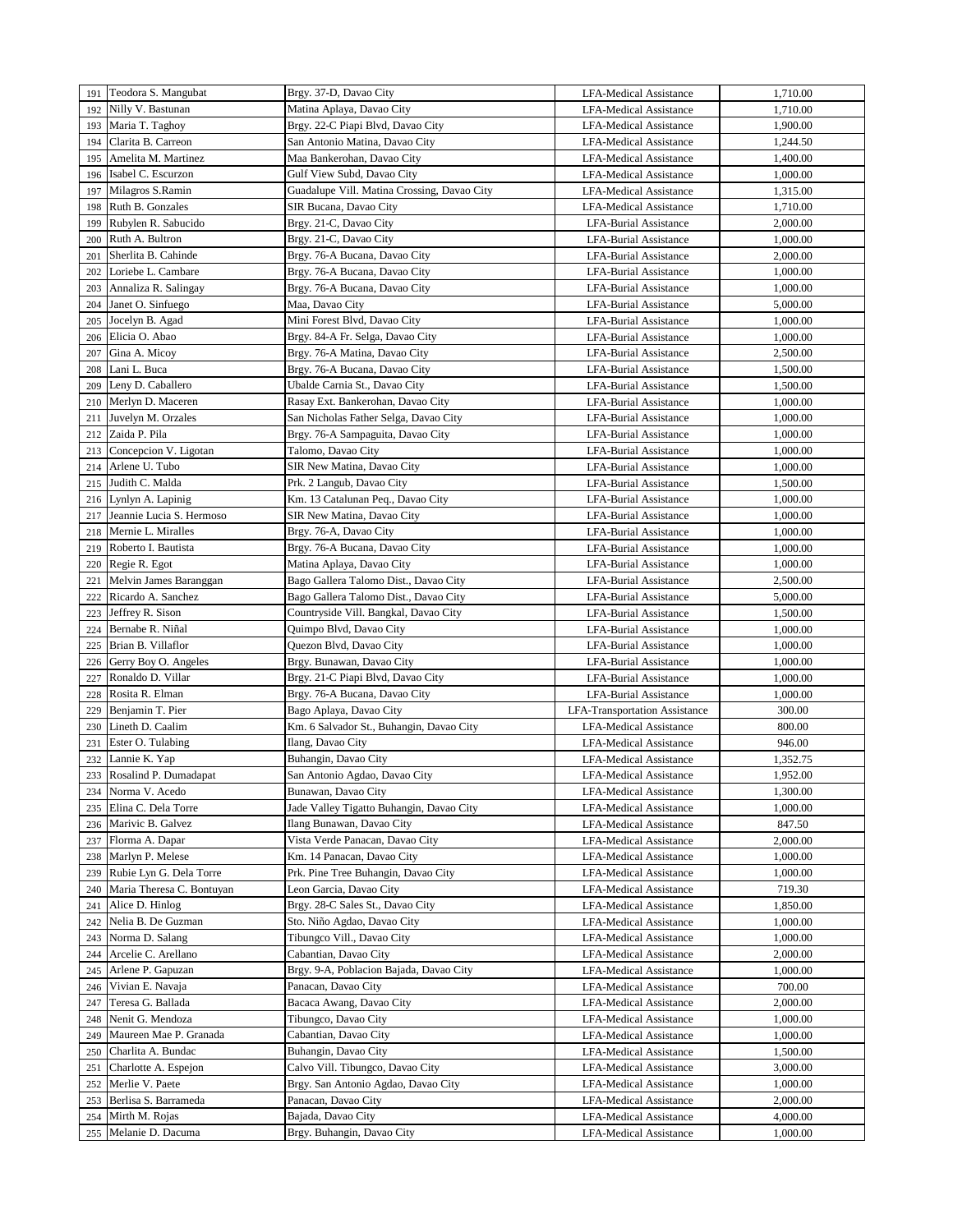| | | | | |
|---|---|---|---|---|
| 191 | Teodora S. Mangubat | Brgy. 37-D, Davao City | LFA-Medical Assistance | 1,710.00 |
| 192 | Nilly V. Bastunan | Matina Aplaya, Davao City | LFA-Medical Assistance | 1,710.00 |
| 193 | Maria T. Taghoy | Brgy. 22-C Piapi Blvd, Davao City | LFA-Medical Assistance | 1,900.00 |
| 194 | Clarita B. Carreon | San Antonio Matina, Davao City | LFA-Medical Assistance | 1,244.50 |
| 195 | Amelita M. Martinez | Maa Bankerohan, Davao City | LFA-Medical Assistance | 1,400.00 |
| 196 | Isabel C. Escurzon | Gulf View Subd, Davao City | LFA-Medical Assistance | 1,000.00 |
| 197 | Milagros S.Ramin | Guadalupe Vill. Matina Crossing, Davao City | LFA-Medical Assistance | 1,315.00 |
| 198 | Ruth B. Gonzales | SIR Bucana, Davao City | LFA-Medical Assistance | 1,710.00 |
| 199 | Rubylen R. Sabucido | Brgy. 21-C, Davao City | LFA-Burial Assistance | 2,000.00 |
| 200 | Ruth A. Bultron | Brgy. 21-C, Davao City | LFA-Burial Assistance | 1,000.00 |
| 201 | Sherlita B. Cahinde | Brgy. 76-A Bucana, Davao City | LFA-Burial Assistance | 2,000.00 |
| 202 | Loriebe L. Cambare | Brgy. 76-A Bucana, Davao City | LFA-Burial Assistance | 1,000.00 |
| 203 | Annaliza R. Salingay | Brgy. 76-A Bucana, Davao City | LFA-Burial Assistance | 1,000.00 |
| 204 | Janet O. Sinfuego | Maa, Davao City | LFA-Burial Assistance | 5,000.00 |
| 205 | Jocelyn B. Agad | Mini Forest Blvd, Davao City | LFA-Burial Assistance | 1,000.00 |
| 206 | Elicia O. Abao | Brgy. 84-A Fr. Selga, Davao City | LFA-Burial Assistance | 1,000.00 |
| 207 | Gina A. Micoy | Brgy. 76-A Matina, Davao City | LFA-Burial Assistance | 2,500.00 |
| 208 | Lani L. Buca | Brgy. 76-A Bucana, Davao City | LFA-Burial Assistance | 1,500.00 |
| 209 | Leny D. Caballero | Ubalde Carnia St., Davao City | LFA-Burial Assistance | 1,500.00 |
| 210 | Merlyn D. Maceren | Rasay Ext. Bankerohan, Davao City | LFA-Burial Assistance | 1,000.00 |
| 211 | Juvelyn M. Orzales | San Nicholas Father Selga, Davao City | LFA-Burial Assistance | 1,000.00 |
| 212 | Zaida P. Pila | Brgy. 76-A Sampaguita, Davao City | LFA-Burial Assistance | 1,000.00 |
| 213 | Concepcion V. Ligotan | Talomo, Davao City | LFA-Burial Assistance | 1,000.00 |
| 214 | Arlene U. Tubo | SIR New Matina, Davao City | LFA-Burial Assistance | 1,000.00 |
| 215 | Judith C. Malda | Prk. 2 Langub, Davao City | LFA-Burial Assistance | 1,500.00 |
| 216 | Lynlyn A. Lapinig | Km. 13 Catalunan Peq., Davao City | LFA-Burial Assistance | 1,000.00 |
| 217 | Jeannie Lucia S. Hermoso | SIR New Matina, Davao City | LFA-Burial Assistance | 1,000.00 |
| 218 | Mernie L. Miralles | Brgy. 76-A, Davao City | LFA-Burial Assistance | 1,000.00 |
| 219 | Roberto I. Bautista | Brgy. 76-A Bucana, Davao City | LFA-Burial Assistance | 1,000.00 |
| 220 | Regie R. Egot | Matina Aplaya, Davao City | LFA-Burial Assistance | 1,000.00 |
| 221 | Melvin James Baranggan | Bago Gallera Talomo Dist., Davao City | LFA-Burial Assistance | 2,500.00 |
| 222 | Ricardo A. Sanchez | Bago Gallera Talomo Dist., Davao City | LFA-Burial Assistance | 5,000.00 |
| 223 | Jeffrey R. Sison | Countryside Vill. Bangkal, Davao City | LFA-Burial Assistance | 1,500.00 |
| 224 | Bernabe R. Niñal | Quimpo Blvd, Davao City | LFA-Burial Assistance | 1,000.00 |
| 225 | Brian B. Villaflor | Quezon Blvd, Davao City | LFA-Burial Assistance | 1,000.00 |
| 226 | Gerry Boy O. Angeles | Brgy. Bunawan, Davao City | LFA-Burial Assistance | 1,000.00 |
| 227 | Ronaldo D. Villar | Brgy. 21-C Piapi Blvd, Davao City | LFA-Burial Assistance | 1,000.00 |
| 228 | Rosita R. Elman | Brgy. 76-A Bucana, Davao City | LFA-Burial Assistance | 1,000.00 |
| 229 | Benjamin T. Pier | Bago Aplaya, Davao City | LFA-Transportation Assistance | 300.00 |
| 230 | Lineth D. Caalim | Km. 6 Salvador St., Buhangin, Davao City | LFA-Medical Assistance | 800.00 |
| 231 | Ester O. Tulabing | Ilang, Davao City | LFA-Medical Assistance | 946.00 |
| 232 | Lannie K. Yap | Buhangin, Davao City | LFA-Medical Assistance | 1,352.75 |
| 233 | Rosalind P. Dumadapat | San Antonio Agdao, Davao City | LFA-Medical Assistance | 1,952.00 |
| 234 | Norma V. Acedo | Bunawan, Davao City | LFA-Medical Assistance | 1,300.00 |
| 235 | Elina C. Dela Torre | Jade Valley Tigatto Buhangin, Davao City | LFA-Medical Assistance | 1,000.00 |
| 236 | Marivic B. Galvez | Ilang Bunawan, Davao City | LFA-Medical Assistance | 847.50 |
| 237 | Florma A. Dapar | Vista Verde Panacan, Davao City | LFA-Medical Assistance | 2,000.00 |
| 238 | Marlyn P. Melese | Km. 14 Panacan, Davao City | LFA-Medical Assistance | 1,000.00 |
| 239 | Rubie Lyn G. Dela Torre | Prk. Pine Tree Buhangin, Davao City | LFA-Medical Assistance | 1,000.00 |
| 240 | Maria Theresa C. Bontuyan | Leon Garcia, Davao City | LFA-Medical Assistance | 719.30 |
| 241 | Alice D. Hinlog | Brgy. 28-C Sales St., Davao City | LFA-Medical Assistance | 1,850.00 |
| 242 | Nelia B. De Guzman | Sto. Niño Agdao, Davao City | LFA-Medical Assistance | 1,000.00 |
| 243 | Norma D. Salang | Tibungco Vill., Davao City | LFA-Medical Assistance | 1,000.00 |
| 244 | Arcelie C. Arellano | Cabantian, Davao City | LFA-Medical Assistance | 2,000.00 |
| 245 | Arlene P. Gapuzan | Brgy. 9-A, Poblacion Bajada, Davao City | LFA-Medical Assistance | 1,000.00 |
| 246 | Vivian E. Navaja | Panacan, Davao City | LFA-Medical Assistance | 700.00 |
| 247 | Teresa G. Ballada | Bacaca Awang, Davao City | LFA-Medical Assistance | 2,000.00 |
| 248 | Nenit G. Mendoza | Tibungco, Davao City | LFA-Medical Assistance | 1,000.00 |
| 249 | Maureen Mae P. Granada | Cabantian, Davao City | LFA-Medical Assistance | 1,000.00 |
| 250 | Charlita A. Bundac | Buhangin, Davao City | LFA-Medical Assistance | 1,500.00 |
| 251 | Charlotte A. Espejon | Calvo Vill. Tibungco, Davao City | LFA-Medical Assistance | 3,000.00 |
| 252 | Merlie V. Paete | Brgy. San Antonio Agdao, Davao City | LFA-Medical Assistance | 1,000.00 |
| 253 | Berlisa S. Barrameda | Panacan, Davao City | LFA-Medical Assistance | 2,000.00 |
| 254 | Mirth M. Rojas | Bajada, Davao City | LFA-Medical Assistance | 4,000.00 |
| 255 | Melanie D. Dacuma | Brgy. Buhangin, Davao City | LFA-Medical Assistance | 1,000.00 |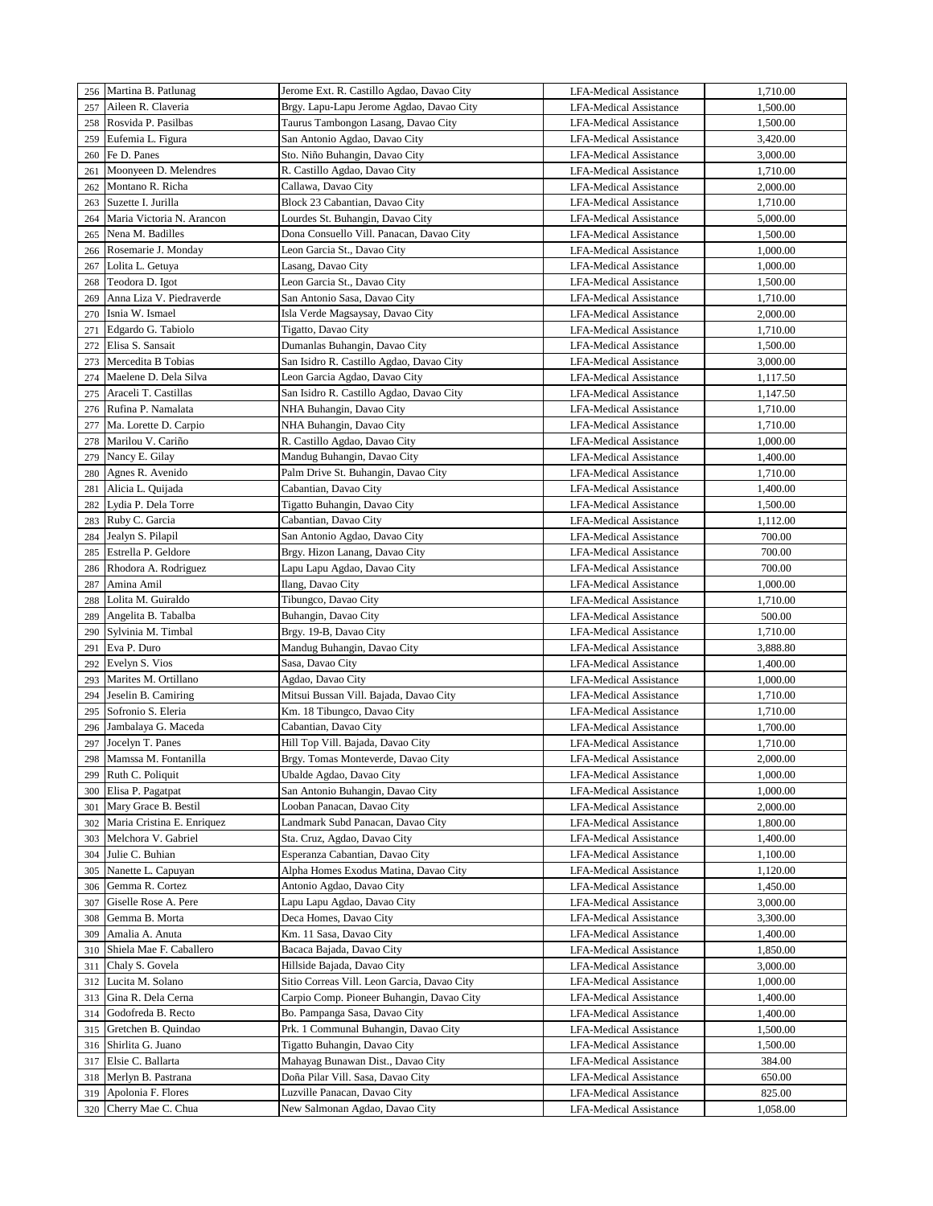| | | | | |
|---|---|---|---|---|
| 256 | Martina B. Patlunag | Jerome Ext. R. Castillo Agdao, Davao City | LFA-Medical Assistance | 1,710.00 |
| 257 | Aileen R. Claveria | Brgy. Lapu-Lapu Jerome Agdao, Davao City | LFA-Medical Assistance | 1,500.00 |
| 258 | Rosvida P. Pasilbas | Taurus Tambongon Lasang, Davao City | LFA-Medical Assistance | 1,500.00 |
| 259 | Eufemia L. Figura | San Antonio Agdao, Davao City | LFA-Medical Assistance | 3,420.00 |
| 260 | Fe D. Panes | Sto. Niño Buhangin, Davao City | LFA-Medical Assistance | 3,000.00 |
| 261 | Moonyeen D. Melendres | R. Castillo Agdao, Davao City | LFA-Medical Assistance | 1,710.00 |
| 262 | Montano R. Richa | Callawa, Davao City | LFA-Medical Assistance | 2,000.00 |
| 263 | Suzette I. Jurilla | Block 23 Cabantian, Davao City | LFA-Medical Assistance | 1,710.00 |
| 264 | Maria Victoria N. Arancon | Lourdes St. Buhangin, Davao City | LFA-Medical Assistance | 5,000.00 |
| 265 | Nena M. Badilles | Dona Consuello Vill. Panacan, Davao City | LFA-Medical Assistance | 1,500.00 |
| 266 | Rosemarie J. Monday | Leon Garcia St., Davao City | LFA-Medical Assistance | 1,000.00 |
| 267 | Lolita L. Getuya | Lasang, Davao City | LFA-Medical Assistance | 1,000.00 |
| 268 | Teodora D. Igot | Leon Garcia St., Davao City | LFA-Medical Assistance | 1,500.00 |
| 269 | Anna Liza V. Piedraverde | San Antonio Sasa, Davao City | LFA-Medical Assistance | 1,710.00 |
| 270 | Isnia W. Ismael | Isla Verde Magsaysay, Davao City | LFA-Medical Assistance | 2,000.00 |
| 271 | Edgardo G. Tabiolo | Tigatto, Davao City | LFA-Medical Assistance | 1,710.00 |
| 272 | Elisa S. Sansait | Dumanlas Buhangin, Davao City | LFA-Medical Assistance | 1,500.00 |
| 273 | Mercedita B Tobias | San Isidro R. Castillo Agdao, Davao City | LFA-Medical Assistance | 3,000.00 |
| 274 | Maelene D. Dela Silva | Leon Garcia Agdao, Davao City | LFA-Medical Assistance | 1,117.50 |
| 275 | Araceli T. Castillas | San Isidro R. Castillo Agdao, Davao City | LFA-Medical Assistance | 1,147.50 |
| 276 | Rufina P. Namalata | NHA Buhangin, Davao City | LFA-Medical Assistance | 1,710.00 |
| 277 | Ma. Lorette D. Carpio | NHA Buhangin, Davao City | LFA-Medical Assistance | 1,710.00 |
| 278 | Marilou V. Cariño | R. Castillo Agdao, Davao City | LFA-Medical Assistance | 1,000.00 |
| 279 | Nancy E. Gilay | Mandug Buhangin, Davao City | LFA-Medical Assistance | 1,400.00 |
| 280 | Agnes R. Avenido | Palm Drive St. Buhangin, Davao City | LFA-Medical Assistance | 1,710.00 |
| 281 | Alicia L. Quijada | Cabantian, Davao City | LFA-Medical Assistance | 1,400.00 |
| 282 | Lydia P. Dela Torre | Tigatto Buhangin, Davao City | LFA-Medical Assistance | 1,500.00 |
| 283 | Ruby C. Garcia | Cabantian, Davao City | LFA-Medical Assistance | 1,112.00 |
| 284 | Jealyn S. Pilapil | San Antonio Agdao, Davao City | LFA-Medical Assistance | 700.00 |
| 285 | Estrella P. Geldore | Brgy. Hizon Lanang, Davao City | LFA-Medical Assistance | 700.00 |
| 286 | Rhodora A. Rodriguez | Lapu Lapu Agdao, Davao City | LFA-Medical Assistance | 700.00 |
| 287 | Amina Amil | Ilang, Davao City | LFA-Medical Assistance | 1,000.00 |
| 288 | Lolita M. Guiraldo | Tibungco, Davao City | LFA-Medical Assistance | 1,710.00 |
| 289 | Angelita B. Tabalba | Buhangin, Davao City | LFA-Medical Assistance | 500.00 |
| 290 | Sylvinia M. Timbal | Brgy. 19-B, Davao City | LFA-Medical Assistance | 1,710.00 |
| 291 | Eva P. Duro | Mandug Buhangin, Davao City | LFA-Medical Assistance | 3,888.80 |
| 292 | Evelyn S. Vios | Sasa, Davao City | LFA-Medical Assistance | 1,400.00 |
| 293 | Marites M. Ortillano | Agdao, Davao City | LFA-Medical Assistance | 1,000.00 |
| 294 | Jeselin B. Camiring | Mitsui Bussan Vill. Bajada, Davao City | LFA-Medical Assistance | 1,710.00 |
| 295 | Sofronio S. Eleria | Km. 18 Tibungco, Davao City | LFA-Medical Assistance | 1,710.00 |
| 296 | Jambalaya G. Maceda | Cabantian, Davao City | LFA-Medical Assistance | 1,700.00 |
| 297 | Jocelyn T. Panes | Hill Top Vill. Bajada, Davao City | LFA-Medical Assistance | 1,710.00 |
| 298 | Mamssa M. Fontanilla | Brgy. Tomas Monteverde, Davao City | LFA-Medical Assistance | 2,000.00 |
| 299 | Ruth C. Poliquit | Ubalde Agdao, Davao City | LFA-Medical Assistance | 1,000.00 |
| 300 | Elisa P. Pagatpat | San Antonio Buhangin, Davao City | LFA-Medical Assistance | 1,000.00 |
| 301 | Mary Grace B. Bestil | Looban Panacan, Davao City | LFA-Medical Assistance | 2,000.00 |
| 302 | Maria Cristina E. Enriquez | Landmark Subd Panacan, Davao City | LFA-Medical Assistance | 1,800.00 |
| 303 | Melchora V. Gabriel | Sta. Cruz, Agdao, Davao City | LFA-Medical Assistance | 1,400.00 |
| 304 | Julie C. Buhian | Esperanza Cabantian, Davao City | LFA-Medical Assistance | 1,100.00 |
| 305 | Nanette L. Capuyan | Alpha Homes Exodus Matina, Davao City | LFA-Medical Assistance | 1,120.00 |
| 306 | Gemma R. Cortez | Antonio Agdao, Davao City | LFA-Medical Assistance | 1,450.00 |
| 307 | Giselle Rose A. Pere | Lapu Lapu Agdao, Davao City | LFA-Medical Assistance | 3,000.00 |
| 308 | Gemma B. Morta | Deca Homes, Davao City | LFA-Medical Assistance | 3,300.00 |
| 309 | Amalia A. Anuta | Km. 11 Sasa, Davao City | LFA-Medical Assistance | 1,400.00 |
| 310 | Shiela Mae F. Caballero | Bacaca Bajada, Davao City | LFA-Medical Assistance | 1,850.00 |
| 311 | Chaly S. Govela | Hillside Bajada, Davao City | LFA-Medical Assistance | 3,000.00 |
| 312 | Lucita M. Solano | Sitio Correas Vill. Leon Garcia, Davao City | LFA-Medical Assistance | 1,000.00 |
| 313 | Gina R. Dela Cerna | Carpio Comp. Pioneer Buhangin, Davao City | LFA-Medical Assistance | 1,400.00 |
| 314 | Godofreda B. Recto | Bo. Pampanga Sasa, Davao City | LFA-Medical Assistance | 1,400.00 |
| 315 | Gretchen B. Quindao | Prk. 1 Communal Buhangin, Davao City | LFA-Medical Assistance | 1,500.00 |
| 316 | Shirlita G. Juano | Tigatto Buhangin, Davao City | LFA-Medical Assistance | 1,500.00 |
| 317 | Elsie C. Ballarta | Mahayag Bunawan Dist., Davao City | LFA-Medical Assistance | 384.00 |
| 318 | Merlyn B. Pastrana | Doña Pilar Vill. Sasa, Davao City | LFA-Medical Assistance | 650.00 |
| 319 | Apolonia F. Flores | Luzville Panacan, Davao City | LFA-Medical Assistance | 825.00 |
| 320 | Cherry Mae C. Chua | New Salmonan Agdao, Davao City | LFA-Medical Assistance | 1,058.00 |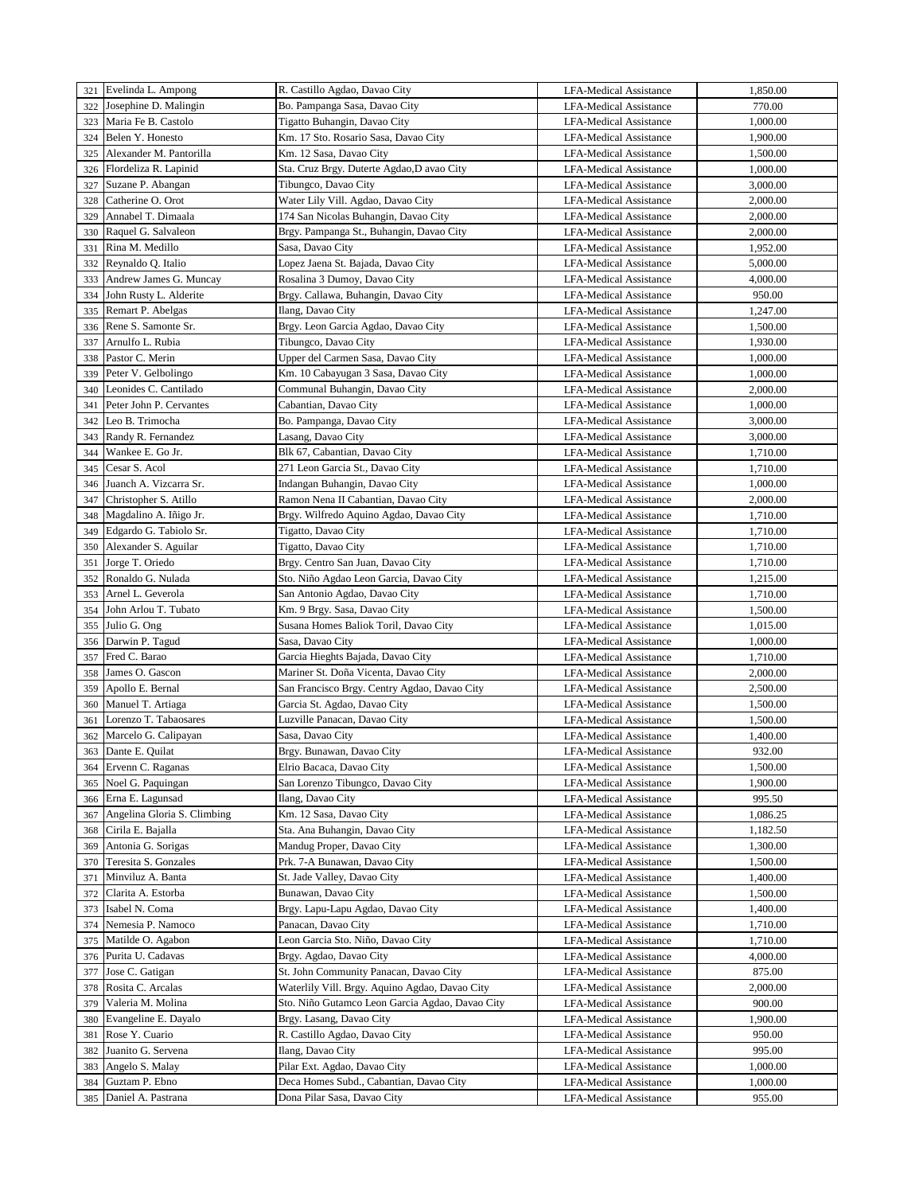| | | | | |
|---|---|---|---|---|
| 321 | Evelinda L. Ampong | R. Castillo Agdao, Davao City | LFA-Medical Assistance | 1,850.00 |
| 322 | Josephine D. Malingin | Bo. Pampanga Sasa, Davao City | LFA-Medical Assistance | 770.00 |
| 323 | Maria Fe B. Castolo | Tigatto Buhangin, Davao City | LFA-Medical Assistance | 1,000.00 |
| 324 | Belen Y. Honesto | Km. 17 Sto. Rosario Sasa, Davao City | LFA-Medical Assistance | 1,900.00 |
| 325 | Alexander M. Pantorilla | Km. 12 Sasa, Davao City | LFA-Medical Assistance | 1,500.00 |
| 326 | Flordeliza R. Lapinid | Sta. Cruz Brgy. Duterte Agdao,D avao City | LFA-Medical Assistance | 1,000.00 |
| 327 | Suzane P. Abangan | Tibungco, Davao City | LFA-Medical Assistance | 3,000.00 |
| 328 | Catherine O. Orot | Water Lily Vill. Agdao, Davao City | LFA-Medical Assistance | 2,000.00 |
| 329 | Annabel T. Dimaala | 174 San Nicolas Buhangin, Davao City | LFA-Medical Assistance | 2,000.00 |
| 330 | Raquel G. Salvaleon | Brgy. Pampanga St., Buhangin, Davao City | LFA-Medical Assistance | 2,000.00 |
| 331 | Rina M. Medillo | Sasa, Davao City | LFA-Medical Assistance | 1,952.00 |
| 332 | Reynaldo Q. Italio | Lopez Jaena St. Bajada, Davao City | LFA-Medical Assistance | 5,000.00 |
| 333 | Andrew James G. Muncay | Rosalina 3 Dumoy, Davao City | LFA-Medical Assistance | 4,000.00 |
| 334 | John Rusty L. Alderite | Brgy. Callawa, Buhangin, Davao City | LFA-Medical Assistance | 950.00 |
| 335 | Remart P. Abelgas | Ilang, Davao City | LFA-Medical Assistance | 1,247.00 |
| 336 | Rene S. Samonte Sr. | Brgy. Leon Garcia Agdao, Davao City | LFA-Medical Assistance | 1,500.00 |
| 337 | Arnulfo L. Rubia | Tibungco, Davao City | LFA-Medical Assistance | 1,930.00 |
| 338 | Pastor C. Merin | Upper del Carmen Sasa, Davao City | LFA-Medical Assistance | 1,000.00 |
| 339 | Peter V. Gelbolingo | Km. 10 Cabayugan 3 Sasa, Davao City | LFA-Medical Assistance | 1,000.00 |
| 340 | Leonides C. Cantilado | Communal Buhangin, Davao City | LFA-Medical Assistance | 2,000.00 |
| 341 | Peter John P. Cervantes | Cabantian, Davao City | LFA-Medical Assistance | 1,000.00 |
| 342 | Leo B. Trimocha | Bo. Pampanga, Davao City | LFA-Medical Assistance | 3,000.00 |
| 343 | Randy R. Fernandez | Lasang, Davao City | LFA-Medical Assistance | 3,000.00 |
| 344 | Wankee E. Go Jr. | Blk 67, Cabantian, Davao City | LFA-Medical Assistance | 1,710.00 |
| 345 | Cesar S. Acol | 271 Leon Garcia St., Davao City | LFA-Medical Assistance | 1,710.00 |
| 346 | Juanch A. Vizcarra Sr. | Indangan Buhangin, Davao City | LFA-Medical Assistance | 1,000.00 |
| 347 | Christopher S. Atillo | Ramon Nena II Cabantian, Davao City | LFA-Medical Assistance | 2,000.00 |
| 348 | Magdalino A. Iñigo Jr. | Brgy. Wilfredo Aquino Agdao, Davao City | LFA-Medical Assistance | 1,710.00 |
| 349 | Edgardo G. Tabiolo Sr. | Tigatto, Davao City | LFA-Medical Assistance | 1,710.00 |
| 350 | Alexander S. Aguilar | Tigatto, Davao City | LFA-Medical Assistance | 1,710.00 |
| 351 | Jorge T. Oriedo | Brgy. Centro San Juan, Davao City | LFA-Medical Assistance | 1,710.00 |
| 352 | Ronaldo G. Nulada | Sto. Niño Agdao Leon Garcia, Davao City | LFA-Medical Assistance | 1,215.00 |
| 353 | Arnel L. Geverola | San Antonio Agdao, Davao City | LFA-Medical Assistance | 1,710.00 |
| 354 | John Arlou T. Tubato | Km. 9 Brgy. Sasa, Davao City | LFA-Medical Assistance | 1,500.00 |
| 355 | Julio G. Ong | Susana Homes Baliok Toril, Davao City | LFA-Medical Assistance | 1,015.00 |
| 356 | Darwin P. Tagud | Sasa, Davao City | LFA-Medical Assistance | 1,000.00 |
| 357 | Fred C. Barao | Garcia Hieghts Bajada, Davao City | LFA-Medical Assistance | 1,710.00 |
| 358 | James O. Gascon | Mariner St. Doña Vicenta, Davao City | LFA-Medical Assistance | 2,000.00 |
| 359 | Apollo E. Bernal | San Francisco Brgy. Centry Agdao, Davao City | LFA-Medical Assistance | 2,500.00 |
| 360 | Manuel T. Artiaga | Garcia St. Agdao, Davao City | LFA-Medical Assistance | 1,500.00 |
| 361 | Lorenzo T. Tabaosares | Luzville Panacan, Davao City | LFA-Medical Assistance | 1,500.00 |
| 362 | Marcelo G. Calipayan | Sasa, Davao City | LFA-Medical Assistance | 1,400.00 |
| 363 | Dante E. Quilat | Brgy. Bunawan, Davao City | LFA-Medical Assistance | 932.00 |
| 364 | Ervenn C. Raganas | Elrio Bacaca, Davao City | LFA-Medical Assistance | 1,500.00 |
| 365 | Noel G. Paquingan | San Lorenzo Tibungco, Davao City | LFA-Medical Assistance | 1,900.00 |
| 366 | Erna E. Lagunsad | Ilang, Davao City | LFA-Medical Assistance | 995.50 |
| 367 | Angelina Gloria S. Climbing | Km. 12 Sasa, Davao City | LFA-Medical Assistance | 1,086.25 |
| 368 | Cirila E. Bajalla | Sta. Ana Buhangin, Davao City | LFA-Medical Assistance | 1,182.50 |
| 369 | Antonia G. Sorigas | Mandug Proper, Davao City | LFA-Medical Assistance | 1,300.00 |
| 370 | Teresita S. Gonzales | Prk. 7-A Bunawan, Davao City | LFA-Medical Assistance | 1,500.00 |
| 371 | Minviluz A. Banta | St. Jade Valley, Davao City | LFA-Medical Assistance | 1,400.00 |
| 372 | Clarita A. Estorba | Bunawan, Davao City | LFA-Medical Assistance | 1,500.00 |
| 373 | Isabel N. Coma | Brgy. Lapu-Lapu Agdao, Davao City | LFA-Medical Assistance | 1,400.00 |
| 374 | Nemesia P. Namoco | Panacan, Davao City | LFA-Medical Assistance | 1,710.00 |
| 375 | Matilde O. Agabon | Leon Garcia Sto. Niño, Davao City | LFA-Medical Assistance | 1,710.00 |
| 376 | Purita U. Cadavas | Brgy. Agdao, Davao City | LFA-Medical Assistance | 4,000.00 |
| 377 | Jose C. Gatigan | St. John Community Panacan, Davao City | LFA-Medical Assistance | 875.00 |
| 378 | Rosita C. Arcalas | Waterlily Vill. Brgy. Aquino Agdao, Davao City | LFA-Medical Assistance | 2,000.00 |
| 379 | Valeria M. Molina | Sto. Niño Gutamco Leon Garcia Agdao, Davao City | LFA-Medical Assistance | 900.00 |
| 380 | Evangeline E. Dayalo | Brgy. Lasang, Davao City | LFA-Medical Assistance | 1,900.00 |
| 381 | Rose Y. Cuario | R. Castillo Agdao, Davao City | LFA-Medical Assistance | 950.00 |
| 382 | Juanito G. Servena | Ilang, Davao City | LFA-Medical Assistance | 995.00 |
| 383 | Angelo S. Malay | Pilar Ext. Agdao, Davao City | LFA-Medical Assistance | 1,000.00 |
| 384 | Guztam P. Ebno | Deca Homes Subd., Cabantian, Davao City | LFA-Medical Assistance | 1,000.00 |
| 385 | Daniel A. Pastrana | Dona Pilar Sasa, Davao City | LFA-Medical Assistance | 955.00 |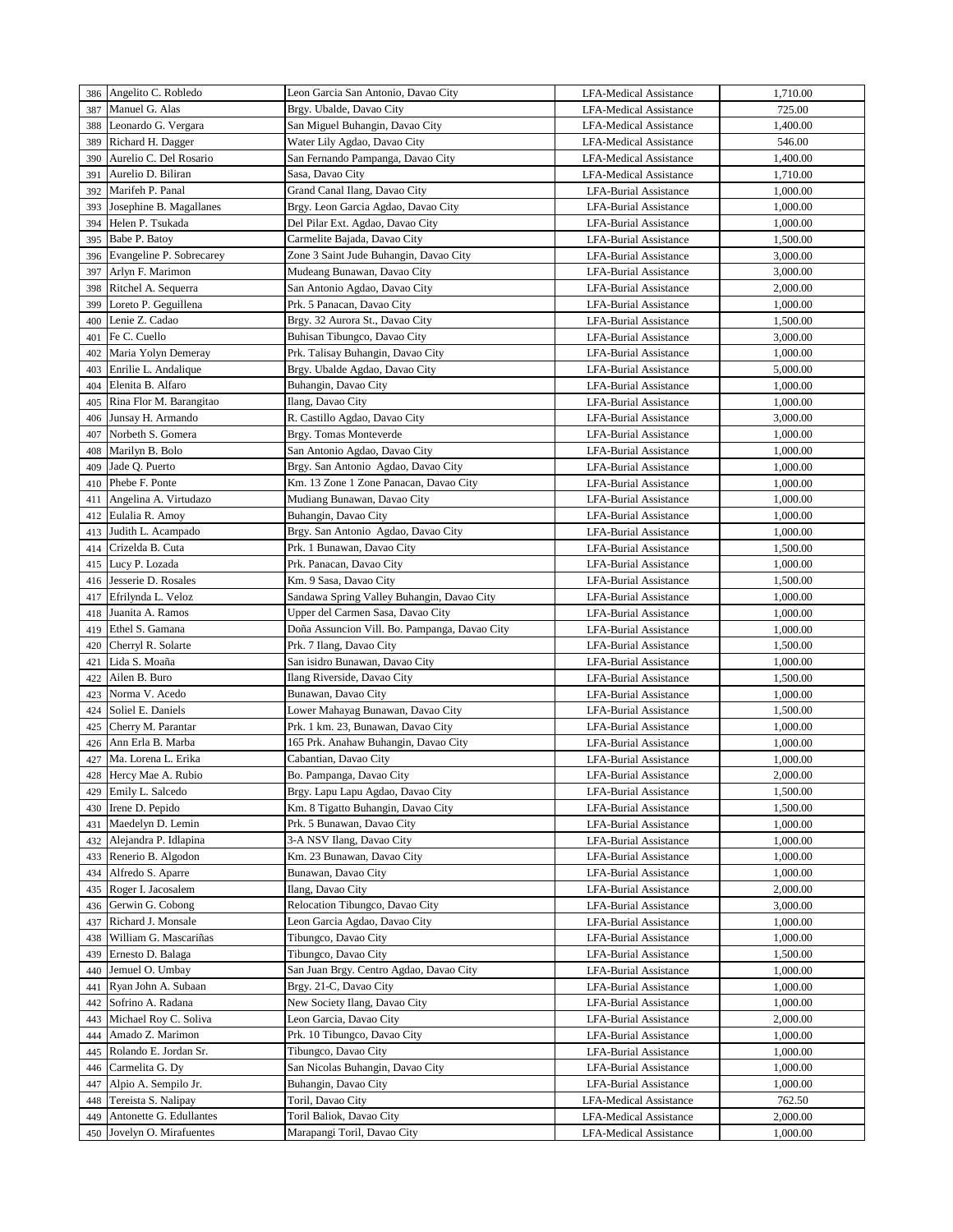| 386 | Angelito C. Robledo | Leon Garcia San Antonio, Davao City | LFA-Medical Assistance | 1,710.00 |
|---|---|---|---|---|
| 387 | Manuel G. Alas | Brgy. Ubalde, Davao City | LFA-Medical Assistance | 725.00 |
| 388 | Leonardo G. Vergara | San Miguel Buhangin, Davao City | LFA-Medical Assistance | 1,400.00 |
| 389 | Richard H. Dagger | Water Lily Agdao, Davao City | LFA-Medical Assistance | 546.00 |
| 390 | Aurelio C. Del Rosario | San Fernando Pampanga, Davao City | LFA-Medical Assistance | 1,400.00 |
| 391 | Aurelio D. Biliran | Sasa, Davao City | LFA-Medical Assistance | 1,710.00 |
| 392 | Marifeh P. Panal | Grand Canal Ilang, Davao City | LFA-Burial Assistance | 1,000.00 |
| 393 | Josephine B. Magallanes | Brgy. Leon Garcia Agdao, Davao City | LFA-Burial Assistance | 1,000.00 |
| 394 | Helen P. Tsukada | Del Pilar Ext. Agdao, Davao City | LFA-Burial Assistance | 1,000.00 |
| 395 | Babe P. Batoy | Carmelite Bajada, Davao City | LFA-Burial Assistance | 1,500.00 |
| 396 | Evangeline P. Sobrecarey | Zone 3 Saint Jude Buhangin, Davao City | LFA-Burial Assistance | 3,000.00 |
| 397 | Arlyn F. Marimon | Mudeang Bunawan, Davao City | LFA-Burial Assistance | 3,000.00 |
| 398 | Ritchel A. Sequerra | San Antonio Agdao, Davao City | LFA-Burial Assistance | 2,000.00 |
| 399 | Loreto P. Geguillena | Prk. 5 Panacan, Davao City | LFA-Burial Assistance | 1,000.00 |
| 400 | Lenie Z. Cadao | Brgy. 32 Aurora St., Davao City | LFA-Burial Assistance | 1,500.00 |
| 401 | Fe C. Cuello | Buhisan Tibungco, Davao City | LFA-Burial Assistance | 3,000.00 |
| 402 | Maria Yolyn Demeray | Prk. Talisay Buhangin, Davao City | LFA-Burial Assistance | 1,000.00 |
| 403 | Enrilie L. Andalique | Brgy. Ubalde Agdao, Davao City | LFA-Burial Assistance | 5,000.00 |
| 404 | Elenita B. Alfaro | Buhangin, Davao City | LFA-Burial Assistance | 1,000.00 |
| 405 | Rina Flor M. Barangitao | Ilang, Davao City | LFA-Burial Assistance | 1,000.00 |
| 406 | Junsay H. Armando | R. Castillo Agdao, Davao City | LFA-Burial Assistance | 3,000.00 |
| 407 | Norbeth S. Gomera | Brgy. Tomas Monteverde | LFA-Burial Assistance | 1,000.00 |
| 408 | Marilyn B. Bolo | San Antonio Agdao, Davao City | LFA-Burial Assistance | 1,000.00 |
| 409 | Jade Q. Puerto | Brgy. San Antonio Agdao, Davao City | LFA-Burial Assistance | 1,000.00 |
| 410 | Phebe F. Ponte | Km. 13 Zone 1 Zone Panacan, Davao City | LFA-Burial Assistance | 1,000.00 |
| 411 | Angelina A. Virtudazo | Mudiang Bunawan, Davao City | LFA-Burial Assistance | 1,000.00 |
| 412 | Eulalia R. Amoy | Buhangin, Davao City | LFA-Burial Assistance | 1,000.00 |
| 413 | Judith L. Acampado | Brgy. San Antonio Agdao, Davao City | LFA-Burial Assistance | 1,000.00 |
| 414 | Crizelda B. Cuta | Prk. 1 Bunawan, Davao City | LFA-Burial Assistance | 1,500.00 |
| 415 | Lucy P. Lozada | Prk. Panacan, Davao City | LFA-Burial Assistance | 1,000.00 |
| 416 | Jesserie D. Rosales | Km. 9 Sasa, Davao City | LFA-Burial Assistance | 1,500.00 |
| 417 | Efrilynda L. Veloz | Sandawa Spring Valley Buhangin, Davao City | LFA-Burial Assistance | 1,000.00 |
| 418 | Juanita A. Ramos | Upper del Carmen Sasa, Davao City | LFA-Burial Assistance | 1,000.00 |
| 419 | Ethel S. Gamana | Doña Assuncion Vill. Bo. Pampanga, Davao City | LFA-Burial Assistance | 1,000.00 |
| 420 | Cherryl R. Solarte | Prk. 7 Ilang, Davao City | LFA-Burial Assistance | 1,500.00 |
| 421 | Lida S. Moaña | San isidro Bunawan, Davao City | LFA-Burial Assistance | 1,000.00 |
| 422 | Ailen B. Buro | Ilang Riverside, Davao City | LFA-Burial Assistance | 1,500.00 |
| 423 | Norma V. Acedo | Bunawan, Davao City | LFA-Burial Assistance | 1,000.00 |
| 424 | Soliel E. Daniels | Lower Mahayag Bunawan, Davao City | LFA-Burial Assistance | 1,500.00 |
| 425 | Cherry M. Parantar | Prk. 1 km. 23, Bunawan, Davao City | LFA-Burial Assistance | 1,000.00 |
| 426 | Ann Erla B. Marba | 165 Prk. Anahaw Buhangin, Davao City | LFA-Burial Assistance | 1,000.00 |
| 427 | Ma. Lorena L. Erika | Cabantian, Davao City | LFA-Burial Assistance | 1,000.00 |
| 428 | Hercy Mae A. Rubio | Bo. Pampanga, Davao City | LFA-Burial Assistance | 2,000.00 |
| 429 | Emily L. Salcedo | Brgy. Lapu Lapu Agdao, Davao City | LFA-Burial Assistance | 1,500.00 |
| 430 | Irene D. Pepido | Km. 8 Tigatto Buhangin, Davao City | LFA-Burial Assistance | 1,500.00 |
| 431 | Maedelyn D. Lemin | Prk. 5 Bunawan, Davao City | LFA-Burial Assistance | 1,000.00 |
| 432 | Alejandra P. Idlapina | 3-A NSV Ilang, Davao City | LFA-Burial Assistance | 1,000.00 |
| 433 | Renerio B. Algodon | Km. 23 Bunawan, Davao City | LFA-Burial Assistance | 1,000.00 |
| 434 | Alfredo S. Aparre | Bunawan, Davao City | LFA-Burial Assistance | 1,000.00 |
| 435 | Roger I. Jacosalem | Ilang, Davao City | LFA-Burial Assistance | 2,000.00 |
| 436 | Gerwin G. Cobong | Relocation Tibungco, Davao City | LFA-Burial Assistance | 3,000.00 |
| 437 | Richard J. Monsale | Leon Garcia Agdao, Davao City | LFA-Burial Assistance | 1,000.00 |
| 438 | William G. Mascariñas | Tibungco, Davao City | LFA-Burial Assistance | 1,000.00 |
| 439 | Ernesto D. Balaga | Tibungco, Davao City | LFA-Burial Assistance | 1,500.00 |
| 440 | Jemuel O. Umbay | San Juan Brgy. Centro Agdao, Davao City | LFA-Burial Assistance | 1,000.00 |
| 441 | Ryan John A. Subaan | Brgy. 21-C, Davao City | LFA-Burial Assistance | 1,000.00 |
| 442 | Sofrino A. Radana | New Society Ilang, Davao City | LFA-Burial Assistance | 1,000.00 |
| 443 | Michael Roy C. Soliva | Leon Garcia, Davao City | LFA-Burial Assistance | 2,000.00 |
| 444 | Amado Z. Marimon | Prk. 10 Tibungco, Davao City | LFA-Burial Assistance | 1,000.00 |
| 445 | Rolando E. Jordan Sr. | Tibungco, Davao City | LFA-Burial Assistance | 1,000.00 |
| 446 | Carmelita G. Dy | San Nicolas Buhangin, Davao City | LFA-Burial Assistance | 1,000.00 |
| 447 | Alpio A. Sempilo Jr. | Buhangin, Davao City | LFA-Burial Assistance | 1,000.00 |
| 448 | Tereista S. Nalipay | Toril, Davao City | LFA-Medical Assistance | 762.50 |
| 449 | Antonette G. Edullantes | Toril Baliok, Davao City | LFA-Medical Assistance | 2,000.00 |
| 450 | Jovelyn O. Mirafuentes | Marapangi Toril, Davao City | LFA-Medical Assistance | 1,000.00 |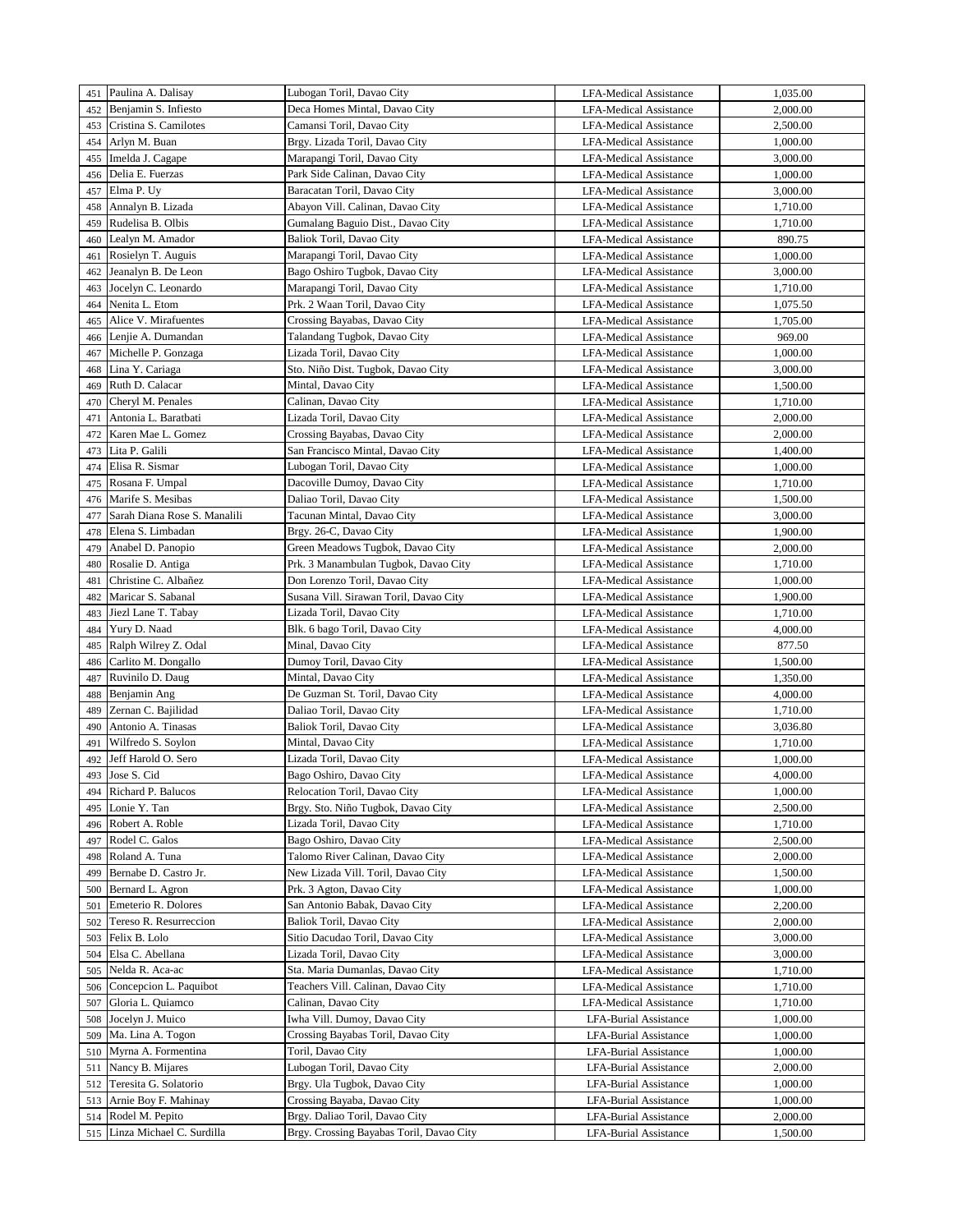| | | | | |
|---|---|---|---|---|
| 451 | Paulina A. Dalisay | Lubogan Toril, Davao City | LFA-Medical Assistance | 1,035.00 |
| 452 | Benjamin S. Infiesto | Deca Homes Mintal, Davao City | LFA-Medical Assistance | 2,000.00 |
| 453 | Cristina S. Camilotes | Camansi Toril, Davao City | LFA-Medical Assistance | 2,500.00 |
| 454 | Arlyn M. Buan | Brgy. Lizada Toril, Davao City | LFA-Medical Assistance | 1,000.00 |
| 455 | Imelda J. Cagape | Marapangi Toril, Davao City | LFA-Medical Assistance | 3,000.00 |
| 456 | Delia E. Fuerzas | Park Side Calinan, Davao City | LFA-Medical Assistance | 1,000.00 |
| 457 | Elma P. Uy | Baracatan Toril, Davao City | LFA-Medical Assistance | 3,000.00 |
| 458 | Annalyn B. Lizada | Abayon Vill. Calinan, Davao City | LFA-Medical Assistance | 1,710.00 |
| 459 | Rudelisa B. Olbis | Gumalang Baguio Dist., Davao City | LFA-Medical Assistance | 1,710.00 |
| 460 | Lealyn M. Amador | Baliok Toril, Davao City | LFA-Medical Assistance | 890.75 |
| 461 | Rosielyn T. Auguis | Marapangi Toril, Davao City | LFA-Medical Assistance | 1,000.00 |
| 462 | Jeanalyn B. De Leon | Bago Oshiro Tugbok, Davao City | LFA-Medical Assistance | 3,000.00 |
| 463 | Jocelyn C. Leonardo | Marapangi Toril, Davao City | LFA-Medical Assistance | 1,710.00 |
| 464 | Nenita L. Etom | Prk. 2 Waan Toril, Davao City | LFA-Medical Assistance | 1,075.50 |
| 465 | Alice V. Mirafuentes | Crossing Bayabas, Davao City | LFA-Medical Assistance | 1,705.00 |
| 466 | Lenjie A. Dumandan | Talandang Tugbok, Davao City | LFA-Medical Assistance | 969.00 |
| 467 | Michelle P. Gonzaga | Lizada Toril, Davao City | LFA-Medical Assistance | 1,000.00 |
| 468 | Lina Y. Cariaga | Sto. Niño Dist. Tugbok, Davao City | LFA-Medical Assistance | 3,000.00 |
| 469 | Ruth D. Calacar | Mintal, Davao City | LFA-Medical Assistance | 1,500.00 |
| 470 | Cheryl M. Penales | Calinan, Davao City | LFA-Medical Assistance | 1,710.00 |
| 471 | Antonia L. Baratbati | Lizada Toril, Davao City | LFA-Medical Assistance | 2,000.00 |
| 472 | Karen Mae L. Gomez | Crossing Bayabas, Davao City | LFA-Medical Assistance | 2,000.00 |
| 473 | Lita P. Galili | San Francisco Mintal, Davao City | LFA-Medical Assistance | 1,400.00 |
| 474 | Elisa R. Sismar | Lubogan Toril, Davao City | LFA-Medical Assistance | 1,000.00 |
| 475 | Rosana F. Umpal | Dacoville Dumoy, Davao City | LFA-Medical Assistance | 1,710.00 |
| 476 | Marife S. Mesibas | Daliao Toril, Davao City | LFA-Medical Assistance | 1,500.00 |
| 477 | Sarah Diana Rose S. Manalili | Tacunan Mintal, Davao City | LFA-Medical Assistance | 3,000.00 |
| 478 | Elena S. Limbadan | Brgy. 26-C, Davao City | LFA-Medical Assistance | 1,900.00 |
| 479 | Anabel D. Panopio | Green Meadows Tugbok, Davao City | LFA-Medical Assistance | 2,000.00 |
| 480 | Rosalie D. Antiga | Prk. 3 Manambulan Tugbok, Davao City | LFA-Medical Assistance | 1,710.00 |
| 481 | Christine C. Albañez | Don Lorenzo Toril, Davao City | LFA-Medical Assistance | 1,000.00 |
| 482 | Maricar S. Sabanal | Susana Vill. Sirawan Toril, Davao City | LFA-Medical Assistance | 1,900.00 |
| 483 | Jiezl Lane T. Tabay | Lizada Toril, Davao City | LFA-Medical Assistance | 1,710.00 |
| 484 | Yury D. Naad | Blk. 6 bago Toril, Davao City | LFA-Medical Assistance | 4,000.00 |
| 485 | Ralph Wilrey Z. Odal | Minal, Davao City | LFA-Medical Assistance | 877.50 |
| 486 | Carlito M. Dongallo | Dumoy Toril, Davao City | LFA-Medical Assistance | 1,500.00 |
| 487 | Ruvinilo D. Daug | Mintal, Davao City | LFA-Medical Assistance | 1,350.00 |
| 488 | Benjamin Ang | De Guzman St. Toril, Davao City | LFA-Medical Assistance | 4,000.00 |
| 489 | Zernan C. Bajilidad | Daliao Toril, Davao City | LFA-Medical Assistance | 1,710.00 |
| 490 | Antonio A. Tinasas | Baliok Toril, Davao City | LFA-Medical Assistance | 3,036.80 |
| 491 | Wilfredo S. Soylon | Mintal, Davao City | LFA-Medical Assistance | 1,710.00 |
| 492 | Jeff Harold O. Sero | Lizada Toril, Davao City | LFA-Medical Assistance | 1,000.00 |
| 493 | Jose S. Cid | Bago Oshiro, Davao City | LFA-Medical Assistance | 4,000.00 |
| 494 | Richard P. Balucos | Relocation Toril, Davao City | LFA-Medical Assistance | 1,000.00 |
| 495 | Lonie Y. Tan | Brgy. Sto. Niño Tugbok, Davao City | LFA-Medical Assistance | 2,500.00 |
| 496 | Robert A. Roble | Lizada Toril, Davao City | LFA-Medical Assistance | 1,710.00 |
| 497 | Rodel C. Galos | Bago Oshiro, Davao City | LFA-Medical Assistance | 2,500.00 |
| 498 | Roland A. Tuna | Talomo River Calinan, Davao City | LFA-Medical Assistance | 2,000.00 |
| 499 | Bernabe D. Castro Jr. | New Lizada Vill. Toril, Davao City | LFA-Medical Assistance | 1,500.00 |
| 500 | Bernard L. Agron | Prk. 3 Agton, Davao City | LFA-Medical Assistance | 1,000.00 |
| 501 | Emeterio R. Dolores | San Antonio Babak, Davao City | LFA-Medical Assistance | 2,200.00 |
| 502 | Tereso R. Resurreccion | Baliok Toril, Davao City | LFA-Medical Assistance | 2,000.00 |
| 503 | Felix B. Lolo | Sitio Dacudao Toril, Davao City | LFA-Medical Assistance | 3,000.00 |
| 504 | Elsa C. Abellana | Lizada Toril, Davao City | LFA-Medical Assistance | 3,000.00 |
| 505 | Nelda R. Aca-ac | Sta. Maria Dumanlas, Davao City | LFA-Medical Assistance | 1,710.00 |
| 506 | Concepcion L. Paquibot | Teachers Vill. Calinan, Davao City | LFA-Medical Assistance | 1,710.00 |
| 507 | Gloria L. Quiamco | Calinan, Davao City | LFA-Medical Assistance | 1,710.00 |
| 508 | Jocelyn J. Muico | Iwha Vill. Dumoy, Davao City | LFA-Burial Assistance | 1,000.00 |
| 509 | Ma. Lina A. Togon | Crossing Bayabas Toril, Davao City | LFA-Burial Assistance | 1,000.00 |
| 510 | Myrna A. Formentina | Toril, Davao City | LFA-Burial Assistance | 1,000.00 |
| 511 | Nancy B. Mijares | Lubogan Toril, Davao City | LFA-Burial Assistance | 2,000.00 |
| 512 | Teresita G. Solatorio | Brgy. Ula Tugbok, Davao City | LFA-Burial Assistance | 1,000.00 |
| 513 | Arnie Boy F. Mahinay | Crossing Bayaba, Davao City | LFA-Burial Assistance | 1,000.00 |
| 514 | Rodel M. Pepito | Brgy. Daliao Toril, Davao City | LFA-Burial Assistance | 2,000.00 |
| 515 | Linza Michael C. Surdilla | Brgy. Crossing Bayabas Toril, Davao City | LFA-Burial Assistance | 1,500.00 |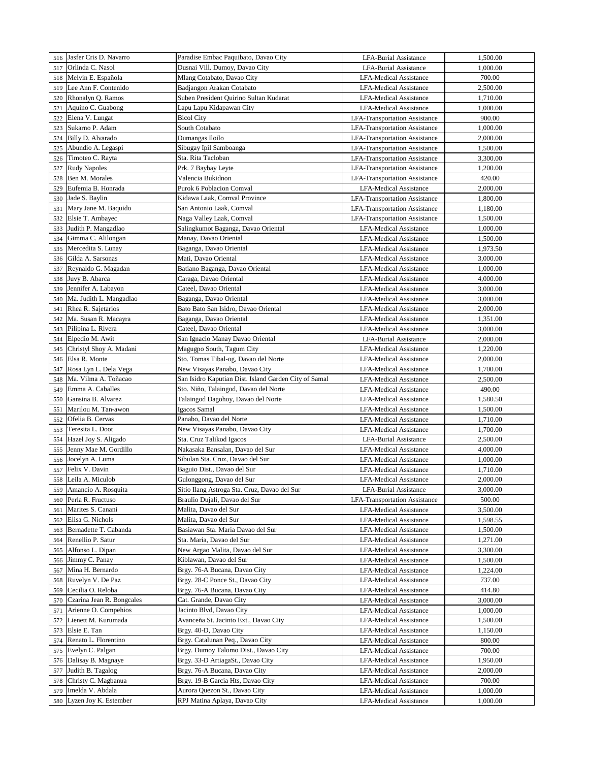| 516 | Jasfer Cris D. Navarro | Paradise Embac Paquibato, Davao City | LFA-Burial Assistance | 1,500.00 |
|---|---|---|---|---|
| 517 | Orlinda C. Nasol | Dusnai Vill. Dumoy, Davao City | LFA-Burial Assistance | 1,000.00 |
| 518 | Melvin E. Española | Mlang Cotabato, Davao City | LFA-Medical Assistance | 700.00 |
| 519 | Lee Ann F. Contenido | Badjangon Arakan Cotabato | LFA-Medical Assistance | 2,500.00 |
| 520 | Rhonalyn Q. Ramos | Suben President Quirino Sultan Kudarat | LFA-Medical Assistance | 1,710.00 |
| 521 | Aquino C. Guabong | Lapu Lapu Kidapawan City | LFA-Medical Assistance | 1,000.00 |
| 522 | Elena V. Lungat | Bicol City | LFA-Transportation Assistance | 900.00 |
| 523 | Sukarno P. Adam | South Cotabato | LFA-Transportation Assistance | 1,000.00 |
| 524 | Billy D. Alvarado | Dumangas Iloilo | LFA-Transportation Assistance | 2,000.00 |
| 525 | Abundio A. Legaspi | Sibugay Ipil Samboanga | LFA-Transportation Assistance | 1,500.00 |
| 526 | Timoteo C. Rayta | Sta. Rita Tacloban | LFA-Transportation Assistance | 3,300.00 |
| 527 | Rudy Napoles | Prk. 7 Baybay Leyte | LFA-Transportation Assistance | 1,200.00 |
| 528 | Ben M. Morales | Valencia Bukidnon | LFA-Transportation Assistance | 420.00 |
| 529 | Eufemia B. Honrada | Purok 6 Poblacion Comval | LFA-Medical Assistance | 2,000.00 |
| 530 | Jade S. Baylin | Kidawa Laak, Comval Province | LFA-Transportation Assistance | 1,800.00 |
| 531 | Mary Jane M. Baquido | San Antonio Laak, Comval | LFA-Transportation Assistance | 1,180.00 |
| 532 | Elsie T. Ambayec | Naga Valley Laak, Comval | LFA-Transportation Assistance | 1,500.00 |
| 533 | Judith P. Mangadlao | Salingkumot Baganga, Davao Oriental | LFA-Medical Assistance | 1,000.00 |
| 534 | Gimma C. Alilongan | Manay, Davao Oriental | LFA-Medical Assistance | 1,500.00 |
| 535 | Mercedita S. Lunay | Baganga, Davao Oriental | LFA-Medical Assistance | 1,973.50 |
| 536 | Gilda A. Sarsonas | Mati, Davao Oriental | LFA-Medical Assistance | 3,000.00 |
| 537 | Reynaldo G. Magadan | Batiano Baganga, Davao Oriental | LFA-Medical Assistance | 1,000.00 |
| 538 | Juvy B. Abarca | Caraga, Davao Oriental | LFA-Medical Assistance | 4,000.00 |
| 539 | Jennifer A. Labayon | Cateel, Davao Oriental | LFA-Medical Assistance | 3,000.00 |
| 540 | Ma. Judith L. Mangadlao | Baganga, Davao Oriental | LFA-Medical Assistance | 3,000.00 |
| 541 | Rhea R. Sajetarios | Bato Bato San Isidro, Davao Oriental | LFA-Medical Assistance | 2,000.00 |
| 542 | Ma. Susan R. Macayra | Baganga, Davao Oriental | LFA-Medical Assistance | 1,351.00 |
| 543 | Pilipina L. Rivera | Cateel, Davao Oriental | LFA-Medical Assistance | 3,000.00 |
| 544 | Elpedio M. Awit | San Ignacio Manay Davao Oriental | LFA-Burial Assistance | 2,000.00 |
| 545 | Christyl Shoy A. Madani | Magugpo South, Tagum City | LFA-Medical Assistance | 1,220.00 |
| 546 | Elsa R. Monte | Sto. Tomas Tibal-og, Davao del Norte | LFA-Medical Assistance | 2,000.00 |
| 547 | Rosa Lyn L. Dela Vega | New Visayas Panabo, Davao City | LFA-Medical Assistance | 1,700.00 |
| 548 | Ma. Vilma A. Toñacao | San Isidro Kaputian Dist. Island Garden City of Samal | LFA-Medical Assistance | 2,500.00 |
| 549 | Emma A. Caballes | Sto. Niño, Talaingod, Davao del Norte | LFA-Medical Assistance | 490.00 |
| 550 | Gansina B. Alvarez | Talaingod Dagohoy, Davao del Norte | LFA-Medical Assistance | 1,580.50 |
| 551 | Marilou M. Tan-awon | Igacos Samal | LFA-Medical Assistance | 1,500.00 |
| 552 | Ofelia B. Cervas | Panabo, Davao del Norte | LFA-Medical Assistance | 1,710.00 |
| 553 | Teresita L. Doot | New Visayas Panabo, Davao City | LFA-Medical Assistance | 1,700.00 |
| 554 | Hazel Joy S. Aligado | Sta. Cruz Talikod Igacos | LFA-Burial Assistance | 2,500.00 |
| 555 | Jenny Mae M. Gordillo | Nakasaka Bansalan, Davao del Sur | LFA-Medical Assistance | 4,000.00 |
| 556 | Jocelyn A. Luma | Sibulan Sta. Cruz, Davao del Sur | LFA-Medical Assistance | 1,000.00 |
| 557 | Felix V. Davin | Baguio Dist., Davao del Sur | LFA-Medical Assistance | 1,710.00 |
| 558 | Leila A. Miculob | Gulonggong, Davao del Sur | LFA-Medical Assistance | 2,000.00 |
| 559 | Amancio A. Rosquita | Sitio Ilang Astroga Sta. Cruz, Davao del Sur | LFA-Burial Assistance | 3,000.00 |
| 560 | Perla R. Fructuso | Braulio Dujali, Davao del Sur | LFA-Transportation Assistance | 500.00 |
| 561 | Marites S. Canani | Malita, Davao del Sur | LFA-Medical Assistance | 3,500.00 |
| 562 | Elisa G. Nichols | Malita, Davao del Sur | LFA-Medical Assistance | 1,598.55 |
| 563 | Bernadette T. Cabanda | Basiawan Sta. Maria Davao del Sur | LFA-Medical Assistance | 1,500.00 |
| 564 | Renellio P. Satur | Sta. Maria, Davao del Sur | LFA-Medical Assistance | 1,271.00 |
| 565 | Alfonso L. Dipan | New Argao Malita, Davao del Sur | LFA-Medical Assistance | 3,300.00 |
| 566 | Jimmy C. Panay | Kiblawan, Davao del Sur | LFA-Medical Assistance | 1,500.00 |
| 567 | Mina H. Bernardo | Brgy. 76-A Bucana, Davao City | LFA-Medical Assistance | 1,224.00 |
| 568 | Ruvelyn V. De Paz | Brgy. 28-C Ponce St., Davao City | LFA-Medical Assistance | 737.00 |
| 569 | Cecilia O. Reloba | Brgy. 76-A Bucana, Davao City | LFA-Medical Assistance | 414.80 |
| 570 | Czarina Jean R. Bongcales | Cat. Grande, Davao City | LFA-Medical Assistance | 3,000.00 |
| 571 | Arienne O. Compehios | Jacinto Blvd, Davao City | LFA-Medical Assistance | 1,000.00 |
| 572 | Lienett M. Kurumada | Avanceña St. Jacinto Ext., Davao City | LFA-Medical Assistance | 1,500.00 |
| 573 | Elsie E. Tan | Brgy. 40-D, Davao City | LFA-Medical Assistance | 1,150.00 |
| 574 | Renato L. Florentino | Brgy. Catalunan Peq., Davao City | LFA-Medical Assistance | 800.00 |
| 575 | Evelyn C. Palgan | Brgy. Dumoy Talomo Dist., Davao City | LFA-Medical Assistance | 700.00 |
| 576 | Dalisay B. Magnaye | Brgy. 33-D ArtiagaSt., Davao City | LFA-Medical Assistance | 1,950.00 |
| 577 | Judith B. Tagalog | Brgy. 76-A Bucana, Davao City | LFA-Medical Assistance | 2,000.00 |
| 578 | Christy C. Magbanua | Brgy. 19-B Garcia Hts, Davao City | LFA-Medical Assistance | 700.00 |
| 579 | Imelda V. Abdala | Aurora Quezon St., Davao City | LFA-Medical Assistance | 1,000.00 |
| 580 | Lyzen Joy K. Estember | RPJ Matina Aplaya, Davao City | LFA-Medical Assistance | 1,000.00 |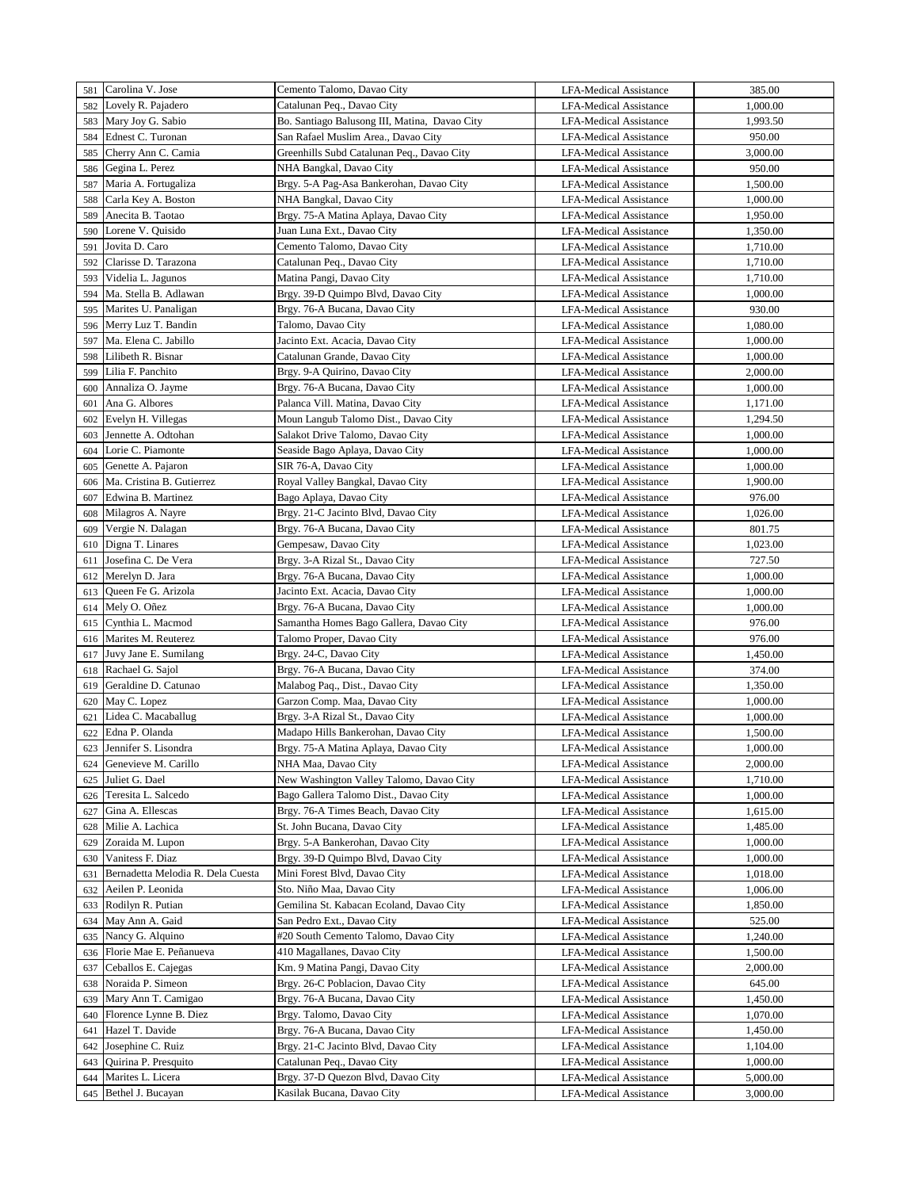| 581 | Carolina V. Jose | Cemento Talomo, Davao City | LFA-Medical Assistance | 385.00 |
|---|---|---|---|---|
| 582 | Lovely R. Pajadero | Catalunan Peq., Davao City | LFA-Medical Assistance | 1,000.00 |
| 583 | Mary Joy G. Sabio | Bo. Santiago Balusong III, Matina, Davao City | LFA-Medical Assistance | 1,993.50 |
| 584 | Ednest C. Turonan | San Rafael Muslim Area., Davao City | LFA-Medical Assistance | 950.00 |
| 585 | Cherry Ann C. Camia | Greenhills Subd Catalunan Peq., Davao City | LFA-Medical Assistance | 3,000.00 |
| 586 | Gegina L. Perez | NHA Bangkal, Davao City | LFA-Medical Assistance | 950.00 |
| 587 | Maria A. Fortugaliza | Brgy. 5-A Pag-Asa Bankerohan, Davao City | LFA-Medical Assistance | 1,500.00 |
| 588 | Carla Key A. Boston | NHA Bangkal, Davao City | LFA-Medical Assistance | 1,000.00 |
| 589 | Anecita B. Taotao | Brgy. 75-A Matina Aplaya, Davao City | LFA-Medical Assistance | 1,950.00 |
| 590 | Lorene V. Quisido | Juan Luna Ext., Davao City | LFA-Medical Assistance | 1,350.00 |
| 591 | Jovita D. Caro | Cemento Talomo, Davao City | LFA-Medical Assistance | 1,710.00 |
| 592 | Clarisse D. Tarazona | Catalunan Peq., Davao City | LFA-Medical Assistance | 1,710.00 |
| 593 | Videlia L. Jagunos | Matina Pangi, Davao City | LFA-Medical Assistance | 1,710.00 |
| 594 | Ma. Stella B. Adlawan | Brgy. 39-D Quimpo Blvd, Davao City | LFA-Medical Assistance | 1,000.00 |
| 595 | Marites U. Panaligan | Brgy. 76-A Bucana, Davao City | LFA-Medical Assistance | 930.00 |
| 596 | Merry Luz T. Bandin | Talomo, Davao City | LFA-Medical Assistance | 1,080.00 |
| 597 | Ma. Elena C. Jabillo | Jacinto Ext. Acacia, Davao City | LFA-Medical Assistance | 1,000.00 |
| 598 | Lilibeth R. Bisnar | Catalunan Grande, Davao City | LFA-Medical Assistance | 1,000.00 |
| 599 | Lilia F. Panchito | Brgy. 9-A Quirino, Davao City | LFA-Medical Assistance | 2,000.00 |
| 600 | Annaliza O. Jayme | Brgy. 76-A Bucana, Davao City | LFA-Medical Assistance | 1,000.00 |
| 601 | Ana G. Albores | Palanca Vill. Matina, Davao City | LFA-Medical Assistance | 1,171.00 |
| 602 | Evelyn H. Villegas | Moun Langub Talomo Dist., Davao City | LFA-Medical Assistance | 1,294.50 |
| 603 | Jennette A. Odtohan | Salakot Drive Talomo, Davao City | LFA-Medical Assistance | 1,000.00 |
| 604 | Lorie C. Piamonte | Seaside Bago Aplaya, Davao City | LFA-Medical Assistance | 1,000.00 |
| 605 | Genette A. Pajaron | SIR 76-A, Davao City | LFA-Medical Assistance | 1,000.00 |
| 606 | Ma. Cristina B. Gutierrez | Royal Valley Bangkal, Davao City | LFA-Medical Assistance | 1,900.00 |
| 607 | Edwina B. Martinez | Bago Aplaya, Davao City | LFA-Medical Assistance | 976.00 |
| 608 | Milagros A. Nayre | Brgy. 21-C Jacinto Blvd, Davao City | LFA-Medical Assistance | 1,026.00 |
| 609 | Vergie N. Dalagan | Brgy. 76-A Bucana, Davao City | LFA-Medical Assistance | 801.75 |
| 610 | Digna T. Linares | Gempesaw, Davao City | LFA-Medical Assistance | 1,023.00 |
| 611 | Josefina C. De Vera | Brgy. 3-A Rizal St., Davao City | LFA-Medical Assistance | 727.50 |
| 612 | Merelyn D. Jara | Brgy. 76-A Bucana, Davao City | LFA-Medical Assistance | 1,000.00 |
| 613 | Queen Fe G. Arizola | Jacinto Ext. Acacia, Davao City | LFA-Medical Assistance | 1,000.00 |
| 614 | Mely O. Oñez | Brgy. 76-A Bucana, Davao City | LFA-Medical Assistance | 1,000.00 |
| 615 | Cynthia L. Macmod | Samantha Homes Bago Gallera, Davao City | LFA-Medical Assistance | 976.00 |
| 616 | Marites M. Reuterez | Talomo Proper, Davao City | LFA-Medical Assistance | 976.00 |
| 617 | Juvy Jane E. Sumilang | Brgy. 24-C, Davao City | LFA-Medical Assistance | 1,450.00 |
| 618 | Rachael G. Sajol | Brgy. 76-A Bucana, Davao City | LFA-Medical Assistance | 374.00 |
| 619 | Geraldine D. Catunao | Malabog Paq., Dist., Davao City | LFA-Medical Assistance | 1,350.00 |
| 620 | May C. Lopez | Garzon Comp. Maa, Davao City | LFA-Medical Assistance | 1,000.00 |
| 621 | Lidea C. Macaballug | Brgy. 3-A Rizal St., Davao City | LFA-Medical Assistance | 1,000.00 |
| 622 | Edna P. Olanda | Madapo Hills Bankerohan, Davao City | LFA-Medical Assistance | 1,500.00 |
| 623 | Jennifer S. Lisondra | Brgy. 75-A Matina Aplaya, Davao City | LFA-Medical Assistance | 1,000.00 |
| 624 | Genevieve M. Carillo | NHA Maa, Davao City | LFA-Medical Assistance | 2,000.00 |
| 625 | Juliet G. Dael | New Washington Valley Talomo, Davao City | LFA-Medical Assistance | 1,710.00 |
| 626 | Teresita L. Salcedo | Bago Gallera Talomo Dist., Davao City | LFA-Medical Assistance | 1,000.00 |
| 627 | Gina A. Ellescas | Brgy. 76-A Times Beach, Davao City | LFA-Medical Assistance | 1,615.00 |
| 628 | Milie A. Lachica | St. John Bucana, Davao City | LFA-Medical Assistance | 1,485.00 |
| 629 | Zoraida M. Lupon | Brgy. 5-A Bankerohan, Davao City | LFA-Medical Assistance | 1,000.00 |
| 630 | Vanitess F. Diaz | Brgy. 39-D Quimpo Blvd, Davao City | LFA-Medical Assistance | 1,000.00 |
| 631 | Bernadetta Melodia R. Dela Cuesta | Mini Forest Blvd, Davao City | LFA-Medical Assistance | 1,018.00 |
| 632 | Aeilen P. Leonida | Sto. Niño Maa, Davao City | LFA-Medical Assistance | 1,006.00 |
| 633 | Rodilyn R. Putian | Gemilina St. Kabacan Ecoland, Davao City | LFA-Medical Assistance | 1,850.00 |
| 634 | May Ann A. Gaid | San Pedro Ext., Davao City | LFA-Medical Assistance | 525.00 |
| 635 | Nancy G. Alquino | #20 South Cemento Talomo, Davao City | LFA-Medical Assistance | 1,240.00 |
| 636 | Florie Mae E. Peñanueva | 410 Magallanes, Davao City | LFA-Medical Assistance | 1,500.00 |
| 637 | Ceballos E. Cajegas | Km. 9 Matina Pangi, Davao City | LFA-Medical Assistance | 2,000.00 |
| 638 | Noraida P. Simeon | Brgy. 26-C Poblacion, Davao City | LFA-Medical Assistance | 645.00 |
| 639 | Mary Ann T. Camigao | Brgy. 76-A Bucana, Davao City | LFA-Medical Assistance | 1,450.00 |
| 640 | Florence Lynne B. Diez | Brgy. Talomo, Davao City | LFA-Medical Assistance | 1,070.00 |
| 641 | Hazel T. Davide | Brgy. 76-A Bucana, Davao City | LFA-Medical Assistance | 1,450.00 |
| 642 | Josephine C. Ruiz | Brgy. 21-C Jacinto Blvd, Davao City | LFA-Medical Assistance | 1,104.00 |
| 643 | Quirina P. Presquito | Catalunan Peq., Davao City | LFA-Medical Assistance | 1,000.00 |
| 644 | Marites L. Licera | Brgy. 37-D Quezon Blvd, Davao City | LFA-Medical Assistance | 5,000.00 |
| 645 | Bethel J. Bucayan | Kasilak Bucana, Davao City | LFA-Medical Assistance | 3,000.00 |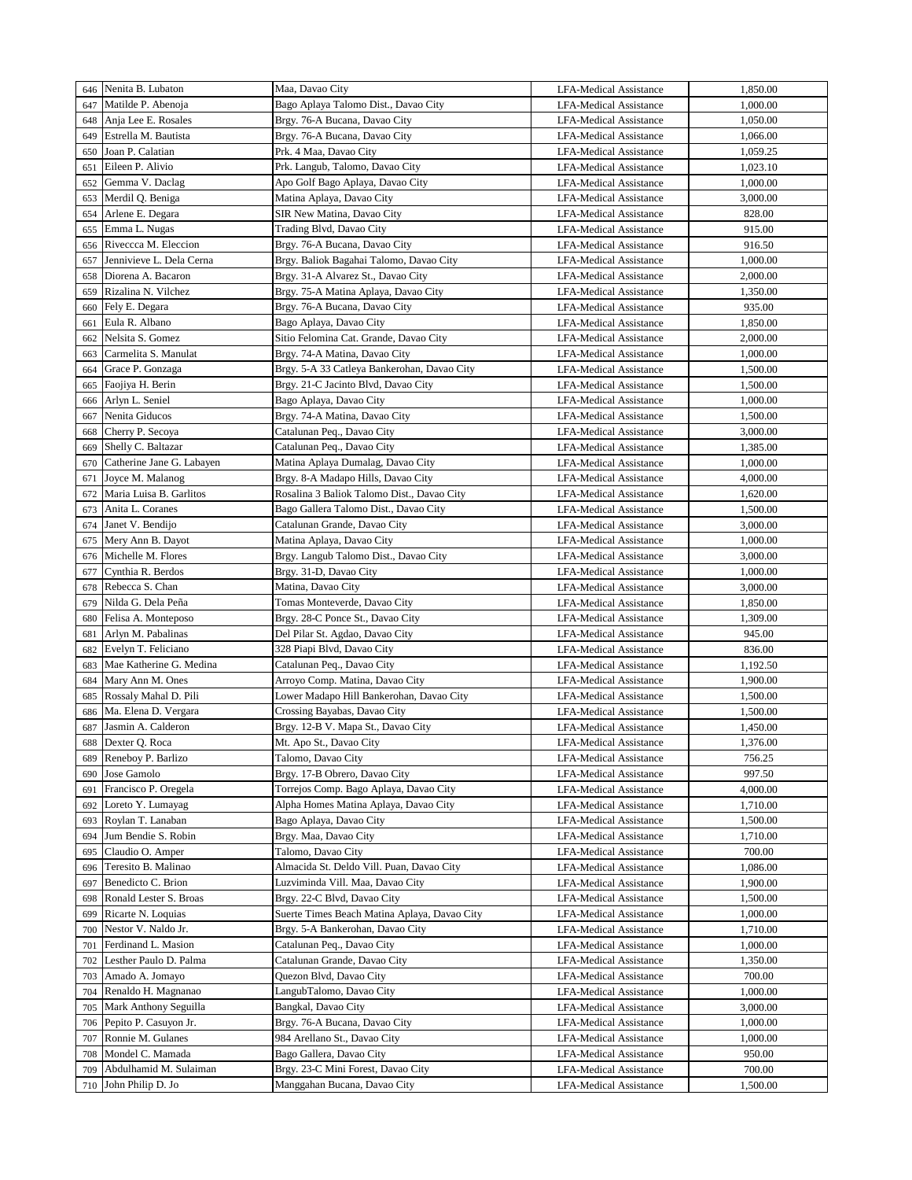| | | | | |
|---|---|---|---|---|
| 646 | Nenita B. Lubaton | Maa, Davao City | LFA-Medical Assistance | 1,850.00 |
| 647 | Matilde P. Abenoja | Bago Aplaya Talomo Dist., Davao City | LFA-Medical Assistance | 1,000.00 |
| 648 | Anja Lee E. Rosales | Brgy. 76-A Bucana, Davao City | LFA-Medical Assistance | 1,050.00 |
| 649 | Estrella M. Bautista | Brgy. 76-A Bucana, Davao City | LFA-Medical Assistance | 1,066.00 |
| 650 | Joan P. Calatian | Prk. 4 Maa, Davao City | LFA-Medical Assistance | 1,059.25 |
| 651 | Eileen P. Alivio | Prk. Langub, Talomo, Davao City | LFA-Medical Assistance | 1,023.10 |
| 652 | Gemma V. Daclag | Apo Golf Bago Aplaya, Davao City | LFA-Medical Assistance | 1,000.00 |
| 653 | Merdil Q. Beniga | Matina Aplaya, Davao City | LFA-Medical Assistance | 3,000.00 |
| 654 | Arlene E. Degara | SIR New Matina, Davao City | LFA-Medical Assistance | 828.00 |
| 655 | Emma L. Nugas | Trading Blvd, Davao City | LFA-Medical Assistance | 915.00 |
| 656 | Riveccca M. Eleccion | Brgy. 76-A Bucana, Davao City | LFA-Medical Assistance | 916.50 |
| 657 | Jennivieve L. Dela Cerna | Brgy. Baliok Bagahai Talomo, Davao City | LFA-Medical Assistance | 1,000.00 |
| 658 | Diorena A. Bacaron | Brgy. 31-A Alvarez St., Davao City | LFA-Medical Assistance | 2,000.00 |
| 659 | Rizalina N. Vilchez | Brgy. 75-A Matina Aplaya, Davao City | LFA-Medical Assistance | 1,350.00 |
| 660 | Fely E. Degara | Brgy. 76-A Bucana, Davao City | LFA-Medical Assistance | 935.00 |
| 661 | Eula R. Albano | Bago Aplaya, Davao City | LFA-Medical Assistance | 1,850.00 |
| 662 | Nelsita S. Gomez | Sitio Felomina Cat. Grande, Davao City | LFA-Medical Assistance | 2,000.00 |
| 663 | Carmelita S. Manulat | Brgy. 74-A Matina, Davao City | LFA-Medical Assistance | 1,000.00 |
| 664 | Grace P. Gonzaga | Brgy. 5-A 33 Catleya Bankerohan, Davao City | LFA-Medical Assistance | 1,500.00 |
| 665 | Faojiya H. Berin | Brgy. 21-C Jacinto Blvd, Davao City | LFA-Medical Assistance | 1,500.00 |
| 666 | Arlyn L. Seniel | Bago Aplaya, Davao City | LFA-Medical Assistance | 1,000.00 |
| 667 | Nenita Giducos | Brgy. 74-A Matina, Davao City | LFA-Medical Assistance | 1,500.00 |
| 668 | Cherry P. Secoya | Catalunan Peq., Davao City | LFA-Medical Assistance | 3,000.00 |
| 669 | Shelly C. Baltazar | Catalunan Peq., Davao City | LFA-Medical Assistance | 1,385.00 |
| 670 | Catherine Jane G. Labayen | Matina Aplaya Dumalag, Davao City | LFA-Medical Assistance | 1,000.00 |
| 671 | Joyce M. Malanog | Brgy. 8-A Madapo Hills, Davao City | LFA-Medical Assistance | 4,000.00 |
| 672 | Maria Luisa B. Garlitos | Rosalina 3 Baliok Talomo Dist., Davao City | LFA-Medical Assistance | 1,620.00 |
| 673 | Anita L. Coranes | Bago Gallera Talomo Dist., Davao City | LFA-Medical Assistance | 1,500.00 |
| 674 | Janet V. Bendijo | Catalunan Grande, Davao City | LFA-Medical Assistance | 3,000.00 |
| 675 | Mery Ann B. Dayot | Matina Aplaya, Davao City | LFA-Medical Assistance | 1,000.00 |
| 676 | Michelle M. Flores | Brgy. Langub Talomo Dist., Davao City | LFA-Medical Assistance | 3,000.00 |
| 677 | Cynthia R. Berdos | Brgy. 31-D, Davao City | LFA-Medical Assistance | 1,000.00 |
| 678 | Rebecca S. Chan | Matina, Davao City | LFA-Medical Assistance | 3,000.00 |
| 679 | Nilda G. Dela Peña | Tomas Monteverde, Davao City | LFA-Medical Assistance | 1,850.00 |
| 680 | Felisa A. Monteposo | Brgy. 28-C Ponce St., Davao City | LFA-Medical Assistance | 1,309.00 |
| 681 | Arlyn M. Pabalinas | Del Pilar St. Agdao, Davao City | LFA-Medical Assistance | 945.00 |
| 682 | Evelyn T. Feliciano | 328 Piapi Blvd, Davao City | LFA-Medical Assistance | 836.00 |
| 683 | Mae Katherine G. Medina | Catalunan Peq., Davao City | LFA-Medical Assistance | 1,192.50 |
| 684 | Mary Ann M. Ones | Arroyo Comp. Matina, Davao City | LFA-Medical Assistance | 1,900.00 |
| 685 | Rossaly Mahal D. Pili | Lower Madapo Hill Bankerohan, Davao City | LFA-Medical Assistance | 1,500.00 |
| 686 | Ma. Elena D. Vergara | Crossing Bayabas, Davao City | LFA-Medical Assistance | 1,500.00 |
| 687 | Jasmin A. Calderon | Brgy. 12-B V. Mapa St., Davao City | LFA-Medical Assistance | 1,450.00 |
| 688 | Dexter Q. Roca | Mt. Apo St., Davao City | LFA-Medical Assistance | 1,376.00 |
| 689 | Reneboy P. Barlizo | Talomo, Davao City | LFA-Medical Assistance | 756.25 |
| 690 | Jose Gamolo | Brgy. 17-B Obrero, Davao City | LFA-Medical Assistance | 997.50 |
| 691 | Francisco P. Oregela | Torrejos Comp. Bago Aplaya, Davao City | LFA-Medical Assistance | 4,000.00 |
| 692 | Loreto Y. Lumayag | Alpha Homes Matina Aplaya, Davao City | LFA-Medical Assistance | 1,710.00 |
| 693 | Roylan T. Lanaban | Bago Aplaya, Davao City | LFA-Medical Assistance | 1,500.00 |
| 694 | Jum Bendie S. Robin | Brgy. Maa, Davao City | LFA-Medical Assistance | 1,710.00 |
| 695 | Claudio O. Amper | Talomo, Davao City | LFA-Medical Assistance | 700.00 |
| 696 | Teresito B. Malinao | Almacida St. Deldo Vill. Puan, Davao City | LFA-Medical Assistance | 1,086.00 |
| 697 | Benedicto C. Brion | Luzviminda Vill. Maa, Davao City | LFA-Medical Assistance | 1,900.00 |
| 698 | Ronald Lester S. Broas | Brgy. 22-C Blvd, Davao City | LFA-Medical Assistance | 1,500.00 |
| 699 | Ricarte N. Loquias | Suerte Times Beach Matina Aplaya, Davao City | LFA-Medical Assistance | 1,000.00 |
| 700 | Nestor V. Naldo Jr. | Brgy. 5-A Bankerohan, Davao City | LFA-Medical Assistance | 1,710.00 |
| 701 | Ferdinand L. Masion | Catalunan Peq., Davao City | LFA-Medical Assistance | 1,000.00 |
| 702 | Lesther Paulo D. Palma | Catalunan Grande, Davao City | LFA-Medical Assistance | 1,350.00 |
| 703 | Amado A. Jomayo | Quezon Blvd, Davao City | LFA-Medical Assistance | 700.00 |
| 704 | Renaldo H. Magnanao | LangubTalomo, Davao City | LFA-Medical Assistance | 1,000.00 |
| 705 | Mark Anthony Seguilla | Bangkal, Davao City | LFA-Medical Assistance | 3,000.00 |
| 706 | Pepito P. Casuyon Jr. | Brgy. 76-A Bucana, Davao City | LFA-Medical Assistance | 1,000.00 |
| 707 | Ronnie M. Gulanes | 984 Arellano St., Davao City | LFA-Medical Assistance | 1,000.00 |
| 708 | Mondel C. Mamada | Bago Gallera, Davao City | LFA-Medical Assistance | 950.00 |
| 709 | Abdulhamid M. Sulaiman | Brgy. 23-C Mini Forest, Davao City | LFA-Medical Assistance | 700.00 |
| 710 | John Philip D. Jo | Manggahan Bucana, Davao City | LFA-Medical Assistance | 1,500.00 |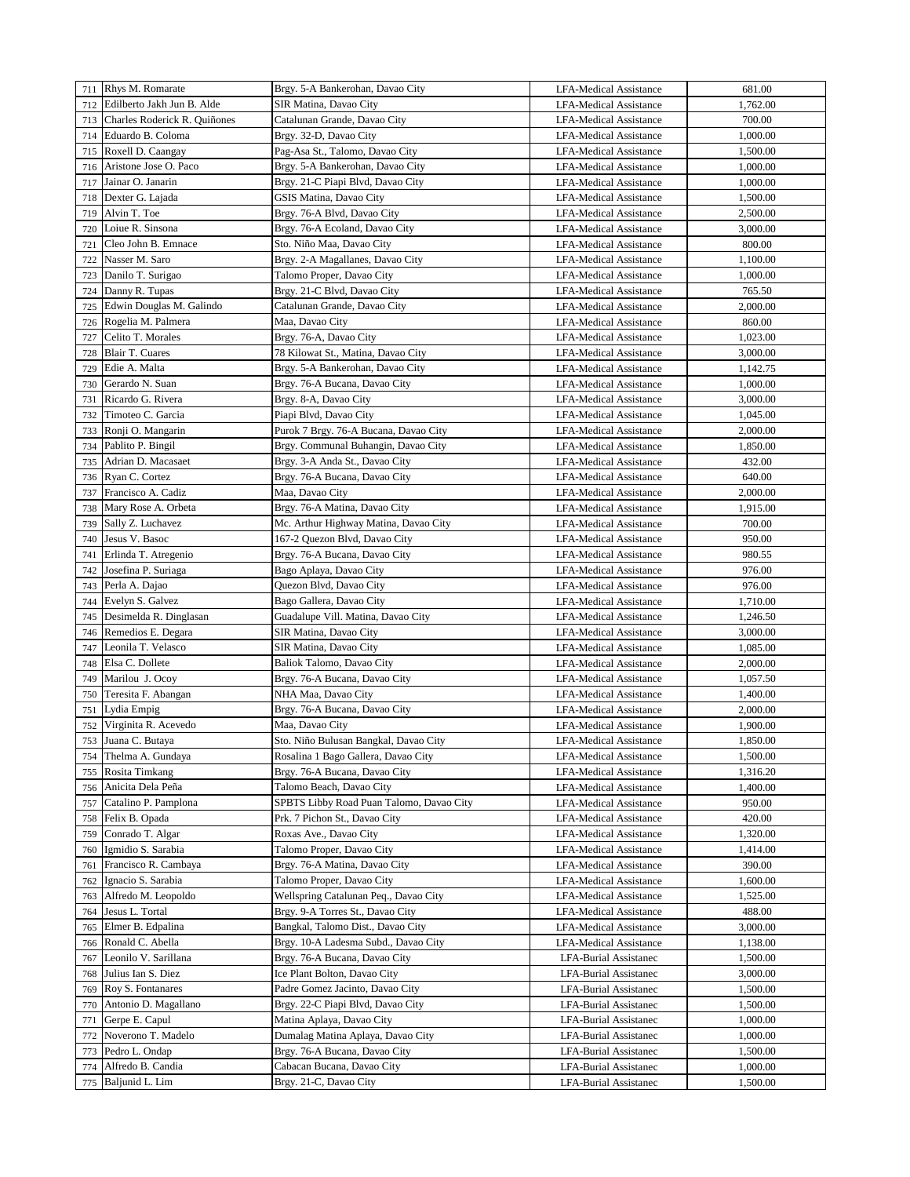| | | | | |
|---|---|---|---|---|
| 711 | Rhys M. Romarate | Brgy. 5-A Bankerohan, Davao City | LFA-Medical Assistance | 681.00 |
| 712 | Edilberto Jakh Jun B. Alde | SIR Matina, Davao City | LFA-Medical Assistance | 1,762.00 |
| 713 | Charles Roderick R. Quiñones | Catalunan Grande, Davao City | LFA-Medical Assistance | 700.00 |
| 714 | Eduardo B. Coloma | Brgy. 32-D, Davao City | LFA-Medical Assistance | 1,000.00 |
| 715 | Roxell D. Caangay | Pag-Asa St., Talomo, Davao City | LFA-Medical Assistance | 1,500.00 |
| 716 | Aristone Jose O. Paco | Brgy. 5-A Bankerohan, Davao City | LFA-Medical Assistance | 1,000.00 |
| 717 | Jainar O. Janarin | Brgy. 21-C Piapi Blvd, Davao City | LFA-Medical Assistance | 1,000.00 |
| 718 | Dexter G. Lajada | GSIS Matina, Davao City | LFA-Medical Assistance | 1,500.00 |
| 719 | Alvin T. Toe | Brgy. 76-A Blvd, Davao City | LFA-Medical Assistance | 2,500.00 |
| 720 | Loiue R. Sinsona | Brgy. 76-A Ecoland, Davao City | LFA-Medical Assistance | 3,000.00 |
| 721 | Cleo John B. Emnace | Sto. Niño Maa, Davao City | LFA-Medical Assistance | 800.00 |
| 722 | Nasser M. Saro | Brgy. 2-A Magallanes, Davao City | LFA-Medical Assistance | 1,100.00 |
| 723 | Danilo T. Surigao | Talomo Proper, Davao City | LFA-Medical Assistance | 1,000.00 |
| 724 | Danny R. Tupas | Brgy. 21-C Blvd, Davao City | LFA-Medical Assistance | 765.50 |
| 725 | Edwin Douglas M. Galindo | Catalunan Grande, Davao City | LFA-Medical Assistance | 2,000.00 |
| 726 | Rogelia M. Palmera | Maa, Davao City | LFA-Medical Assistance | 860.00 |
| 727 | Celito T. Morales | Brgy. 76-A, Davao City | LFA-Medical Assistance | 1,023.00 |
| 728 | Blair T. Cuares | 78 Kilowat St., Matina, Davao City | LFA-Medical Assistance | 3,000.00 |
| 729 | Edie A. Malta | Brgy. 5-A Bankerohan, Davao City | LFA-Medical Assistance | 1,142.75 |
| 730 | Gerardo N. Suan | Brgy. 76-A Bucana, Davao City | LFA-Medical Assistance | 1,000.00 |
| 731 | Ricardo G. Rivera | Brgy. 8-A, Davao City | LFA-Medical Assistance | 3,000.00 |
| 732 | Timoteo C. Garcia | Piapi Blvd, Davao City | LFA-Medical Assistance | 1,045.00 |
| 733 | Ronji O. Mangarin | Purok 7 Brgy. 76-A Bucana, Davao City | LFA-Medical Assistance | 2,000.00 |
| 734 | Pablito P. Bingil | Brgy. Communal Buhangin, Davao City | LFA-Medical Assistance | 1,850.00 |
| 735 | Adrian D. Macasaet | Brgy. 3-A Anda St., Davao City | LFA-Medical Assistance | 432.00 |
| 736 | Ryan C. Cortez | Brgy. 76-A Bucana, Davao City | LFA-Medical Assistance | 640.00 |
| 737 | Francisco A. Cadiz | Maa, Davao City | LFA-Medical Assistance | 2,000.00 |
| 738 | Mary Rose A. Orbeta | Brgy. 76-A Matina, Davao City | LFA-Medical Assistance | 1,915.00 |
| 739 | Sally Z. Luchavez | Mc. Arthur Highway Matina, Davao City | LFA-Medical Assistance | 700.00 |
| 740 | Jesus V. Basoc | 167-2 Quezon Blvd, Davao City | LFA-Medical Assistance | 950.00 |
| 741 | Erlinda T. Atregenio | Brgy. 76-A Bucana, Davao City | LFA-Medical Assistance | 980.55 |
| 742 | Josefina P. Suriaga | Bago Aplaya, Davao City | LFA-Medical Assistance | 976.00 |
| 743 | Perla A. Dajao | Quezon Blvd, Davao City | LFA-Medical Assistance | 976.00 |
| 744 | Evelyn S. Galvez | Bago Gallera, Davao City | LFA-Medical Assistance | 1,710.00 |
| 745 | Desimelda R. Dinglasan | Guadalupe Vill. Matina, Davao City | LFA-Medical Assistance | 1,246.50 |
| 746 | Remedios E. Degara | SIR Matina, Davao City | LFA-Medical Assistance | 3,000.00 |
| 747 | Leonila T. Velasco | SIR Matina, Davao City | LFA-Medical Assistance | 1,085.00 |
| 748 | Elsa C. Dollete | Baliok Talomo, Davao City | LFA-Medical Assistance | 2,000.00 |
| 749 | Marilou J. Ocoy | Brgy. 76-A Bucana, Davao City | LFA-Medical Assistance | 1,057.50 |
| 750 | Teresita F. Abangan | NHA Maa, Davao City | LFA-Medical Assistance | 1,400.00 |
| 751 | Lydia Empig | Brgy. 76-A Bucana, Davao City | LFA-Medical Assistance | 2,000.00 |
| 752 | Virginita R. Acevedo | Maa, Davao City | LFA-Medical Assistance | 1,900.00 |
| 753 | Juana C. Butaya | Sto. Niño Bulusan Bangkal, Davao City | LFA-Medical Assistance | 1,850.00 |
| 754 | Thelma A. Gundaya | Rosalina 1 Bago Gallera, Davao City | LFA-Medical Assistance | 1,500.00 |
| 755 | Rosita Timkang | Brgy. 76-A Bucana, Davao City | LFA-Medical Assistance | 1,316.20 |
| 756 | Anicita Dela Peña | Talomo Beach, Davao City | LFA-Medical Assistance | 1,400.00 |
| 757 | Catalino P. Pamplona | SPBTS Libby Road Puan Talomo, Davao City | LFA-Medical Assistance | 950.00 |
| 758 | Felix B. Opada | Prk. 7 Pichon St., Davao City | LFA-Medical Assistance | 420.00 |
| 759 | Conrado T. Algar | Roxas Ave., Davao City | LFA-Medical Assistance | 1,320.00 |
| 760 | Igmidio S. Sarabia | Talomo Proper, Davao City | LFA-Medical Assistance | 1,414.00 |
| 761 | Francisco R. Cambaya | Brgy. 76-A Matina, Davao City | LFA-Medical Assistance | 390.00 |
| 762 | Ignacio S. Sarabia | Talomo Proper, Davao City | LFA-Medical Assistance | 1,600.00 |
| 763 | Alfredo M. Leopoldo | Wellspring Catalunan Peq., Davao City | LFA-Medical Assistance | 1,525.00 |
| 764 | Jesus L. Tortal | Brgy. 9-A Torres St., Davao City | LFA-Medical Assistance | 488.00 |
| 765 | Elmer B. Edpalina | Bangkal, Talomo Dist., Davao City | LFA-Medical Assistance | 3,000.00 |
| 766 | Ronald C. Abella | Brgy. 10-A Ladesma Subd., Davao City | LFA-Medical Assistance | 1,138.00 |
| 767 | Leonilo V. Sarillana | Brgy. 76-A Bucana, Davao City | LFA-Burial Assistanec | 1,500.00 |
| 768 | Julius Ian S. Diez | Ice Plant Bolton, Davao City | LFA-Burial Assistanec | 3,000.00 |
| 769 | Roy S. Fontanares | Padre Gomez Jacinto, Davao City | LFA-Burial Assistanec | 1,500.00 |
| 770 | Antonio D. Magallano | Brgy. 22-C Piapi Blvd, Davao City | LFA-Burial Assistanec | 1,500.00 |
| 771 | Gerpe E. Capul | Matina Aplaya, Davao City | LFA-Burial Assistanec | 1,000.00 |
| 772 | Noverono T. Madelo | Dumalag Matina Aplaya, Davao City | LFA-Burial Assistanec | 1,000.00 |
| 773 | Pedro L. Ondap | Brgy. 76-A Bucana, Davao City | LFA-Burial Assistanec | 1,500.00 |
| 774 | Alfredo B. Candia | Cabacan Bucana, Davao City | LFA-Burial Assistanec | 1,000.00 |
| 775 | Baljunid L. Lim | Brgy. 21-C, Davao City | LFA-Burial Assistanec | 1,500.00 |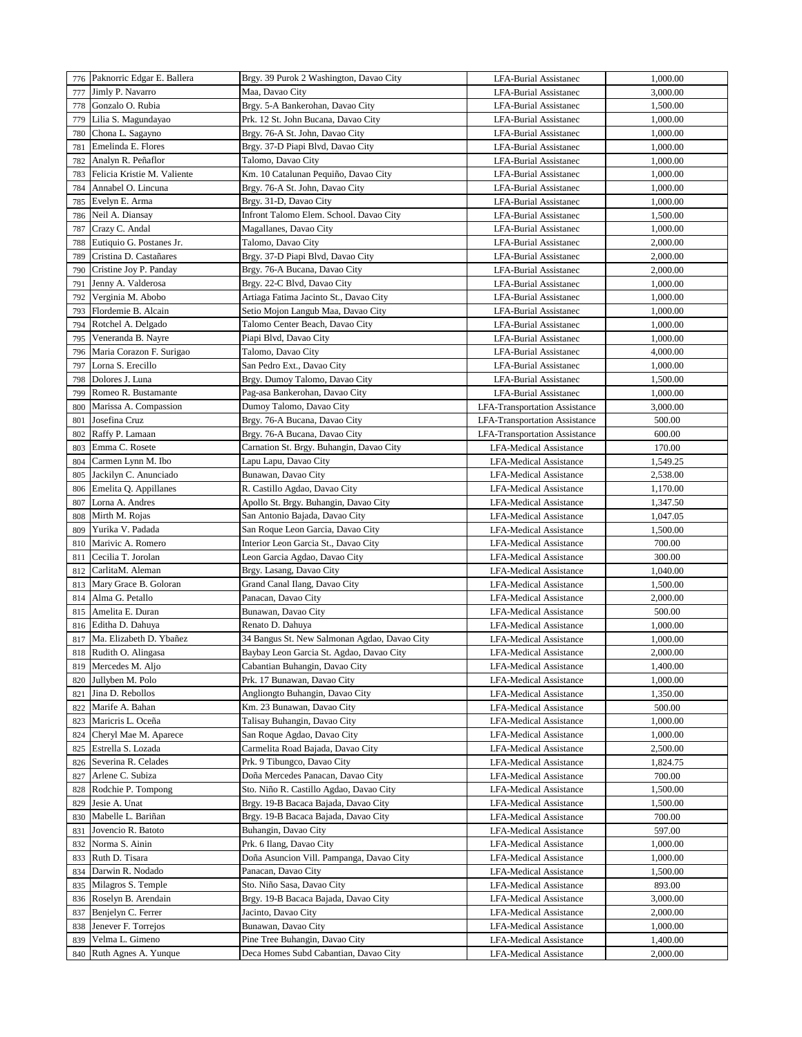| | | | | |
|---|---|---|---|---|
| 776 | Paknorric Edgar E. Ballera | Brgy. 39 Purok 2 Washington, Davao City | LFA-Burial Assistanec | 1,000.00 |
| 777 | Jimly P. Navarro | Maa, Davao City | LFA-Burial Assistanec | 3,000.00 |
| 778 | Gonzalo O. Rubia | Brgy. 5-A Bankerohan, Davao City | LFA-Burial Assistanec | 1,500.00 |
| 779 | Lilia S. Magundayao | Prk. 12 St. John Bucana, Davao City | LFA-Burial Assistanec | 1,000.00 |
| 780 | Chona L. Sagayno | Brgy. 76-A St. John, Davao City | LFA-Burial Assistanec | 1,000.00 |
| 781 | Emelinda E. Flores | Brgy. 37-D Piapi Blvd, Davao City | LFA-Burial Assistanec | 1,000.00 |
| 782 | Analyn R. Peñaflor | Talomo, Davao City | LFA-Burial Assistanec | 1,000.00 |
| 783 | Felicia Kristie M. Valiente | Km. 10 Catalunan Pequiño, Davao City | LFA-Burial Assistanec | 1,000.00 |
| 784 | Annabel O. Lincuna | Brgy. 76-A St. John, Davao City | LFA-Burial Assistanec | 1,000.00 |
| 785 | Evelyn E. Arma | Brgy. 31-D, Davao City | LFA-Burial Assistanec | 1,000.00 |
| 786 | Neil A. Diansay | Infront Talomo Elem. School. Davao City | LFA-Burial Assistanec | 1,500.00 |
| 787 | Crazy C. Andal | Magallanes, Davao City | LFA-Burial Assistanec | 1,000.00 |
| 788 | Eutiquio G. Postanes Jr. | Talomo, Davao City | LFA-Burial Assistanec | 2,000.00 |
| 789 | Cristina D. Castañares | Brgy. 37-D Piapi Blvd, Davao City | LFA-Burial Assistanec | 2,000.00 |
| 790 | Cristine Joy P. Panday | Brgy. 76-A Bucana, Davao City | LFA-Burial Assistanec | 2,000.00 |
| 791 | Jenny A. Valderosa | Brgy. 22-C Blvd, Davao City | LFA-Burial Assistanec | 1,000.00 |
| 792 | Verginia M. Abobo | Artiaga Fatima Jacinto St., Davao City | LFA-Burial Assistanec | 1,000.00 |
| 793 | Flordemie B. Alcain | Setio Mojon Langub Maa, Davao City | LFA-Burial Assistanec | 1,000.00 |
| 794 | Rotchel A. Delgado | Talomo Center Beach, Davao City | LFA-Burial Assistanec | 1,000.00 |
| 795 | Veneranda B. Nayre | Piapi Blvd, Davao City | LFA-Burial Assistanec | 1,000.00 |
| 796 | Maria Corazon F. Surigao | Talomo, Davao City | LFA-Burial Assistanec | 4,000.00 |
| 797 | Lorna S. Erecillo | San Pedro Ext., Davao City | LFA-Burial Assistanec | 1,000.00 |
| 798 | Dolores J. Luna | Brgy. Dumoy Talomo, Davao City | LFA-Burial Assistanec | 1,500.00 |
| 799 | Romeo R. Bustamante | Pag-asa Bankerohan, Davao City | LFA-Burial Assistanec | 1,000.00 |
| 800 | Marissa A. Compassion | Dumoy Talomo, Davao City | LFA-Transportation Assistance | 3,000.00 |
| 801 | Josefina Cruz | Brgy. 76-A Bucana, Davao City | LFA-Transportation Assistance | 500.00 |
| 802 | Raffy P. Lamaan | Brgy. 76-A Bucana, Davao City | LFA-Transportation Assistance | 600.00 |
| 803 | Emma C. Rosete | Carnation St. Brgy. Buhangin, Davao City | LFA-Medical Assistance | 170.00 |
| 804 | Carmen Lynn M. Ibo | Lapu Lapu, Davao City | LFA-Medical Assistance | 1,549.25 |
| 805 | Jackilyn C. Anunciado | Bunawan, Davao City | LFA-Medical Assistance | 2,538.00 |
| 806 | Emelita Q. Appillanes | R. Castillo Agdao, Davao City | LFA-Medical Assistance | 1,170.00 |
| 807 | Lorna A. Andres | Apollo St. Brgy. Buhangin, Davao City | LFA-Medical Assistance | 1,347.50 |
| 808 | Mirth M. Rojas | San Antonio Bajada, Davao City | LFA-Medical Assistance | 1,047.05 |
| 809 | Yurika V. Padada | San Roque Leon Garcia, Davao City | LFA-Medical Assistance | 1,500.00 |
| 810 | Marivic A. Romero | Interior Leon Garcia St., Davao City | LFA-Medical Assistance | 700.00 |
| 811 | Cecilia T. Jorolan | Leon Garcia Agdao, Davao City | LFA-Medical Assistance | 300.00 |
| 812 | CarlitaM. Aleman | Brgy. Lasang, Davao City | LFA-Medical Assistance | 1,040.00 |
| 813 | Mary Grace B. Goloran | Grand Canal Ilang, Davao City | LFA-Medical Assistance | 1,500.00 |
| 814 | Alma G. Petallo | Panacan, Davao City | LFA-Medical Assistance | 2,000.00 |
| 815 | Amelita E. Duran | Bunawan, Davao City | LFA-Medical Assistance | 500.00 |
| 816 | Editha D. Dahuya | Renato D. Dahuya | LFA-Medical Assistance | 1,000.00 |
| 817 | Ma. Elizabeth D. Ybañez | 34 Bangus St. New Salmonan Agdao, Davao City | LFA-Medical Assistance | 1,000.00 |
| 818 | Rudith O. Alingasa | Baybay Leon Garcia St. Agdao, Davao City | LFA-Medical Assistance | 2,000.00 |
| 819 | Mercedes M. Aljo | Cabantian Buhangin, Davao City | LFA-Medical Assistance | 1,400.00 |
| 820 | Jullyben M. Polo | Prk. 17 Bunawan, Davao City | LFA-Medical Assistance | 1,000.00 |
| 821 | Jina D. Rebollos | Angliongto Buhangin, Davao City | LFA-Medical Assistance | 1,350.00 |
| 822 | Marife A. Bahan | Km. 23 Bunawan, Davao City | LFA-Medical Assistance | 500.00 |
| 823 | Maricris L. Oceña | Talisay Buhangin, Davao City | LFA-Medical Assistance | 1,000.00 |
| 824 | Cheryl Mae M. Aparece | San Roque Agdao, Davao City | LFA-Medical Assistance | 1,000.00 |
| 825 | Estrella S. Lozada | Carmelita Road Bajada, Davao City | LFA-Medical Assistance | 2,500.00 |
| 826 | Severina R. Celades | Prk. 9 Tibungco, Davao City | LFA-Medical Assistance | 1,824.75 |
| 827 | Arlene C. Subiza | Doña Mercedes Panacan, Davao City | LFA-Medical Assistance | 700.00 |
| 828 | Rodchie P. Tompong | Sto. Niño R. Castillo Agdao, Davao City | LFA-Medical Assistance | 1,500.00 |
| 829 | Jesie A. Unat | Brgy. 19-B Bacaca Bajada, Davao City | LFA-Medical Assistance | 1,500.00 |
| 830 | Mabelle L. Bariñan | Brgy. 19-B Bacaca Bajada, Davao City | LFA-Medical Assistance | 700.00 |
| 831 | Jovencio R. Batoto | Buhangin, Davao City | LFA-Medical Assistance | 597.00 |
| 832 | Norma S. Ainin | Prk. 6 Ilang, Davao City | LFA-Medical Assistance | 1,000.00 |
| 833 | Ruth D. Tisara | Doña Asuncion Vill. Pampanga, Davao City | LFA-Medical Assistance | 1,000.00 |
| 834 | Darwin R. Nodado | Panacan, Davao City | LFA-Medical Assistance | 1,500.00 |
| 835 | Milagros S. Temple | Sto. Niño Sasa, Davao City | LFA-Medical Assistance | 893.00 |
| 836 | Roselyn B. Arendain | Brgy. 19-B Bacaca Bajada, Davao City | LFA-Medical Assistance | 3,000.00 |
| 837 | Benjelyn C. Ferrer | Jacinto, Davao City | LFA-Medical Assistance | 2,000.00 |
| 838 | Jenever F. Torrejos | Bunawan, Davao City | LFA-Medical Assistance | 1,000.00 |
| 839 | Velma L. Gimeno | Pine Tree Buhangin, Davao City | LFA-Medical Assistance | 1,400.00 |
| 840 | Ruth Agnes A. Yunque | Deca Homes Subd Cabantian, Davao City | LFA-Medical Assistance | 2,000.00 |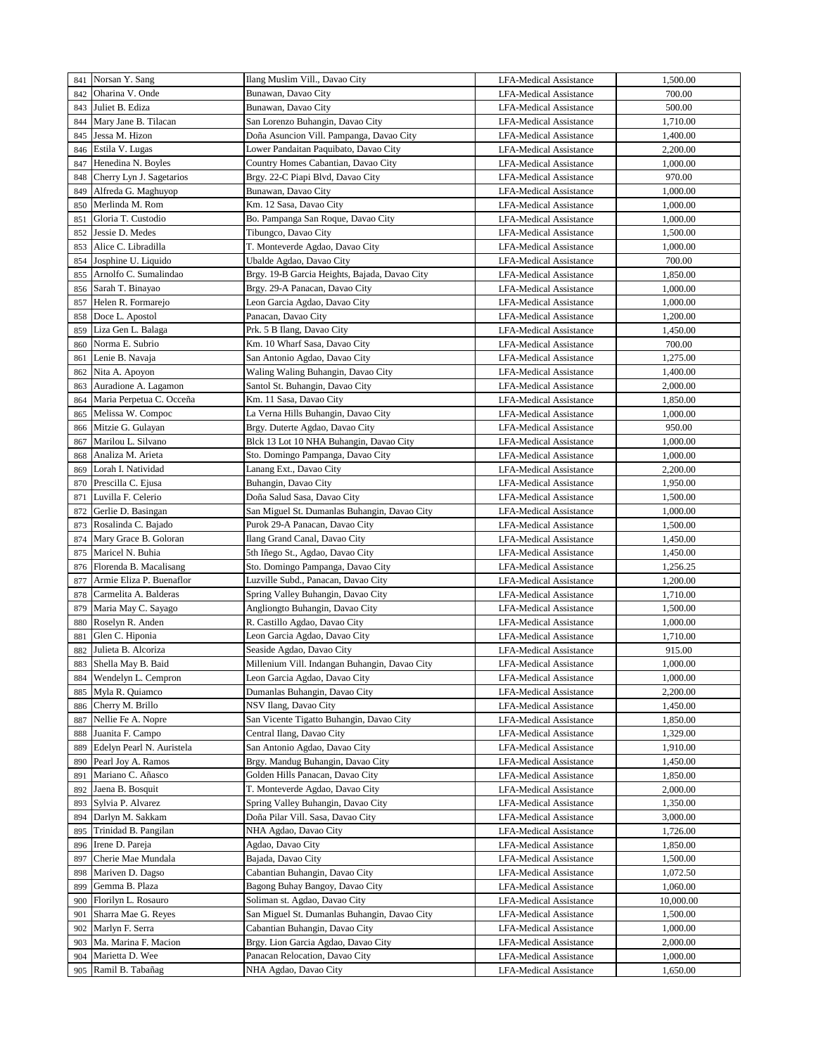| 841 | Norsan Y. Sang | Ilang Muslim Vill., Davao City | LFA-Medical Assistance | 1,500.00 |
|---|---|---|---|---|
| 842 | Oharina V. Onde | Bunawan, Davao City | LFA-Medical Assistance | 700.00 |
| 843 | Juliet B. Ediza | Bunawan, Davao City | LFA-Medical Assistance | 500.00 |
| 844 | Mary Jane B. Tilacan | San Lorenzo Buhangin, Davao City | LFA-Medical Assistance | 1,710.00 |
| 845 | Jessa M. Hizon | Doña Asuncion Vill. Pampanga, Davao City | LFA-Medical Assistance | 1,400.00 |
| 846 | Estila V. Lugas | Lower Pandaitan Paquibato, Davao City | LFA-Medical Assistance | 2,200.00 |
| 847 | Henedina N. Boyles | Country Homes Cabantian, Davao City | LFA-Medical Assistance | 1,000.00 |
| 848 | Cherry Lyn J. Sagetarios | Brgy. 22-C Piapi Blvd, Davao City | LFA-Medical Assistance | 970.00 |
| 849 | Alfreda G. Maghuyop | Bunawan, Davao City | LFA-Medical Assistance | 1,000.00 |
| 850 | Merlinda M. Rom | Km. 12 Sasa, Davao City | LFA-Medical Assistance | 1,000.00 |
| 851 | Gloria T. Custodio | Bo. Pampanga San Roque, Davao City | LFA-Medical Assistance | 1,000.00 |
| 852 | Jessie D. Medes | Tibungco, Davao City | LFA-Medical Assistance | 1,500.00 |
| 853 | Alice C. Libradilla | T. Monteverde Agdao, Davao City | LFA-Medical Assistance | 1,000.00 |
| 854 | Josphine U. Liquido | Ubalde Agdao, Davao City | LFA-Medical Assistance | 700.00 |
| 855 | Arnolfo C. Sumalindao | Brgy. 19-B Garcia Heights, Bajada, Davao City | LFA-Medical Assistance | 1,850.00 |
| 856 | Sarah T. Binayao | Brgy. 29-A Panacan, Davao City | LFA-Medical Assistance | 1,000.00 |
| 857 | Helen R. Formarejo | Leon Garcia Agdao, Davao City | LFA-Medical Assistance | 1,000.00 |
| 858 | Doce L. Apostol | Panacan, Davao City | LFA-Medical Assistance | 1,200.00 |
| 859 | Liza Gen L. Balaga | Prk. 5 B Ilang, Davao City | LFA-Medical Assistance | 1,450.00 |
| 860 | Norma E. Subrio | Km. 10 Wharf Sasa, Davao City | LFA-Medical Assistance | 700.00 |
| 861 | Lenie B. Navaja | San Antonio Agdao, Davao City | LFA-Medical Assistance | 1,275.00 |
| 862 | Nita A. Apoyon | Waling Waling Buhangin, Davao City | LFA-Medical Assistance | 1,400.00 |
| 863 | Auradione A. Lagamon | Santol St. Buhangin, Davao City | LFA-Medical Assistance | 2,000.00 |
| 864 | Maria Perpetua C. Occeña | Km. 11 Sasa, Davao City | LFA-Medical Assistance | 1,850.00 |
| 865 | Melissa W. Compoc | La Verna Hills Buhangin, Davao City | LFA-Medical Assistance | 1,000.00 |
| 866 | Mitzie G. Gulayan | Brgy. Duterte Agdao, Davao City | LFA-Medical Assistance | 950.00 |
| 867 | Marilou L. Silvano | Blck 13 Lot 10 NHA Buhangin, Davao City | LFA-Medical Assistance | 1,000.00 |
| 868 | Analiza M. Arieta | Sto. Domingo Pampanga, Davao City | LFA-Medical Assistance | 1,000.00 |
| 869 | Lorah I. Natividad | Lanang Ext., Davao City | LFA-Medical Assistance | 2,200.00 |
| 870 | Prescilla C. Ejusa | Buhangin, Davao City | LFA-Medical Assistance | 1,950.00 |
| 871 | Luvilla F. Celerio | Doña Salud Sasa, Davao City | LFA-Medical Assistance | 1,500.00 |
| 872 | Gerlie D. Basingan | San Miguel St. Dumanlas Buhangin, Davao City | LFA-Medical Assistance | 1,000.00 |
| 873 | Rosalinda C. Bajado | Purok 29-A Panacan, Davao City | LFA-Medical Assistance | 1,500.00 |
| 874 | Mary Grace B. Goloran | Ilang Grand Canal, Davao City | LFA-Medical Assistance | 1,450.00 |
| 875 | Maricel N. Buhia | 5th Iñego St., Agdao, Davao City | LFA-Medical Assistance | 1,450.00 |
| 876 | Florenda B. Macalisang | Sto. Domingo Pampanga, Davao City | LFA-Medical Assistance | 1,256.25 |
| 877 | Armie Eliza P. Buenaflor | Luzville Subd., Panacan, Davao City | LFA-Medical Assistance | 1,200.00 |
| 878 | Carmelita A. Balderas | Spring Valley Buhangin, Davao City | LFA-Medical Assistance | 1,710.00 |
| 879 | Maria May C. Sayago | Angliongto Buhangin, Davao City | LFA-Medical Assistance | 1,500.00 |
| 880 | Roselyn R. Anden | R. Castillo Agdao, Davao City | LFA-Medical Assistance | 1,000.00 |
| 881 | Glen C. Hiponia | Leon Garcia Agdao, Davao City | LFA-Medical Assistance | 1,710.00 |
| 882 | Julieta B. Alcoriza | Seaside Agdao, Davao City | LFA-Medical Assistance | 915.00 |
| 883 | Shella May B. Baid | Millenium Vill. Indangan Buhangin, Davao City | LFA-Medical Assistance | 1,000.00 |
| 884 | Wendelyn L. Cempron | Leon Garcia Agdao, Davao City | LFA-Medical Assistance | 1,000.00 |
| 885 | Myla R. Quiamco | Dumanlas Buhangin, Davao City | LFA-Medical Assistance | 2,200.00 |
| 886 | Cherry M. Brillo | NSV Ilang, Davao City | LFA-Medical Assistance | 1,450.00 |
| 887 | Nellie Fe A. Nopre | San Vicente Tigatto Buhangin, Davao City | LFA-Medical Assistance | 1,850.00 |
| 888 | Juanita F. Campo | Central Ilang, Davao City | LFA-Medical Assistance | 1,329.00 |
| 889 | Edelyn Pearl N. Auristela | San Antonio Agdao, Davao City | LFA-Medical Assistance | 1,910.00 |
| 890 | Pearl Joy A. Ramos | Brgy. Mandug Buhangin, Davao City | LFA-Medical Assistance | 1,450.00 |
| 891 | Mariano C. Añasco | Golden Hills Panacan, Davao City | LFA-Medical Assistance | 1,850.00 |
| 892 | Jaena B. Bosquit | T. Monteverde Agdao, Davao City | LFA-Medical Assistance | 2,000.00 |
| 893 | Sylvia P. Alvarez | Spring Valley Buhangin, Davao City | LFA-Medical Assistance | 1,350.00 |
| 894 | Darlyn M. Sakkam | Doña Pilar Vill. Sasa, Davao City | LFA-Medical Assistance | 3,000.00 |
| 895 | Trinidad B. Pangilan | NHA Agdao, Davao City | LFA-Medical Assistance | 1,726.00 |
| 896 | Irene D. Pareja | Agdao, Davao City | LFA-Medical Assistance | 1,850.00 |
| 897 | Cherie Mae Mundala | Bajada, Davao City | LFA-Medical Assistance | 1,500.00 |
| 898 | Mariven D. Dagso | Cabantian Buhangin, Davao City | LFA-Medical Assistance | 1,072.50 |
| 899 | Gemma B. Plaza | Bagong Buhay Bangoy, Davao City | LFA-Medical Assistance | 1,060.00 |
| 900 | Florilyn L. Rosauro | Soliman st. Agdao, Davao City | LFA-Medical Assistance | 10,000.00 |
| 901 | Sharra Mae G. Reyes | San Miguel St. Dumanlas Buhangin, Davao City | LFA-Medical Assistance | 1,500.00 |
| 902 | Marlyn F. Serra | Cabantian Buhangin, Davao City | LFA-Medical Assistance | 1,000.00 |
| 903 | Ma. Marina F. Macion | Brgy. Lion Garcia Agdao, Davao City | LFA-Medical Assistance | 2,000.00 |
| 904 | Marietta D. Wee | Panacan Relocation, Davao City | LFA-Medical Assistance | 1,000.00 |
| 905 | Ramil B. Tabañag | NHA Agdao, Davao City | LFA-Medical Assistance | 1,650.00 |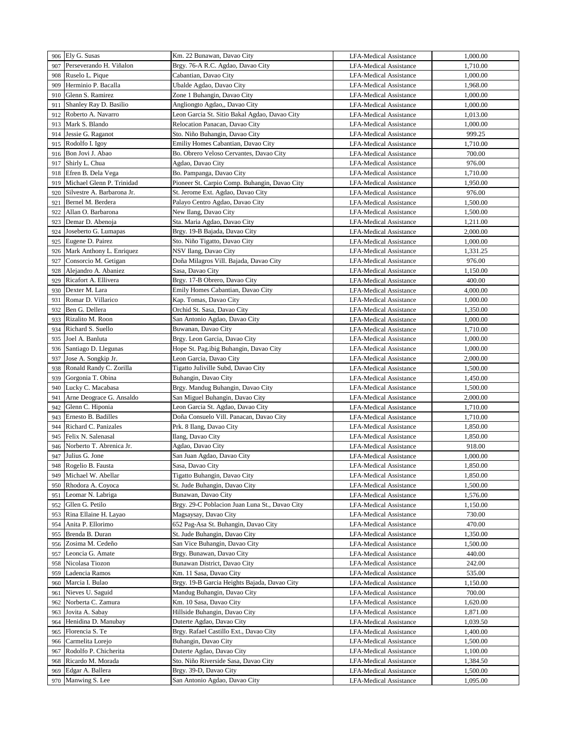| | | | | |
|---|---|---|---|---|
| 906 | Ely G. Susas | Km. 22 Bunawan, Davao City | LFA-Medical Assistance | 1,000.00 |
| 907 | Perseverando H. Viñalon | Brgy. 76-A R.C. Agdao, Davao City | LFA-Medical Assistance | 1,710.00 |
| 908 | Ruselo L. Pique | Cabantian, Davao City | LFA-Medical Assistance | 1,000.00 |
| 909 | Herminio P. Bacalla | Ubalde Agdao, Davao City | LFA-Medical Assistance | 1,968.00 |
| 910 | Glenn S. Ramirez | Zone 1 Buhangin, Davao City | LFA-Medical Assistance | 1,000.00 |
| 911 | Shanley Ray D. Basilio | Angliongto Agdao,, Davao City | LFA-Medical Assistance | 1,000.00 |
| 912 | Roberto A. Navarro | Leon Garcia St. Sitio Bakal Agdao, Davao City | LFA-Medical Assistance | 1,013.00 |
| 913 | Mark S. Blando | Relocation Panacan, Davao City | LFA-Medical Assistance | 1,000.00 |
| 914 | Jessie G. Raganot | Sto. Niño Buhangin, Davao City | LFA-Medical Assistance | 999.25 |
| 915 | Rodolfo I. Igoy | Emiliy Homes Cabantian, Davao City | LFA-Medical Assistance | 1,710.00 |
| 916 | Bon Jovi J. Abao | Bo. Obrero Veloso Cervantes, Davao City | LFA-Medical Assistance | 700.00 |
| 917 | Shirly L. Chua | Agdao, Davao City | LFA-Medical Assistance | 976.00 |
| 918 | Efren B. Dela Vega | Bo. Pampanga, Davao City | LFA-Medical Assistance | 1,710.00 |
| 919 | Michael Glenn P. Trinidad | Pioneer St. Carpio Comp. Buhangin, Davao City | LFA-Medical Assistance | 1,950.00 |
| 920 | Silvestre A. Barbarona Jr. | St. Jerome Ext. Agdao, Davao City | LFA-Medical Assistance | 976.00 |
| 921 | Bernel M. Berdera | Palayo Centro Agdao, Davao City | LFA-Medical Assistance | 1,500.00 |
| 922 | Allan O. Barbarona | New Ilang, Davao City | LFA-Medical Assistance | 1,500.00 |
| 923 | Demar D. Abenoja | Sta. Maria Agdao, Davao City | LFA-Medical Assistance | 1,211.00 |
| 924 | Joseberto G. Lumapas | Brgy. 19-B Bajada, Davao City | LFA-Medical Assistance | 2,000.00 |
| 925 | Eugene D. Pairez | Sto. Niño Tigatto, Davao City | LFA-Medical Assistance | 1,000.00 |
| 926 | Mark Anthony L. Enriquez | NSV Ilang, Davao City | LFA-Medical Assistance | 1,331.25 |
| 927 | Consorcio M. Getigan | Doña Milagros Vill. Bajada, Davao City | LFA-Medical Assistance | 976.00 |
| 928 | Alejandro A. Abaniez | Sasa, Davao City | LFA-Medical Assistance | 1,150.00 |
| 929 | Ricafort A. Ellivera | Brgy. 17-B Obrero, Davao City | LFA-Medical Assistance | 400.00 |
| 930 | Dexter M. Lara | Emily Homes Cabantian, Davao City | LFA-Medical Assistance | 4,000.00 |
| 931 | Romar D. Villarico | Kap. Tomas, Davao City | LFA-Medical Assistance | 1,000.00 |
| 932 | Ben G. Dellera | Orchid St. Sasa, Davao City | LFA-Medical Assistance | 1,350.00 |
| 933 | Rizalito M. Roon | San Antonio Agdao, Davao City | LFA-Medical Assistance | 1,000.00 |
| 934 | Richard S. Suello | Buwanan, Davao City | LFA-Medical Assistance | 1,710.00 |
| 935 | Joel A. Banluta | Brgy. Leon Garcia, Davao City | LFA-Medical Assistance | 1,000.00 |
| 936 | Santiago D. Llegunas | Hope St. Pag.ibig Buhangin, Davao City | LFA-Medical Assistance | 1,000.00 |
| 937 | Jose A. Songkip Jr. | Leon Garcia, Davao City | LFA-Medical Assistance | 2,000.00 |
| 938 | Ronald Randy C. Zorilla | Tigatto Juliville Subd, Davao City | LFA-Medical Assistance | 1,500.00 |
| 939 | Gorgonia T. Obina | Buhangin, Davao City | LFA-Medical Assistance | 1,450.00 |
| 940 | Lucky C. Macabasa | Brgy. Mandug Buhangin, Davao City | LFA-Medical Assistance | 1,500.00 |
| 941 | Arne Deograce G. Ansaldo | San Miguel Buhangin, Davao City | LFA-Medical Assistance | 2,000.00 |
| 942 | Glenn C. Hiponia | Leon Garcia St. Agdao, Davao City | LFA-Medical Assistance | 1,710.00 |
| 943 | Ernesto B. Badilles | Doña Consuelo Vill. Panacan, Davao City | LFA-Medical Assistance | 1,710.00 |
| 944 | Richard C. Panizales | Prk. 8 Ilang, Davao City | LFA-Medical Assistance | 1,850.00 |
| 945 | Felix N. Salenasal | Ilang, Davao City | LFA-Medical Assistance | 1,850.00 |
| 946 | Norberto T. Abrenica Jr. | Agdao, Davao City | LFA-Medical Assistance | 918.00 |
| 947 | Julius G. Jone | San Juan Agdao, Davao City | LFA-Medical Assistance | 1,000.00 |
| 948 | Rogelio B. Fausta | Sasa, Davao City | LFA-Medical Assistance | 1,850.00 |
| 949 | Michael W. Abellar | Tigatto Buhangin, Davao City | LFA-Medical Assistance | 1,850.00 |
| 950 | Rhodora A. Coyoca | St. Jude Buhangin, Davao City | LFA-Medical Assistance | 1,500.00 |
| 951 | Leomar N. Labriga | Bunawan, Davao City | LFA-Medical Assistance | 1,576.00 |
| 952 | Gllen G. Petilo | Brgy. 29-C Poblacion Juan Luna St., Davao City | LFA-Medical Assistance | 1,150.00 |
| 953 | Rina Ellaine H. Layao | Magsaysay, Davao City | LFA-Medical Assistance | 730.00 |
| 954 | Anita P. Ellorimo | 652 Pag-Asa St. Buhangin, Davao City | LFA-Medical Assistance | 470.00 |
| 955 | Brenda B. Duran | St. Jude Buhangin, Davao City | LFA-Medical Assistance | 1,350.00 |
| 956 | Zosima M. Cedeño | San Vice Buhangin, Davao City | LFA-Medical Assistance | 1,500.00 |
| 957 | Leoncia G. Amate | Brgy. Bunawan, Davao City | LFA-Medical Assistance | 440.00 |
| 958 | Nicolasa Tiozon | Bunawan District, Davao City | LFA-Medical Assistance | 242.00 |
| 959 | Ladencia Ramos | Km. 11 Sasa, Davao City | LFA-Medical Assistance | 535.00 |
| 960 | Marcia I. Bulao | Brgy. 19-B Garcia Heights Bajada, Davao City | LFA-Medical Assistance | 1,150.00 |
| 961 | Nieves U. Saguid | Mandug Buhangin, Davao City | LFA-Medical Assistance | 700.00 |
| 962 | Norberta C. Zamura | Km. 10 Sasa, Davao City | LFA-Medical Assistance | 1,620.00 |
| 963 | Jovita A. Sabay | Hillside Buhangin, Davao City | LFA-Medical Assistance | 1,871.00 |
| 964 | Henidina D. Manubay | Duterte Agdao, Davao City | LFA-Medical Assistance | 1,039.50 |
| 965 | Florencia S. Te | Brgy. Rafael Castillo Ext., Davao City | LFA-Medical Assistance | 1,400.00 |
| 966 | Carmelita Lorejo | Buhangin, Davao City | LFA-Medical Assistance | 1,500.00 |
| 967 | Rodolfo P. Chicherita | Duterte Agdao, Davao City | LFA-Medical Assistance | 1,100.00 |
| 968 | Ricardo M. Morada | Sto. Niño Riverside Sasa, Davao City | LFA-Medical Assistance | 1,384.50 |
| 969 | Edgar A. Ballera | Brgy. 39-D, Davao City | LFA-Medical Assistance | 1,500.00 |
| 970 | Manwing S. Lee | San Antonio Agdao, Davao City | LFA-Medical Assistance | 1,095.00 |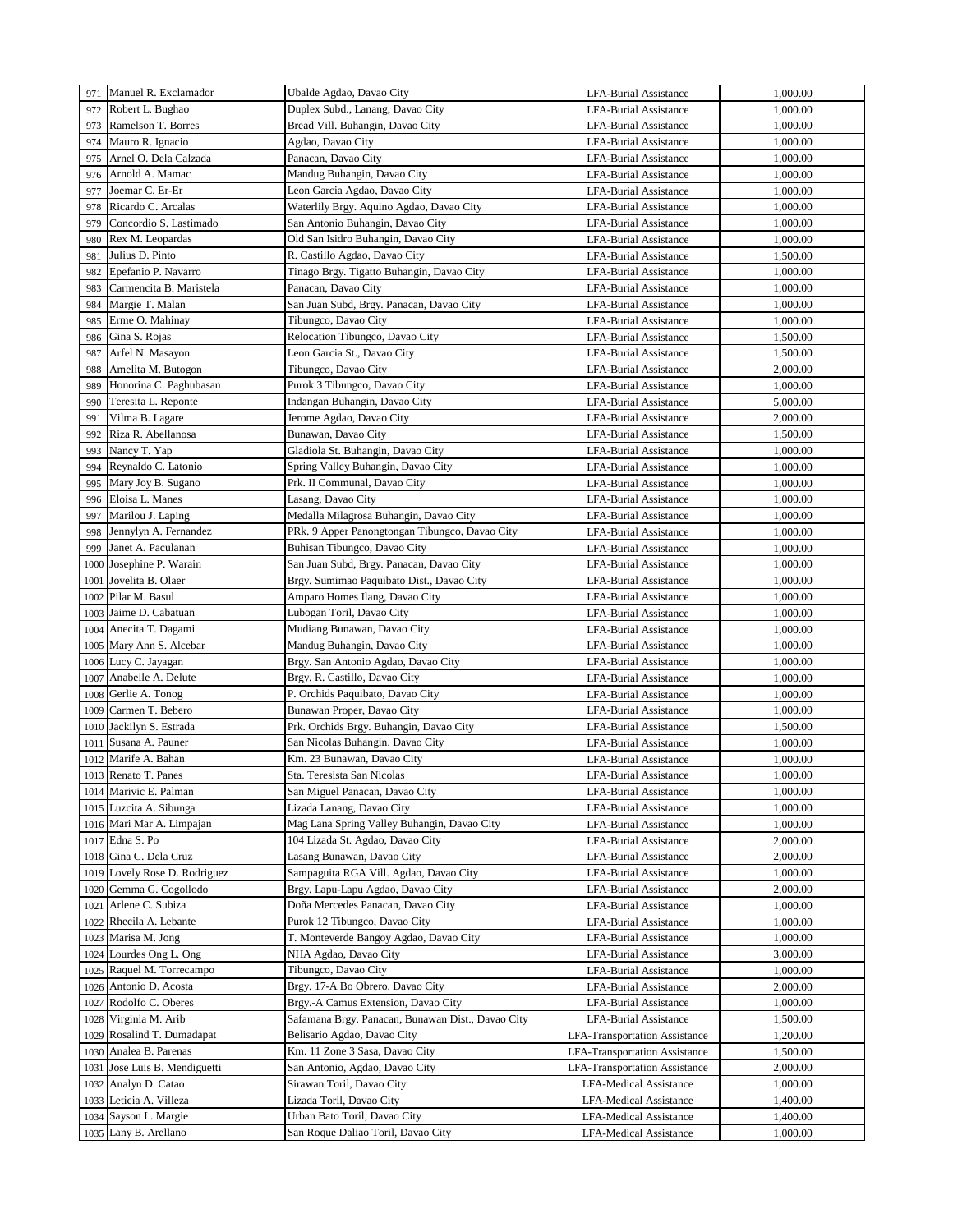| | | | | |
|---|---|---|---|---|
| 971 | Manuel R. Exclamador | Ubalde Agdao, Davao City | LFA-Burial Assistance | 1,000.00 |
| 972 | Robert L. Bughao | Duplex Subd., Lanang, Davao City | LFA-Burial Assistance | 1,000.00 |
| 973 | Ramelson T. Borres | Bread Vill. Buhangin, Davao City | LFA-Burial Assistance | 1,000.00 |
| 974 | Mauro R. Ignacio | Agdao, Davao City | LFA-Burial Assistance | 1,000.00 |
| 975 | Arnel O. Dela Calzada | Panacan, Davao City | LFA-Burial Assistance | 1,000.00 |
| 976 | Arnold A. Mamac | Mandug Buhangin, Davao City | LFA-Burial Assistance | 1,000.00 |
| 977 | Joemar C. Er-Er | Leon Garcia Agdao, Davao City | LFA-Burial Assistance | 1,000.00 |
| 978 | Ricardo C. Arcalas | Waterlily Brgy. Aquino Agdao, Davao City | LFA-Burial Assistance | 1,000.00 |
| 979 | Concordio S. Lastimado | San Antonio Buhangin, Davao City | LFA-Burial Assistance | 1,000.00 |
| 980 | Rex M. Leopardas | Old San Isidro Buhangin, Davao City | LFA-Burial Assistance | 1,000.00 |
| 981 | Julius D. Pinto | R. Castillo Agdao, Davao City | LFA-Burial Assistance | 1,500.00 |
| 982 | Epefanio P. Navarro | Tinago Brgy. Tigatto Buhangin, Davao City | LFA-Burial Assistance | 1,000.00 |
| 983 | Carmencita B. Maristela | Panacan, Davao City | LFA-Burial Assistance | 1,000.00 |
| 984 | Margie T. Malan | San Juan Subd, Brgy. Panacan, Davao City | LFA-Burial Assistance | 1,000.00 |
| 985 | Erme O. Mahinay | Tibungco, Davao City | LFA-Burial Assistance | 1,000.00 |
| 986 | Gina S. Rojas | Relocation Tibungco, Davao City | LFA-Burial Assistance | 1,500.00 |
| 987 | Arfel N. Masayon | Leon Garcia St., Davao City | LFA-Burial Assistance | 1,500.00 |
| 988 | Amelita M. Butogon | Tibungco, Davao City | LFA-Burial Assistance | 2,000.00 |
| 989 | Honorina C. Paghubasan | Purok 3 Tibungco, Davao City | LFA-Burial Assistance | 1,000.00 |
| 990 | Teresita L. Reponte | Indangan Buhangin, Davao City | LFA-Burial Assistance | 5,000.00 |
| 991 | Vilma B. Lagare | Jerome Agdao, Davao City | LFA-Burial Assistance | 2,000.00 |
| 992 | Riza R. Abellanosa | Bunawan, Davao City | LFA-Burial Assistance | 1,500.00 |
| 993 | Nancy T. Yap | Gladiola St. Buhangin, Davao City | LFA-Burial Assistance | 1,000.00 |
| 994 | Reynaldo C. Latonio | Spring Valley Buhangin, Davao City | LFA-Burial Assistance | 1,000.00 |
| 995 | Mary Joy B. Sugano | Prk. II Communal, Davao City | LFA-Burial Assistance | 1,000.00 |
| 996 | Eloisa L. Manes | Lasang, Davao City | LFA-Burial Assistance | 1,000.00 |
| 997 | Marilou J. Laping | Medalla Milagrosa Buhangin, Davao City | LFA-Burial Assistance | 1,000.00 |
| 998 | Jennylyn A. Fernandez | PRk. 9 Apper Panongtongan Tibungco, Davao City | LFA-Burial Assistance | 1,000.00 |
| 999 | Janet A. Paculanan | Buhisan Tibungco, Davao City | LFA-Burial Assistance | 1,000.00 |
| 1000 | Josephine P. Warain | San Juan Subd, Brgy. Panacan, Davao City | LFA-Burial Assistance | 1,000.00 |
| 1001 | Jovelita B. Olaer | Brgy. Sumimao Paquibato Dist., Davao City | LFA-Burial Assistance | 1,000.00 |
| 1002 | Pilar M. Basul | Amparo Homes Ilang, Davao City | LFA-Burial Assistance | 1,000.00 |
| 1003 | Jaime D. Cabatuan | Lubogan Toril, Davao City | LFA-Burial Assistance | 1,000.00 |
| 1004 | Anecita T. Dagami | Mudiang Bunawan, Davao City | LFA-Burial Assistance | 1,000.00 |
| 1005 | Mary Ann S. Alcebar | Mandug Buhangin, Davao City | LFA-Burial Assistance | 1,000.00 |
| 1006 | Lucy C. Jayagan | Brgy. San Antonio Agdao, Davao City | LFA-Burial Assistance | 1,000.00 |
| 1007 | Anabelle A. Delute | Brgy. R. Castillo, Davao City | LFA-Burial Assistance | 1,000.00 |
| 1008 | Gerlie A. Tonog | P. Orchids Paquibato, Davao City | LFA-Burial Assistance | 1,000.00 |
| 1009 | Carmen T. Bebero | Bunawan Proper, Davao City | LFA-Burial Assistance | 1,000.00 |
| 1010 | Jackilyn S. Estrada | Prk. Orchids Brgy. Buhangin, Davao City | LFA-Burial Assistance | 1,500.00 |
| 1011 | Susana A. Pauner | San Nicolas Buhangin, Davao City | LFA-Burial Assistance | 1,000.00 |
| 1012 | Marife A. Bahan | Km. 23 Bunawan, Davao City | LFA-Burial Assistance | 1,000.00 |
| 1013 | Renato T. Panes | Sta. Teresista San Nicolas | LFA-Burial Assistance | 1,000.00 |
| 1014 | Marivic E. Palman | San Miguel Panacan, Davao City | LFA-Burial Assistance | 1,000.00 |
| 1015 | Luzcita A. Sibunga | Lizada Lanang, Davao City | LFA-Burial Assistance | 1,000.00 |
| 1016 | Mari Mar A. Limpajan | Mag Lana Spring Valley Buhangin, Davao City | LFA-Burial Assistance | 1,000.00 |
| 1017 | Edna S. Po | 104 Lizada St. Agdao, Davao City | LFA-Burial Assistance | 2,000.00 |
| 1018 | Gina C. Dela Cruz | Lasang Bunawan, Davao City | LFA-Burial Assistance | 2,000.00 |
| 1019 | Lovely Rose D. Rodriguez | Sampaguita RGA Vill. Agdao, Davao City | LFA-Burial Assistance | 1,000.00 |
| 1020 | Gemma G. Cogollodo | Brgy. Lapu-Lapu Agdao, Davao City | LFA-Burial Assistance | 2,000.00 |
| 1021 | Arlene C. Subiza | Doña Mercedes Panacan, Davao City | LFA-Burial Assistance | 1,000.00 |
| 1022 | Rhecila A. Lebante | Purok 12 Tibungco, Davao City | LFA-Burial Assistance | 1,000.00 |
| 1023 | Marisa M. Jong | T. Monteverde Bangoy Agdao, Davao City | LFA-Burial Assistance | 1,000.00 |
| 1024 | Lourdes Ong L. Ong | NHA Agdao, Davao City | LFA-Burial Assistance | 3,000.00 |
| 1025 | Raquel M. Torrecampo | Tibungco, Davao City | LFA-Burial Assistance | 1,000.00 |
| 1026 | Antonio D. Acosta | Brgy. 17-A Bo Obrero, Davao City | LFA-Burial Assistance | 2,000.00 |
| 1027 | Rodolfo C. Oberes | Brgy.-A Camus Extension, Davao City | LFA-Burial Assistance | 1,000.00 |
| 1028 | Virginia M. Arib | Safamana Brgy. Panacan, Bunawan Dist., Davao City | LFA-Burial Assistance | 1,500.00 |
| 1029 | Rosalind T. Dumadapat | Belisario Agdao, Davao City | LFA-Transportation Assistance | 1,200.00 |
| 1030 | Analea B. Parenas | Km. 11 Zone 3 Sasa, Davao City | LFA-Transportation Assistance | 1,500.00 |
| 1031 | Jose Luis B. Mendiguetti | San Antonio, Agdao, Davao City | LFA-Transportation Assistance | 2,000.00 |
| 1032 | Analyn D. Catao | Sirawan Toril, Davao City | LFA-Medical Assistance | 1,000.00 |
| 1033 | Leticia A. Villeza | Lizada Toril, Davao City | LFA-Medical Assistance | 1,400.00 |
| 1034 | Sayson L. Margie | Urban Bato Toril, Davao City | LFA-Medical Assistance | 1,400.00 |
| 1035 | Lany B. Arellano | San Roque Daliao Toril, Davao City | LFA-Medical Assistance | 1,000.00 |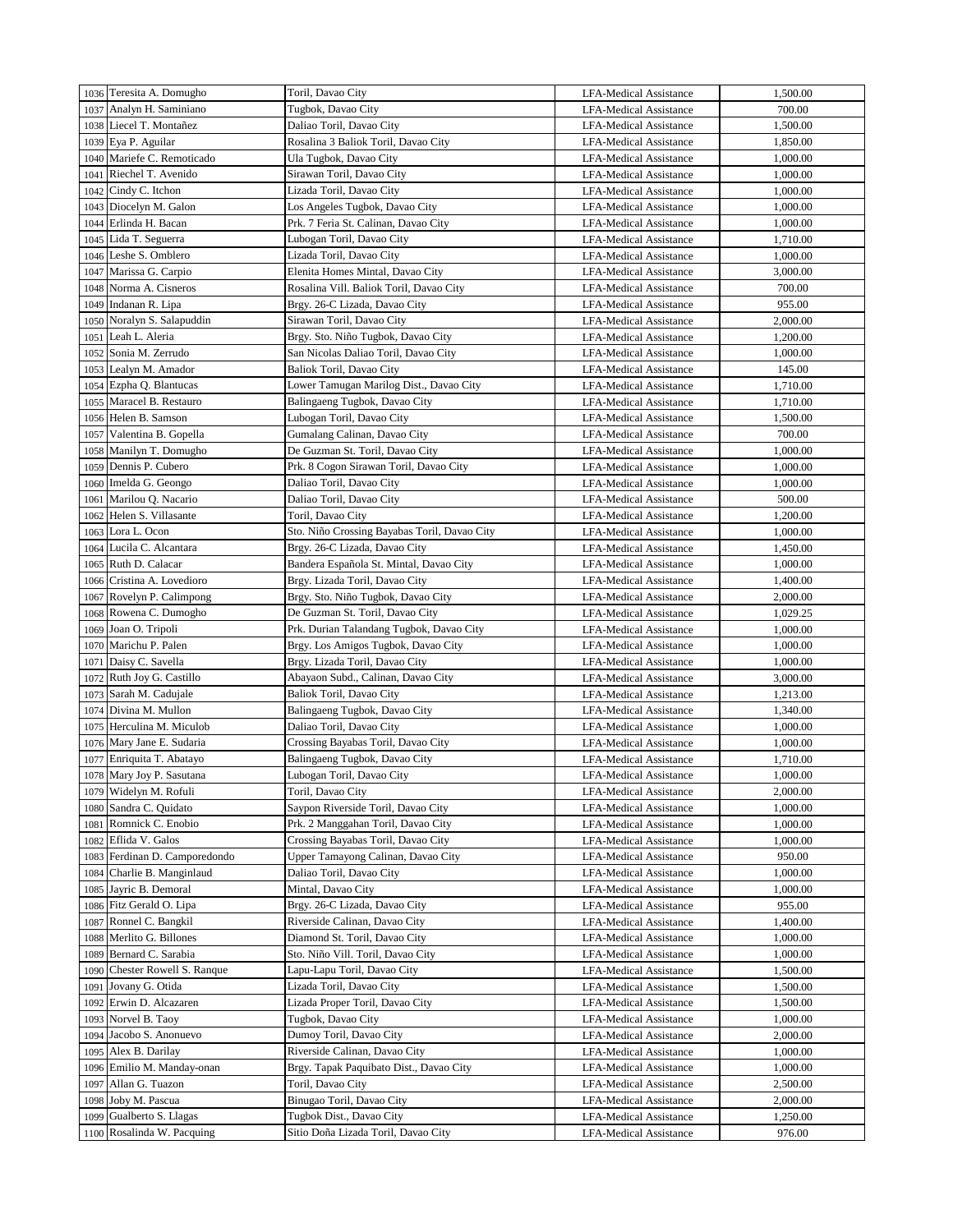| | | | | |
|---|---|---|---|---|
| 1036 | Teresita A. Domugho | Toril, Davao City | LFA-Medical Assistance | 1,500.00 |
| 1037 | Analyn H. Saminiano | Tugbok, Davao City | LFA-Medical Assistance | 700.00 |
| 1038 | Liecel T. Montañez | Daliao Toril, Davao City | LFA-Medical Assistance | 1,500.00 |
| 1039 | Eya P. Aguilar | Rosalina 3 Baliok Toril, Davao City | LFA-Medical Assistance | 1,850.00 |
| 1040 | Mariefe C. Remoticado | Ula Tugbok, Davao City | LFA-Medical Assistance | 1,000.00 |
| 1041 | Riechel T. Avenido | Sirawan Toril, Davao City | LFA-Medical Assistance | 1,000.00 |
| 1042 | Cindy C. Itchon | Lizada Toril, Davao City | LFA-Medical Assistance | 1,000.00 |
| 1043 | Diocelyn M. Galon | Los Angeles Tugbok, Davao City | LFA-Medical Assistance | 1,000.00 |
| 1044 | Erlinda H. Bacan | Prk. 7 Feria St. Calinan, Davao City | LFA-Medical Assistance | 1,000.00 |
| 1045 | Lida T. Seguerra | Lubogan Toril, Davao City | LFA-Medical Assistance | 1,710.00 |
| 1046 | Leshe S. Omblero | Lizada Toril, Davao City | LFA-Medical Assistance | 1,000.00 |
| 1047 | Marissa G. Carpio | Elenita Homes Mintal, Davao City | LFA-Medical Assistance | 3,000.00 |
| 1048 | Norma A. Cisneros | Rosalina Vill. Baliok Toril, Davao City | LFA-Medical Assistance | 700.00 |
| 1049 | Indanan R. Lipa | Brgy. 26-C Lizada, Davao City | LFA-Medical Assistance | 955.00 |
| 1050 | Noralyn S. Salapuddin | Sirawan Toril, Davao City | LFA-Medical Assistance | 2,000.00 |
| 1051 | Leah L. Aleria | Brgy. Sto. Niño Tugbok, Davao City | LFA-Medical Assistance | 1,200.00 |
| 1052 | Sonia M. Zerrudo | San Nicolas Daliao Toril, Davao City | LFA-Medical Assistance | 1,000.00 |
| 1053 | Lealyn M. Amador | Baliok Toril, Davao City | LFA-Medical Assistance | 145.00 |
| 1054 | Ezpha Q. Blantucas | Lower Tamugan Marilog Dist., Davao City | LFA-Medical Assistance | 1,710.00 |
| 1055 | Maracel B. Restauro | Balingaeng Tugbok, Davao City | LFA-Medical Assistance | 1,710.00 |
| 1056 | Helen B. Samson | Lubogan Toril, Davao City | LFA-Medical Assistance | 1,500.00 |
| 1057 | Valentina B. Gopella | Gumalang Calinan, Davao City | LFA-Medical Assistance | 700.00 |
| 1058 | Manilyn T. Domugho | De Guzman St. Toril, Davao City | LFA-Medical Assistance | 1,000.00 |
| 1059 | Dennis P. Cubero | Prk. 8 Cogon Sirawan Toril, Davao City | LFA-Medical Assistance | 1,000.00 |
| 1060 | Imelda G. Geongo | Daliao Toril, Davao City | LFA-Medical Assistance | 1,000.00 |
| 1061 | Marilou Q. Nacario | Daliao Toril, Davao City | LFA-Medical Assistance | 500.00 |
| 1062 | Helen S. Villasante | Toril, Davao City | LFA-Medical Assistance | 1,200.00 |
| 1063 | Lora L. Ocon | Sto. Niño Crossing Bayabas Toril, Davao City | LFA-Medical Assistance | 1,000.00 |
| 1064 | Lucila C. Alcantara | Brgy. 26-C Lizada, Davao City | LFA-Medical Assistance | 1,450.00 |
| 1065 | Ruth D. Calacar | Bandera Española St. Mintal, Davao City | LFA-Medical Assistance | 1,000.00 |
| 1066 | Cristina A. Lovedioro | Brgy. Lizada Toril, Davao City | LFA-Medical Assistance | 1,400.00 |
| 1067 | Rovelyn P. Calimpong | Brgy. Sto. Niño Tugbok, Davao City | LFA-Medical Assistance | 2,000.00 |
| 1068 | Rowena C. Dumogho | De Guzman St. Toril, Davao City | LFA-Medical Assistance | 1,029.25 |
| 1069 | Joan O. Tripoli | Prk. Durian Talandang Tugbok, Davao City | LFA-Medical Assistance | 1,000.00 |
| 1070 | Marichu P. Palen | Brgy. Los Amigos Tugbok, Davao City | LFA-Medical Assistance | 1,000.00 |
| 1071 | Daisy C. Savella | Brgy. Lizada Toril, Davao City | LFA-Medical Assistance | 1,000.00 |
| 1072 | Ruth Joy G. Castillo | Abayaon Subd., Calinan, Davao City | LFA-Medical Assistance | 3,000.00 |
| 1073 | Sarah M. Cadujale | Baliok Toril, Davao City | LFA-Medical Assistance | 1,213.00 |
| 1074 | Divina M. Mullon | Balingaeng Tugbok, Davao City | LFA-Medical Assistance | 1,340.00 |
| 1075 | Herculina M. Miculob | Daliao Toril, Davao City | LFA-Medical Assistance | 1,000.00 |
| 1076 | Mary Jane E. Sudaria | Crossing Bayabas Toril, Davao City | LFA-Medical Assistance | 1,000.00 |
| 1077 | Enriquita T. Abatayo | Balingaeng Tugbok, Davao City | LFA-Medical Assistance | 1,710.00 |
| 1078 | Mary Joy P. Sasutana | Lubogan Toril, Davao City | LFA-Medical Assistance | 1,000.00 |
| 1079 | Widelyn M. Rofuli | Toril, Davao City | LFA-Medical Assistance | 2,000.00 |
| 1080 | Sandra C. Quidato | Saypon Riverside Toril, Davao City | LFA-Medical Assistance | 1,000.00 |
| 1081 | Romnick C. Enobio | Prk. 2 Manggahan Toril, Davao City | LFA-Medical Assistance | 1,000.00 |
| 1082 | Eflida V. Galos | Crossing Bayabas Toril, Davao City | LFA-Medical Assistance | 1,000.00 |
| 1083 | Ferdinan D. Camporedondo | Upper Tamayong Calinan, Davao City | LFA-Medical Assistance | 950.00 |
| 1084 | Charlie B. Manginlaud | Daliao Toril, Davao City | LFA-Medical Assistance | 1,000.00 |
| 1085 | Jayric B. Demoral | Mintal, Davao City | LFA-Medical Assistance | 1,000.00 |
| 1086 | Fitz Gerald O. Lipa | Brgy. 26-C Lizada, Davao City | LFA-Medical Assistance | 955.00 |
| 1087 | Ronnel C. Bangkil | Riverside Calinan, Davao City | LFA-Medical Assistance | 1,400.00 |
| 1088 | Merlito G. Billones | Diamond St. Toril, Davao City | LFA-Medical Assistance | 1,000.00 |
| 1089 | Bernard C. Sarabia | Sto. Niño Vill. Toril, Davao City | LFA-Medical Assistance | 1,000.00 |
| 1090 | Chester Rowell S. Ranque | Lapu-Lapu Toril, Davao City | LFA-Medical Assistance | 1,500.00 |
| 1091 | Jovany G. Otida | Lizada Toril, Davao City | LFA-Medical Assistance | 1,500.00 |
| 1092 | Erwin D. Alcazaren | Lizada Proper Toril, Davao City | LFA-Medical Assistance | 1,500.00 |
| 1093 | Norvel B. Taoy | Tugbok, Davao City | LFA-Medical Assistance | 1,000.00 |
| 1094 | Jacobo S. Anonuevo | Dumoy Toril, Davao City | LFA-Medical Assistance | 2,000.00 |
| 1095 | Alex B. Darilay | Riverside Calinan, Davao City | LFA-Medical Assistance | 1,000.00 |
| 1096 | Emilio M. Manday-onan | Brgy. Tapak Paquibato Dist., Davao City | LFA-Medical Assistance | 1,000.00 |
| 1097 | Allan G. Tuazon | Toril, Davao City | LFA-Medical Assistance | 2,500.00 |
| 1098 | Joby M. Pascua | Binugao Toril, Davao City | LFA-Medical Assistance | 2,000.00 |
| 1099 | Gualberto S. Llagas | Tugbok Dist., Davao City | LFA-Medical Assistance | 1,250.00 |
| 1100 | Rosalinda W. Pacquing | Sitio Doña Lizada Toril, Davao City | LFA-Medical Assistance | 976.00 |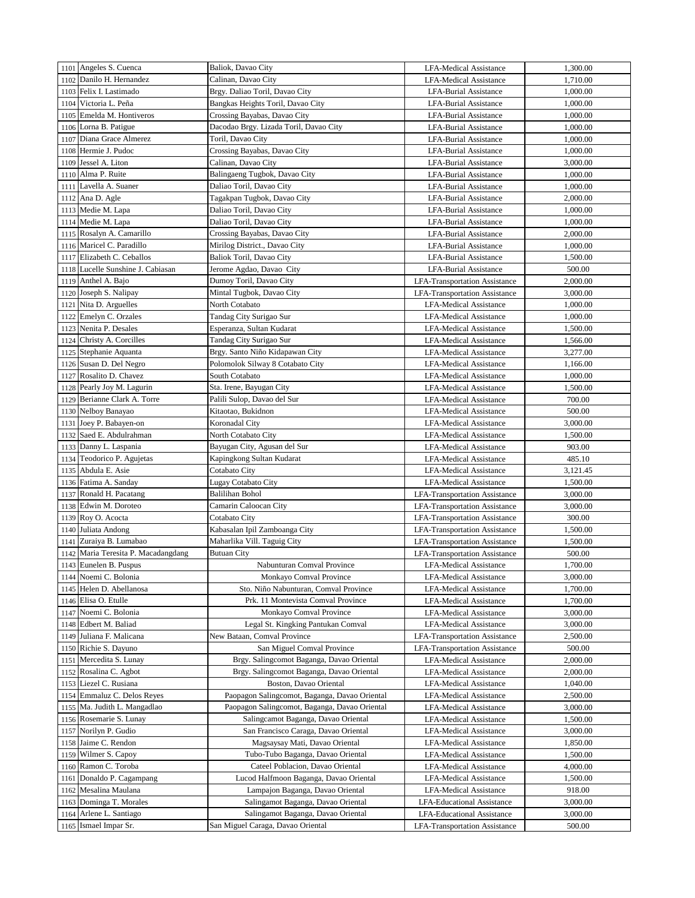| 1101 | Angeles S. Cuenca | Baliok, Davao City | LFA-Medical Assistance | 1,300.00 |
|---|---|---|---|---|
| 1102 | Danilo H. Hernandez | Calinan, Davao City | LFA-Medical Assistance | 1,710.00 |
| 1103 | Felix I. Lastimado | Brgy. Daliao Toril, Davao City | LFA-Burial Assistance | 1,000.00 |
| 1104 | Victoria L. Peña | Bangkas Heights Toril, Davao City | LFA-Burial Assistance | 1,000.00 |
| 1105 | Emelda M. Hontiveros | Crossing Bayabas, Davao City | LFA-Burial Assistance | 1,000.00 |
| 1106 | Lorna B. Patigue | Dacodao Brgy. Lizada Toril, Davao City | LFA-Burial Assistance | 1,000.00 |
| 1107 | Diana Grace Almerez | Toril, Davao City | LFA-Burial Assistance | 1,000.00 |
| 1108 | Hermie J. Pudoc | Crossing Bayabas, Davao City | LFA-Burial Assistance | 1,000.00 |
| 1109 | Jessel A. Liton | Calinan, Davao City | LFA-Burial Assistance | 3,000.00 |
| 1110 | Alma P. Ruite | Balingaeng Tugbok, Davao City | LFA-Burial Assistance | 1,000.00 |
| 1111 | Lavella A. Suaner | Daliao Toril, Davao City | LFA-Burial Assistance | 1,000.00 |
| 1112 | Ana D. Agle | Tagakpan Tugbok, Davao City | LFA-Burial Assistance | 2,000.00 |
| 1113 | Medie M. Lapa | Daliao Toril, Davao City | LFA-Burial Assistance | 1,000.00 |
| 1114 | Medie M. Lapa | Daliao Toril, Davao City | LFA-Burial Assistance | 1,000.00 |
| 1115 | Rosalyn A. Camarillo | Crossing Bayabas, Davao City | LFA-Burial Assistance | 2,000.00 |
| 1116 | Maricel C. Paradillo | Mirilog District., Davao City | LFA-Burial Assistance | 1,000.00 |
| 1117 | Elizabeth C. Ceballos | Baliok Toril, Davao City | LFA-Burial Assistance | 1,500.00 |
| 1118 | Lucelle Sunshine J. Cabiasan | Jerome Agdao, Davao City | LFA-Burial Assistance | 500.00 |
| 1119 | Anthel A. Bajo | Dumoy Toril, Davao City | LFA-Transportation Assistance | 2,000.00 |
| 1120 | Joseph S. Nalipay | Mintal Tugbok, Davao City | LFA-Transportation Assistance | 3,000.00 |
| 1121 | Nita D. Arguelles | North Cotabato | LFA-Medical Assistance | 1,000.00 |
| 1122 | Emelyn C. Orzales | Tandag City Surigao Sur | LFA-Medical Assistance | 1,000.00 |
| 1123 | Nenita P. Desales | Esperanza, Sultan Kudarat | LFA-Medical Assistance | 1,500.00 |
| 1124 | Christy A. Corcilles | Tandag City Surigao Sur | LFA-Medical Assistance | 1,566.00 |
| 1125 | Stephanie Aquanta | Brgy. Santo Niño Kidapawan City | LFA-Medical Assistance | 3,277.00 |
| 1126 | Susan D. Del Negro | Polomolok Silway 8 Cotabato City | LFA-Medical Assistance | 1,166.00 |
| 1127 | Rosalito D. Chavez | South Cotabato | LFA-Medical Assistance | 1,000.00 |
| 1128 | Pearly Joy M. Lagurin | Sta. Irene, Bayugan City | LFA-Medical Assistance | 1,500.00 |
| 1129 | Berianne Clark A. Torre | Palili Sulop, Davao del Sur | LFA-Medical Assistance | 700.00 |
| 1130 | Nelboy Banayao | Kitaotao, Bukidnon | LFA-Medical Assistance | 500.00 |
| 1131 | Joey P. Babayen-on | Koronadal City | LFA-Medical Assistance | 3,000.00 |
| 1132 | Saed E. Abdulrahman | North Cotabato City | LFA-Medical Assistance | 1,500.00 |
| 1133 | Danny L. Laspania | Bayugan City, Agusan del Sur | LFA-Medical Assistance | 903.00 |
| 1134 | Teodorico P. Agujetas | Kapingkong Sultan Kudarat | LFA-Medical Assistance | 485.10 |
| 1135 | Abdula E. Asie | Cotabato City | LFA-Medical Assistance | 3,121.45 |
| 1136 | Fatima A. Sanday | Lugay Cotabato City | LFA-Medical Assistance | 1,500.00 |
| 1137 | Ronald H. Pacatang | Balilihan Bohol | LFA-Transportation Assistance | 3,000.00 |
| 1138 | Edwin M. Doroteo | Camarin Caloocan City | LFA-Transportation Assistance | 3,000.00 |
| 1139 | Roy O. Acocta | Cotabato City | LFA-Transportation Assistance | 300.00 |
| 1140 | Juliata Andong | Kabasalan Ipil Zamboanga City | LFA-Transportation Assistance | 1,500.00 |
| 1141 | Zuraiya B. Lumabao | Maharlika Vill. Taguig City | LFA-Transportation Assistance | 1,500.00 |
| 1142 | Maria Teresita P. Macadangdang | Butuan City | LFA-Transportation Assistance | 500.00 |
| 1143 | Eunelen B. Puspus | Nabunturan Comval Province | LFA-Medical Assistance | 1,700.00 |
| 1144 | Noemi C. Bolonia | Monkayo Comval Province | LFA-Medical Assistance | 3,000.00 |
| 1145 | Helen D. Abellanosa | Sto. Niño Nabunturan, Comval Province | LFA-Medical Assistance | 1,700.00 |
| 1146 | Elisa O. Etulle | Prk. 11 Montevista Comval Province | LFA-Medical Assistance | 1,700.00 |
| 1147 | Noemi C. Bolonia | Monkayo Comval Province | LFA-Medical Assistance | 3,000.00 |
| 1148 | Edbert M. Baliad | Legal St. Kingking Pantukan Comval | LFA-Medical Assistance | 3,000.00 |
| 1149 | Juliana F. Malicana | New Bataan, Comval Province | LFA-Transportation Assistance | 2,500.00 |
| 1150 | Richie S. Dayuno | San Miguel Comval Province | LFA-Transportation Assistance | 500.00 |
| 1151 | Mercedita S. Lunay | Brgy. Salingcomot Baganga, Davao Oriental | LFA-Medical Assistance | 2,000.00 |
| 1152 | Rosalina C. Agbot | Brgy. Salingcomot Baganga, Davao Oriental | LFA-Medical Assistance | 2,000.00 |
| 1153 | Liezel C. Rusiana | Boston, Davao Oriental | LFA-Medical Assistance | 1,040.00 |
| 1154 | Emmaluz C. Delos Reyes | Paopagon Salingcomot, Baganga, Davao Oriental | LFA-Medical Assistance | 2,500.00 |
| 1155 | Ma. Judith L. Mangadlao | Paopagon Salingcomot, Baganga, Davao Oriental | LFA-Medical Assistance | 3,000.00 |
| 1156 | Rosemarie S. Lunay | Salingcamot Baganga, Davao Oriental | LFA-Medical Assistance | 1,500.00 |
| 1157 | Norilyn P. Gudio | San Francisco Caraga, Davao Oriental | LFA-Medical Assistance | 3,000.00 |
| 1158 | Jaime C. Rendon | Magsaysay Mati, Davao Oriental | LFA-Medical Assistance | 1,850.00 |
| 1159 | Wilmer S. Capoy | Tubo-Tubo Baganga, Davao Oriental | LFA-Medical Assistance | 1,500.00 |
| 1160 | Ramon C. Toroba | Cateel Poblacion, Davao Oriental | LFA-Medical Assistance | 4,000.00 |
| 1161 | Donaldo P. Cagampang | Lucod Halfmoon Baganga, Davao Oriental | LFA-Medical Assistance | 1,500.00 |
| 1162 | Mesalina Maulana | Lampajon Baganga, Davao Oriental | LFA-Medical Assistance | 918.00 |
| 1163 | Dominga T. Morales | Salingamot Baganga, Davao Oriental | LFA-Educational Assistance | 3,000.00 |
| 1164 | Arlene L. Santiago | Salingamot Baganga, Davao Oriental | LFA-Educational Assistance | 3,000.00 |
| 1165 | Ismael Impar Sr. | San Miguel Caraga, Davao Oriental | LFA-Transportation Assistance | 500.00 |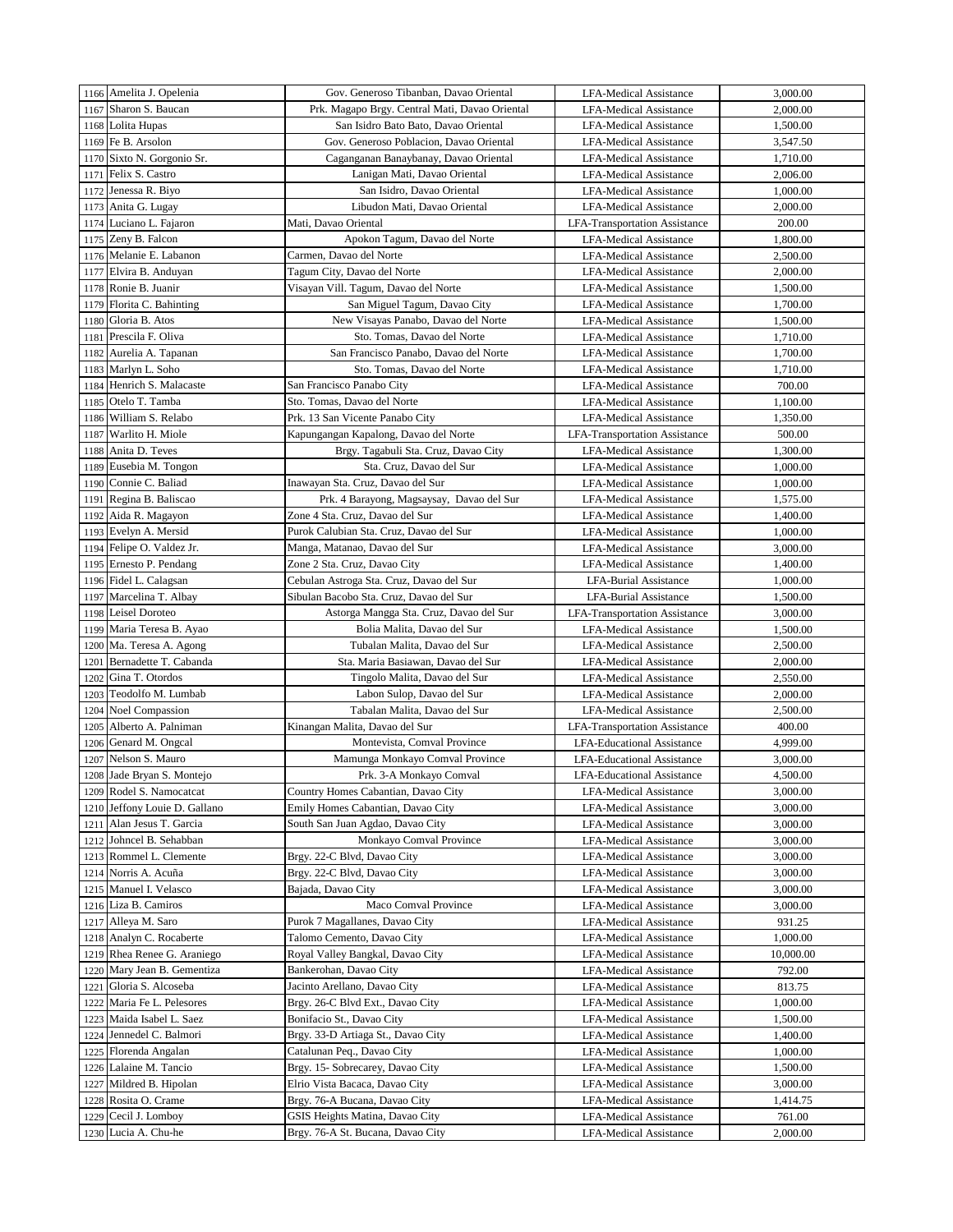| | | | | |
|---|---|---|---|---|
| 1166 | Amelita J. Opelenia | Gov. Generoso Tibanban, Davao Oriental | LFA-Medical Assistance | 3,000.00 |
| 1167 | Sharon S. Baucan | Prk. Magapo Brgy. Central Mati, Davao Oriental | LFA-Medical Assistance | 2,000.00 |
| 1168 | Lolita Hupas | San Isidro Bato Bato, Davao Oriental | LFA-Medical Assistance | 1,500.00 |
| 1169 | Fe B. Arsolon | Gov. Generoso Poblacion, Davao Oriental | LFA-Medical Assistance | 3,547.50 |
| 1170 | Sixto N. Gorgonio Sr. | Caganganan Banaybanay, Davao Oriental | LFA-Medical Assistance | 1,710.00 |
| 1171 | Felix S. Castro | Lanigan Mati, Davao Oriental | LFA-Medical Assistance | 2,006.00 |
| 1172 | Jenessa R. Biyo | San Isidro, Davao Oriental | LFA-Medical Assistance | 1,000.00 |
| 1173 | Anita G. Lugay | Libudon Mati, Davao Oriental | LFA-Medical Assistance | 2,000.00 |
| 1174 | Luciano L. Fajaron | Mati, Davao Oriental | LFA-Transportation Assistance | 200.00 |
| 1175 | Zeny B. Falcon | Apokon Tagum, Davao del Norte | LFA-Medical Assistance | 1,800.00 |
| 1176 | Melanie E. Labanon | Carmen, Davao del Norte | LFA-Medical Assistance | 2,500.00 |
| 1177 | Elvira B. Anduyan | Tagum City, Davao del Norte | LFA-Medical Assistance | 2,000.00 |
| 1178 | Ronie B. Juanir | Visayan Vill. Tagum, Davao del Norte | LFA-Medical Assistance | 1,500.00 |
| 1179 | Florita C. Bahinting | San Miguel Tagum, Davao City | LFA-Medical Assistance | 1,700.00 |
| 1180 | Gloria B. Atos | New Visayas Panabo, Davao del Norte | LFA-Medical Assistance | 1,500.00 |
| 1181 | Prescila F. Oliva | Sto. Tomas, Davao del Norte | LFA-Medical Assistance | 1,710.00 |
| 1182 | Aurelia A. Tapanan | San Francisco Panabo, Davao del Norte | LFA-Medical Assistance | 1,700.00 |
| 1183 | Marlyn L. Soho | Sto. Tomas, Davao del Norte | LFA-Medical Assistance | 1,710.00 |
| 1184 | Henrich S. Malacaste | San Francisco Panabo City | LFA-Medical Assistance | 700.00 |
| 1185 | Otelo T. Tamba | Sto. Tomas, Davao del Norte | LFA-Medical Assistance | 1,100.00 |
| 1186 | William S. Relabo | Prk. 13 San Vicente Panabo City | LFA-Medical Assistance | 1,350.00 |
| 1187 | Warlito H. Miole | Kapungangan Kapalong, Davao del Norte | LFA-Transportation Assistance | 500.00 |
| 1188 | Anita D. Teves | Brgy. Tagabuli Sta. Cruz, Davao City | LFA-Medical Assistance | 1,300.00 |
| 1189 | Eusebia M. Tongon | Sta. Cruz, Davao del Sur | LFA-Medical Assistance | 1,000.00 |
| 1190 | Connie C. Baliad | Inawayan Sta. Cruz, Davao del Sur | LFA-Medical Assistance | 1,000.00 |
| 1191 | Regina B. Baliscao | Prk. 4 Barayong, Magsaysay, Davao del Sur | LFA-Medical Assistance | 1,575.00 |
| 1192 | Aida R. Magayon | Zone 4 Sta. Cruz, Davao del Sur | LFA-Medical Assistance | 1,400.00 |
| 1193 | Evelyn A. Mersid | Purok Calubian Sta. Cruz, Davao del Sur | LFA-Medical Assistance | 1,000.00 |
| 1194 | Felipe O. Valdez Jr. | Manga, Matanao, Davao del Sur | LFA-Medical Assistance | 3,000.00 |
| 1195 | Ernesto P. Pendang | Zone 2 Sta. Cruz, Davao City | LFA-Medical Assistance | 1,400.00 |
| 1196 | Fidel L. Calagsan | Cebulan Astroga Sta. Cruz, Davao del Sur | LFA-Burial Assistance | 1,000.00 |
| 1197 | Marcelina T. Albay | Sibulan Bacobo Sta. Cruz, Davao del Sur | LFA-Burial Assistance | 1,500.00 |
| 1198 | Leisel Doroteo | Astorga Mangga Sta. Cruz, Davao del Sur | LFA-Transportation Assistance | 3,000.00 |
| 1199 | Maria Teresa B. Ayao | Bolia Malita, Davao del Sur | LFA-Medical Assistance | 1,500.00 |
| 1200 | Ma. Teresa A. Agong | Tubalan Malita, Davao del Sur | LFA-Medical Assistance | 2,500.00 |
| 1201 | Bernadette T. Cabanda | Sta. Maria Basiawan, Davao del Sur | LFA-Medical Assistance | 2,000.00 |
| 1202 | Gina T. Otordos | Tingolo Malita, Davao del Sur | LFA-Medical Assistance | 2,550.00 |
| 1203 | Teodolfo M. Lumbab | Labon Sulop, Davao del Sur | LFA-Medical Assistance | 2,000.00 |
| 1204 | Noel Compassion | Tabalan Malita, Davao del Sur | LFA-Medical Assistance | 2,500.00 |
| 1205 | Alberto A. Palniman | Kinangan Malita, Davao del Sur | LFA-Transportation Assistance | 400.00 |
| 1206 | Genard M. Ongcal | Montevista, Comval Province | LFA-Educational Assistance | 4,999.00 |
| 1207 | Nelson S. Mauro | Mamunga Monkayo Comval Province | LFA-Educational Assistance | 3,000.00 |
| 1208 | Jade Bryan S. Montejo | Prk. 3-A Monkayo Comval | LFA-Educational Assistance | 4,500.00 |
| 1209 | Rodel S. Namocatcat | Country Homes Cabantian, Davao City | LFA-Medical Assistance | 3,000.00 |
| 1210 | Jeffony Louie D. Gallano | Emily Homes Cabantian, Davao City | LFA-Medical Assistance | 3,000.00 |
| 1211 | Alan Jesus T. Garcia | South San Juan Agdao, Davao City | LFA-Medical Assistance | 3,000.00 |
| 1212 | Johncel B. Sehabban | Monkayo Comval Province | LFA-Medical Assistance | 3,000.00 |
| 1213 | Rommel L. Clemente | Brgy. 22-C Blvd, Davao City | LFA-Medical Assistance | 3,000.00 |
| 1214 | Norris A. Acuña | Brgy. 22-C Blvd, Davao City | LFA-Medical Assistance | 3,000.00 |
| 1215 | Manuel I. Velasco | Bajada, Davao City | LFA-Medical Assistance | 3,000.00 |
| 1216 | Liza B. Camiros | Maco Comval Province | LFA-Medical Assistance | 3,000.00 |
| 1217 | Alleya M. Saro | Purok 7 Magallanes, Davao City | LFA-Medical Assistance | 931.25 |
| 1218 | Analyn C. Rocaberte | Talomo Cemento, Davao City | LFA-Medical Assistance | 1,000.00 |
| 1219 | Rhea Renee G. Araniego | Royal Valley Bangkal, Davao City | LFA-Medical Assistance | 10,000.00 |
| 1220 | Mary Jean B. Gementiza | Bankerohan, Davao City | LFA-Medical Assistance | 792.00 |
| 1221 | Gloria S. Alcoseba | Jacinto Arellano, Davao City | LFA-Medical Assistance | 813.75 |
| 1222 | Maria Fe L. Pelesores | Brgy. 26-C Blvd Ext., Davao City | LFA-Medical Assistance | 1,000.00 |
| 1223 | Maida Isabel L. Saez | Bonifacio St., Davao City | LFA-Medical Assistance | 1,500.00 |
| 1224 | Jennedel C. Balmori | Brgy. 33-D Artiaga St., Davao City | LFA-Medical Assistance | 1,400.00 |
| 1225 | Florenda Angalan | Catalunan Peq., Davao City | LFA-Medical Assistance | 1,000.00 |
| 1226 | Lalaine M. Tancio | Brgy. 15- Sobrecarey, Davao City | LFA-Medical Assistance | 1,500.00 |
| 1227 | Mildred B. Hipolan | Elrio Vista Bacaca, Davao City | LFA-Medical Assistance | 3,000.00 |
| 1228 | Rosita O. Crame | Brgy. 76-A Bucana, Davao City | LFA-Medical Assistance | 1,414.75 |
| 1229 | Cecil J. Lomboy | GSIS Heights Matina, Davao City | LFA-Medical Assistance | 761.00 |
| 1230 | Lucia A. Chu-he | Brgy. 76-A St. Bucana, Davao City | LFA-Medical Assistance | 2,000.00 |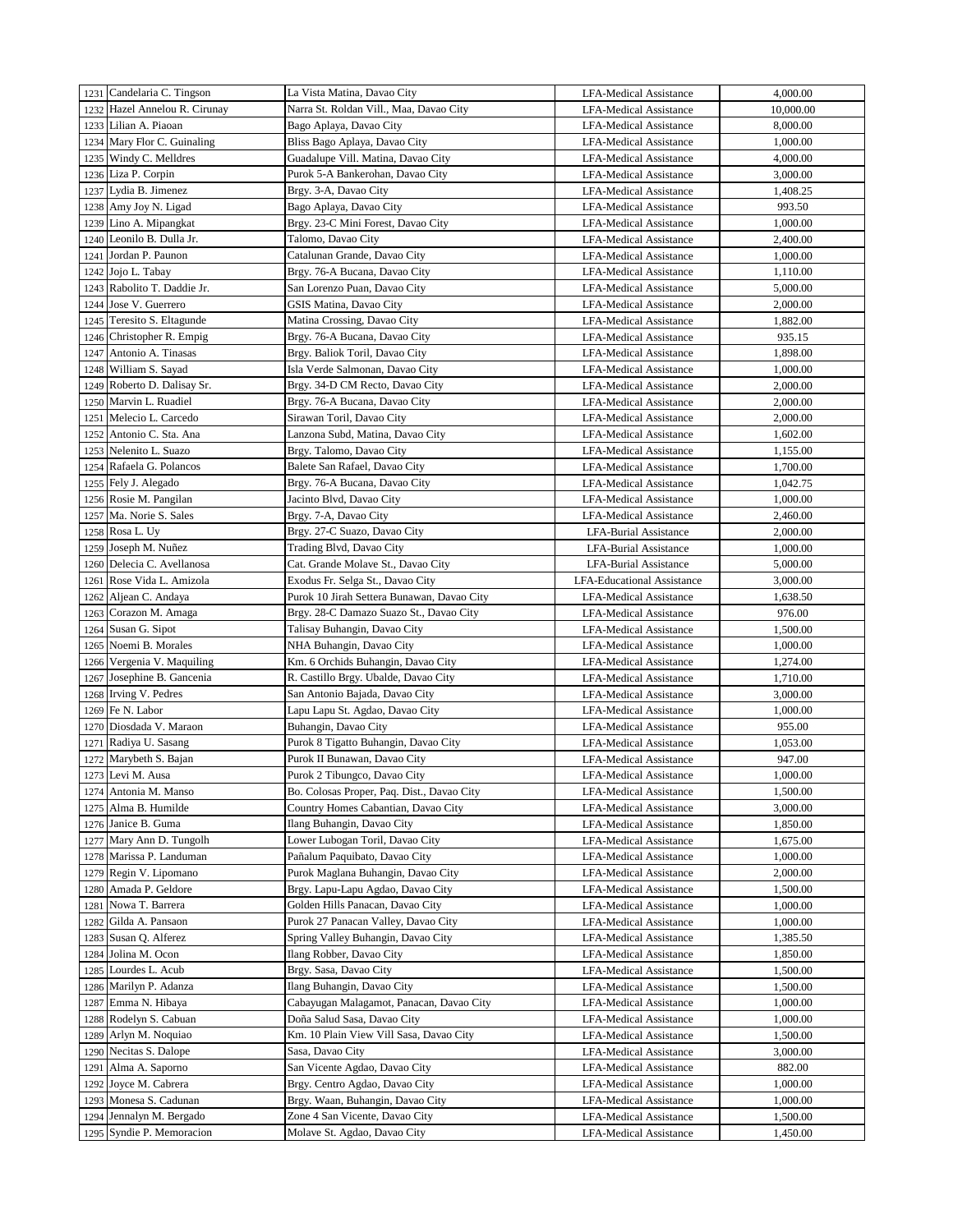| | | | | |
|---|---|---|---|---|
| 1231 | Candelaria C. Tingson | La Vista Matina, Davao City | LFA-Medical Assistance | 4,000.00 |
| 1232 | Hazel Annelou R. Ciruñay | Narra St. Roldan Vill., Maa, Davao City | LFA-Medical Assistance | 10,000.00 |
| 1233 | Lilian A. Piaoan | Bago Aplaya, Davao City | LFA-Medical Assistance | 8,000.00 |
| 1234 | Mary Flor C. Guinaling | Bliss Bago Aplaya, Davao City | LFA-Medical Assistance | 1,000.00 |
| 1235 | Windy C. Melldres | Guadalupe Vill. Matina, Davao City | LFA-Medical Assistance | 4,000.00 |
| 1236 | Liza P. Corpin | Purok 5-A Bankerohan, Davao City | LFA-Medical Assistance | 3,000.00 |
| 1237 | Lydia B. Jimenez | Brgy. 3-A, Davao City | LFA-Medical Assistance | 1,408.25 |
| 1238 | Amy Joy N. Ligad | Bago Aplaya, Davao City | LFA-Medical Assistance | 993.50 |
| 1239 | Lino A. Mipangkat | Brgy. 23-C Mini Forest, Davao City | LFA-Medical Assistance | 1,000.00 |
| 1240 | Leonilo B. Dulla Jr. | Talomo, Davao City | LFA-Medical Assistance | 2,400.00 |
| 1241 | Jordan P. Paunon | Catalunan Grande, Davao City | LFA-Medical Assistance | 1,000.00 |
| 1242 | Jojo L. Tabay | Brgy. 76-A Bucana, Davao City | LFA-Medical Assistance | 1,110.00 |
| 1243 | Rabolito T. Daddie Jr. | San Lorenzo Puan, Davao City | LFA-Medical Assistance | 5,000.00 |
| 1244 | Jose V. Guerrero | GSIS Matina, Davao City | LFA-Medical Assistance | 2,000.00 |
| 1245 | Teresito S. Eltagunde | Matina Crossing, Davao City | LFA-Medical Assistance | 1,882.00 |
| 1246 | Christopher R. Empig | Brgy. 76-A Bucana, Davao City | LFA-Medical Assistance | 935.15 |
| 1247 | Antonio A. Tinasas | Brgy. Baliok Toril, Davao City | LFA-Medical Assistance | 1,898.00 |
| 1248 | William S. Sayad | Isla Verde Salmonan, Davao City | LFA-Medical Assistance | 1,000.00 |
| 1249 | Roberto D. Dalisay Sr. | Brgy. 34-D CM Recto, Davao City | LFA-Medical Assistance | 2,000.00 |
| 1250 | Marvin L. Ruadiel | Brgy. 76-A Bucana, Davao City | LFA-Medical Assistance | 2,000.00 |
| 1251 | Melecio L. Carcedo | Sirawan Toril, Davao City | LFA-Medical Assistance | 2,000.00 |
| 1252 | Antonio C. Sta. Ana | Lanzona Subd, Matina, Davao City | LFA-Medical Assistance | 1,602.00 |
| 1253 | Nelenito L. Suazo | Brgy. Talomo, Davao City | LFA-Medical Assistance | 1,155.00 |
| 1254 | Rafaela G. Polancos | Balete San Rafael, Davao City | LFA-Medical Assistance | 1,700.00 |
| 1255 | Fely J. Alegado | Brgy. 76-A Bucana, Davao City | LFA-Medical Assistance | 1,042.75 |
| 1256 | Rosie M. Pangilan | Jacinto Blvd, Davao City | LFA-Medical Assistance | 1,000.00 |
| 1257 | Ma. Norie S. Sales | Brgy. 7-A, Davao City | LFA-Medical Assistance | 2,460.00 |
| 1258 | Rosa L. Uy | Brgy. 27-C Suazo, Davao City | LFA-Burial Assistance | 2,000.00 |
| 1259 | Joseph M. Nuñez | Trading Blvd, Davao City | LFA-Burial Assistance | 1,000.00 |
| 1260 | Delecia C. Avellanosa | Cat. Grande Molave St., Davao City | LFA-Burial Assistance | 5,000.00 |
| 1261 | Rose Vida L. Amizola | Exodus Fr. Selga St., Davao City | LFA-Educational Assistance | 3,000.00 |
| 1262 | Aljean C. Andaya | Purok 10 Jirah Settera Bunawan, Davao City | LFA-Medical Assistance | 1,638.50 |
| 1263 | Corazon M. Amaga | Brgy. 28-C Damazo Suazo St., Davao City | LFA-Medical Assistance | 976.00 |
| 1264 | Susan G. Sipot | Talisay Buhangin, Davao City | LFA-Medical Assistance | 1,500.00 |
| 1265 | Noemi B. Morales | NHA Buhangin, Davao City | LFA-Medical Assistance | 1,000.00 |
| 1266 | Vergenia V. Maquiling | Km. 6 Orchids Buhangin, Davao City | LFA-Medical Assistance | 1,274.00 |
| 1267 | Josephine B. Gancenia | R. Castillo Brgy. Ubalde, Davao City | LFA-Medical Assistance | 1,710.00 |
| 1268 | Irving V. Pedres | San Antonio Bajada, Davao City | LFA-Medical Assistance | 3,000.00 |
| 1269 | Fe N. Labor | Lapu Lapu St. Agdao, Davao City | LFA-Medical Assistance | 1,000.00 |
| 1270 | Diosdada V. Maraon | Buhangin, Davao City | LFA-Medical Assistance | 955.00 |
| 1271 | Radiya U. Sasang | Purok 8 Tigatto Buhangin, Davao City | LFA-Medical Assistance | 1,053.00 |
| 1272 | Marybeth S. Bajan | Purok II Bunawan, Davao City | LFA-Medical Assistance | 947.00 |
| 1273 | Levi M. Ausa | Purok 2 Tibungco, Davao City | LFA-Medical Assistance | 1,000.00 |
| 1274 | Antonia M. Manso | Bo. Colosas Proper, Paq. Dist., Davao City | LFA-Medical Assistance | 1,500.00 |
| 1275 | Alma B. Humilde | Country Homes Cabantian, Davao City | LFA-Medical Assistance | 3,000.00 |
| 1276 | Janice B. Guma | Ilang Buhangin, Davao City | LFA-Medical Assistance | 1,850.00 |
| 1277 | Mary Ann D. Tungolh | Lower Lubogan Toril, Davao City | LFA-Medical Assistance | 1,675.00 |
| 1278 | Marissa P. Landuman | Pañalum Paquibato, Davao City | LFA-Medical Assistance | 1,000.00 |
| 1279 | Regin V. Lipomano | Purok Maglana Buhangin, Davao City | LFA-Medical Assistance | 2,000.00 |
| 1280 | Amada P. Geldore | Brgy. Lapu-Lapu Agdao, Davao City | LFA-Medical Assistance | 1,500.00 |
| 1281 | Nowa T. Barrera | Golden Hills Panacan, Davao City | LFA-Medical Assistance | 1,000.00 |
| 1282 | Gilda A. Pansaon | Purok 27 Panacan Valley, Davao City | LFA-Medical Assistance | 1,000.00 |
| 1283 | Susan Q. Alferez | Spring Valley Buhangin, Davao City | LFA-Medical Assistance | 1,385.50 |
| 1284 | Jolina M. Ocon | Ilang Robber, Davao City | LFA-Medical Assistance | 1,850.00 |
| 1285 | Lourdes L. Acub | Brgy. Sasa, Davao City | LFA-Medical Assistance | 1,500.00 |
| 1286 | Marilyn P. Adanza | Ilang Buhangin, Davao City | LFA-Medical Assistance | 1,500.00 |
| 1287 | Emma N. Hibaya | Cabayugan Malagamot, Panacan, Davao City | LFA-Medical Assistance | 1,000.00 |
| 1288 | Rodelyn S. Cabuan | Doña Salud Sasa, Davao City | LFA-Medical Assistance | 1,000.00 |
| 1289 | Arlyn M. Noquiao | Km. 10 Plain View Vill Sasa, Davao City | LFA-Medical Assistance | 1,500.00 |
| 1290 | Necitas S. Dalope | Sasa, Davao City | LFA-Medical Assistance | 3,000.00 |
| 1291 | Alma A. Saporno | San Vicente Agdao, Davao City | LFA-Medical Assistance | 882.00 |
| 1292 | Joyce M. Cabrera | Brgy. Centro Agdao, Davao City | LFA-Medical Assistance | 1,000.00 |
| 1293 | Monesa S. Cadunan | Brgy. Waan, Buhangin, Davao City | LFA-Medical Assistance | 1,000.00 |
| 1294 | Jennalyn M. Bergado | Zone 4 San Vicente, Davao City | LFA-Medical Assistance | 1,500.00 |
| 1295 | Syndie P. Memoracion | Molave St. Agdao, Davao City | LFA-Medical Assistance | 1,450.00 |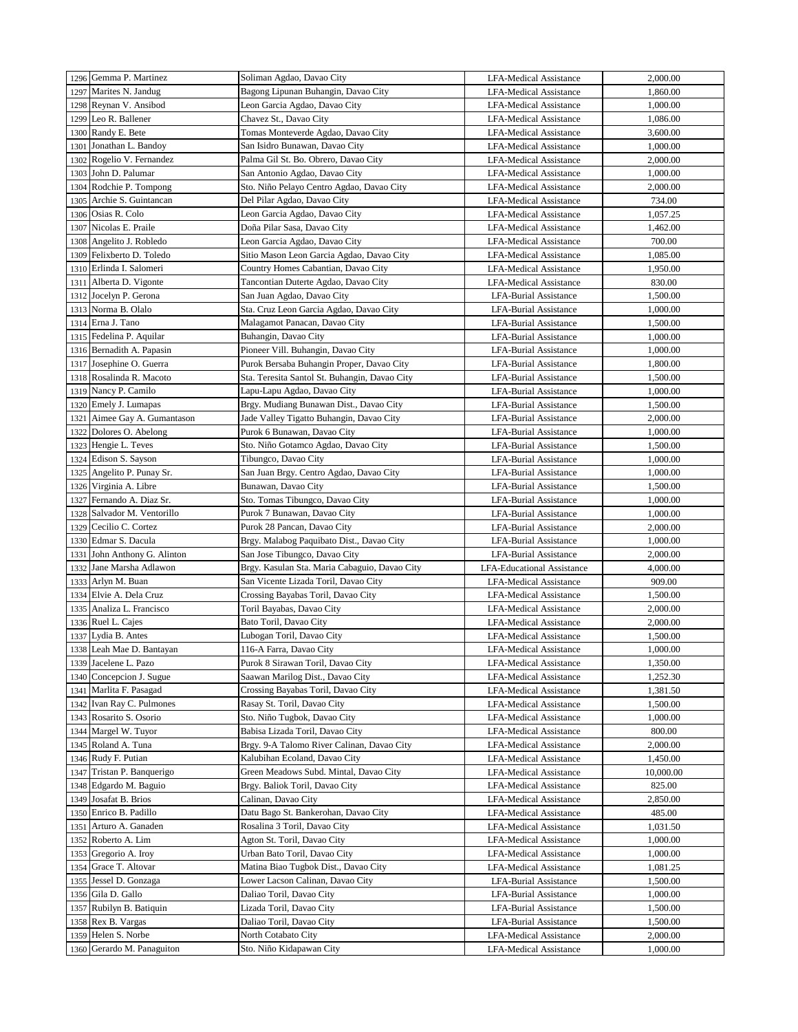| 1296 | Gemma P. Martinez | Soliman Agdao, Davao City | LFA-Medical Assistance | 2,000.00 |
|---|---|---|---|---|
| 1297 | Marites N. Jandug | Bagong Lipunan Buhangin, Davao City | LFA-Medical Assistance | 1,860.00 |
| 1298 | Reynan V. Ansibod | Leon Garcia Agdao, Davao City | LFA-Medical Assistance | 1,000.00 |
| 1299 | Leo R. Ballener | Chavez St., Davao City | LFA-Medical Assistance | 1,086.00 |
| 1300 | Randy E. Bete | Tomas Monteverde Agdao, Davao City | LFA-Medical Assistance | 3,600.00 |
| 1301 | Jonathan L. Bandoy | San Isidro Bunawan, Davao City | LFA-Medical Assistance | 1,000.00 |
| 1302 | Rogelio V. Fernandez | Palma Gil St. Bo. Obrero, Davao City | LFA-Medical Assistance | 2,000.00 |
| 1303 | John D. Palumar | San Antonio Agdao, Davao City | LFA-Medical Assistance | 1,000.00 |
| 1304 | Rodchie P. Tompong | Sto. Niño Pelayo Centro Agdao, Davao City | LFA-Medical Assistance | 2,000.00 |
| 1305 | Archie S. Guintancan | Del Pilar Agdao, Davao City | LFA-Medical Assistance | 734.00 |
| 1306 | Osias R. Colo | Leon Garcia Agdao, Davao City | LFA-Medical Assistance | 1,057.25 |
| 1307 | Nicolas E. Praile | Doña Pilar Sasa, Davao City | LFA-Medical Assistance | 1,462.00 |
| 1308 | Angelito J. Robledo | Leon Garcia Agdao, Davao City | LFA-Medical Assistance | 700.00 |
| 1309 | Felixberto D. Toledo | Sitio Mason Leon Garcia Agdao, Davao City | LFA-Medical Assistance | 1,085.00 |
| 1310 | Erlinda I. Salomeri | Country Homes Cabantian, Davao City | LFA-Medical Assistance | 1,950.00 |
| 1311 | Alberta D. Vigonte | Tancontian Duterte Agdao, Davao City | LFA-Medical Assistance | 830.00 |
| 1312 | Jocelyn P. Gerona | San Juan Agdao, Davao City | LFA-Burial Assistance | 1,500.00 |
| 1313 | Norma B. Olalo | Sta. Cruz Leon Garcia Agdao, Davao City | LFA-Burial Assistance | 1,000.00 |
| 1314 | Erna J. Tano | Malagamot Panacan, Davao City | LFA-Burial Assistance | 1,500.00 |
| 1315 | Fedelina P. Aquilar | Buhangin, Davao City | LFA-Burial Assistance | 1,000.00 |
| 1316 | Bernadith A. Papasin | Pioneer Vill. Buhangin, Davao City | LFA-Burial Assistance | 1,000.00 |
| 1317 | Josephine O. Guerra | Purok Bersaba Buhangin Proper, Davao City | LFA-Burial Assistance | 1,800.00 |
| 1318 | Rosalinda R. Macoto | Sta. Teresita Santol St. Buhangin, Davao City | LFA-Burial Assistance | 1,500.00 |
| 1319 | Nancy P. Camilo | Lapu-Lapu Agdao, Davao City | LFA-Burial Assistance | 1,000.00 |
| 1320 | Emely J. Lumapas | Brgy. Mudiang Bunawan Dist., Davao City | LFA-Burial Assistance | 1,500.00 |
| 1321 | Aimee Gay A. Gumantason | Jade Valley Tigatto Buhangin, Davao City | LFA-Burial Assistance | 2,000.00 |
| 1322 | Dolores O. Abelong | Purok 6 Bunawan, Davao City | LFA-Burial Assistance | 1,000.00 |
| 1323 | Hengie L. Teves | Sto. Niño Gotamco Agdao, Davao City | LFA-Burial Assistance | 1,500.00 |
| 1324 | Edison S. Sayson | Tibungco, Davao City | LFA-Burial Assistance | 1,000.00 |
| 1325 | Angelito P. Punay Sr. | San Juan Brgy. Centro Agdao, Davao City | LFA-Burial Assistance | 1,000.00 |
| 1326 | Virginia A. Libre | Bunawan, Davao City | LFA-Burial Assistance | 1,500.00 |
| 1327 | Fernando A. Diaz Sr. | Sto. Tomas Tibungco, Davao City | LFA-Burial Assistance | 1,000.00 |
| 1328 | Salvador M. Ventorillo | Purok 7 Bunawan, Davao City | LFA-Burial Assistance | 1,000.00 |
| 1329 | Cecilio C. Cortez | Purok 28 Pancan, Davao City | LFA-Burial Assistance | 2,000.00 |
| 1330 | Edmar S. Dacula | Brgy. Malabog Paquibato Dist., Davao City | LFA-Burial Assistance | 1,000.00 |
| 1331 | John Anthony G. Alinton | San Jose Tibungco, Davao City | LFA-Burial Assistance | 2,000.00 |
| 1332 | Jane Marsha Adlawon | Brgy. Kasulan Sta. Maria Cabaguio, Davao City | LFA-Educational Assistance | 4,000.00 |
| 1333 | Arlyn M. Buan | San Vicente Lizada Toril, Davao City | LFA-Medical Assistance | 909.00 |
| 1334 | Elvie A. Dela Cruz | Crossing Bayabas Toril, Davao City | LFA-Medical Assistance | 1,500.00 |
| 1335 | Analiza L. Francisco | Toril Bayabas, Davao City | LFA-Medical Assistance | 2,000.00 |
| 1336 | Ruel L. Cajes | Bato Toril, Davao City | LFA-Medical Assistance | 2,000.00 |
| 1337 | Lydia B. Antes | Lubogan Toril, Davao City | LFA-Medical Assistance | 1,500.00 |
| 1338 | Leah Mae D. Bantayan | 116-A Farra, Davao City | LFA-Medical Assistance | 1,000.00 |
| 1339 | Jacelene L. Pazo | Purok 8 Sirawan Toril, Davao City | LFA-Medical Assistance | 1,350.00 |
| 1340 | Concepcion J. Sugue | Saawan Marilog Dist., Davao City | LFA-Medical Assistance | 1,252.30 |
| 1341 | Marlita F. Pasagad | Crossing Bayabas Toril, Davao City | LFA-Medical Assistance | 1,381.50 |
| 1342 | Ivan Ray C. Pulmones | Rasay St. Toril, Davao City | LFA-Medical Assistance | 1,500.00 |
| 1343 | Rosarito S. Osorio | Sto. Niño Tugbok, Davao City | LFA-Medical Assistance | 1,000.00 |
| 1344 | Margel W. Tuyor | Babisa Lizada Toril, Davao City | LFA-Medical Assistance | 800.00 |
| 1345 | Roland A. Tuna | Brgy. 9-A Talomo River Calinan, Davao City | LFA-Medical Assistance | 2,000.00 |
| 1346 | Rudy F. Putian | Kalubihan Ecoland, Davao City | LFA-Medical Assistance | 1,450.00 |
| 1347 | Tristan P. Banquerigo | Green Meadows Subd. Mintal, Davao City | LFA-Medical Assistance | 10,000.00 |
| 1348 | Edgardo M. Baguio | Brgy. Baliok Toril, Davao City | LFA-Medical Assistance | 825.00 |
| 1349 | Josafat B. Brios | Calinan, Davao City | LFA-Medical Assistance | 2,850.00 |
| 1350 | Enrico B. Padillo | Datu Bago St. Bankerohan, Davao City | LFA-Medical Assistance | 485.00 |
| 1351 | Arturo A. Ganaden | Rosalina 3 Toril, Davao City | LFA-Medical Assistance | 1,031.50 |
| 1352 | Roberto A. Lim | Agton St. Toril, Davao City | LFA-Medical Assistance | 1,000.00 |
| 1353 | Gregorio A. Iroy | Urban Bato Toril, Davao City | LFA-Medical Assistance | 1,000.00 |
| 1354 | Grace T. Altovar | Matina Biao Tugbok Dist., Davao City | LFA-Medical Assistance | 1,081.25 |
| 1355 | Jessel D. Gonzaga | Lower Lacson Calinan, Davao City | LFA-Burial Assistance | 1,500.00 |
| 1356 | Gila D. Gallo | Daliao Toril, Davao City | LFA-Burial Assistance | 1,000.00 |
| 1357 | Rubilyn B. Batiquin | Lizada Toril, Davao City | LFA-Burial Assistance | 1,500.00 |
| 1358 | Rex B. Vargas | Daliao Toril, Davao City | LFA-Burial Assistance | 1,500.00 |
| 1359 | Helen S. Norbe | North Cotabato City | LFA-Medical Assistance | 2,000.00 |
| 1360 | Gerardo M. Panaguiton | Sto. Niño Kidapawan City | LFA-Medical Assistance | 1,000.00 |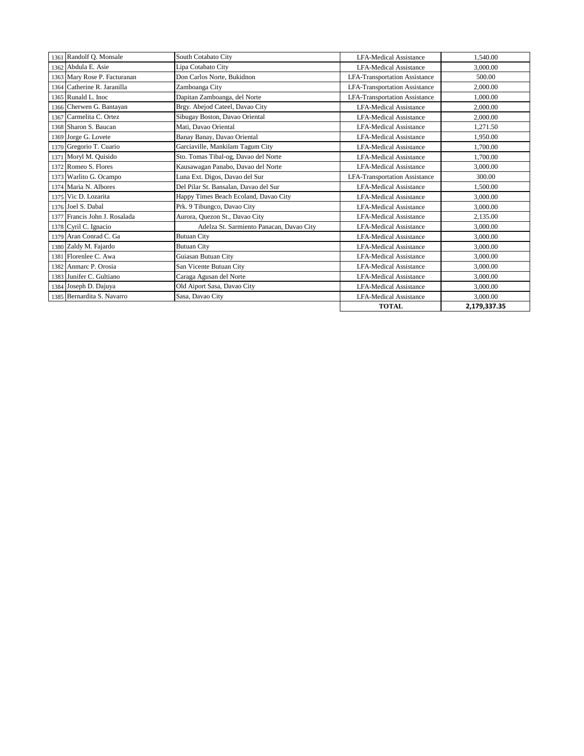| | | | | |
|---|---|---|---|---|
| 1361 | Randolf Q. Monsale | South Cotabato City | LFA-Medical Assistance | 1,540.00 |
| 1362 | Abdula E. Asie | Lipa Cotabato City | LFA-Medical Assistance | 3,000.00 |
| 1363 | Mary Rose P. Facturanan | Don Carlos Norte, Bukidnon | LFA-Transportation Assistance | 500.00 |
| 1364 | Catherine R. Jaranilla | Zamboanga City | LFA-Transportation Assistance | 2,000.00 |
| 1365 | Runald L. Inoc | Dapitan Zamboanga, del Norte | LFA-Transportation Assistance | 1,000.00 |
| 1366 | Cherwen G. Bantayan | Brgy. Abejod Cateel, Davao City | LFA-Medical Assistance | 2,000.00 |
| 1367 | Carmelita C. Ortez | Sibugay Boston, Davao Oriental | LFA-Medical Assistance | 2,000.00 |
| 1368 | Sharon S. Baucan | Mati, Davao Oriental | LFA-Medical Assistance | 1,271.50 |
| 1369 | Jorge G. Lovete | Banay Banay, Davao Oriental | LFA-Medical Assistance | 1,950.00 |
| 1370 | Gregorio T. Cuario | Garciaville, Mankilam Tagum City | LFA-Medical Assistance | 1,700.00 |
| 1371 | Moryl M. Quisido | Sto. Tomas Tibal-og, Davao del Norte | LFA-Medical Assistance | 1,700.00 |
| 1372 | Romeo S. Flores | Kausawagan Panabo, Davao del Norte | LFA-Medical Assistance | 3,000.00 |
| 1373 | Warlito G. Ocampo | Luna Ext. Digos, Davao del Sur | LFA-Transportation Assistance | 300.00 |
| 1374 | Maria N. Albores | Del Pilar St. Bansalan, Davao del Sur | LFA-Medical Assistance | 1,500.00 |
| 1375 | Vic D. Lozarita | Happy Times Beach Ecoland, Davao City | LFA-Medical Assistance | 3,000.00 |
| 1376 | Joel S. Dabal | Prk. 9 Tibungco, Davao City | LFA-Medical Assistance | 3,000.00 |
| 1377 | Francis John J. Rosalada | Aurora, Quezon St., Davao City | LFA-Medical Assistance | 2,135.00 |
| 1378 | Cyril C. Ignacio | Adelza St. Sarmiento Panacan, Davao City | LFA-Medical Assistance | 3,000.00 |
| 1379 | Aran Conrad C. Ga | Butuan City | LFA-Medical Assistance | 3,000.00 |
| 1380 | Zaldy M. Fajardo | Butuan City | LFA-Medical Assistance | 3,000.00 |
| 1381 | Florenlee C. Awa | Guiasan Butuan City | LFA-Medical Assistance | 3,000.00 |
| 1382 | Anmarc P. Orosia | San Vicente Butuan City | LFA-Medical Assistance | 3,000.00 |
| 1383 | Junifer C. Gultiano | Caraga Agusan del Norte | LFA-Medical Assistance | 3,000.00 |
| 1384 | Joseph D. Dajuya | Old Aiport Sasa, Davao City | LFA-Medical Assistance | 3,000.00 |
| 1385 | Bernardita S. Navarro | Sasa, Davao City | LFA-Medical Assistance | 3,000.00 |
| | | | **TOTAL** | **2,179,337.35** |